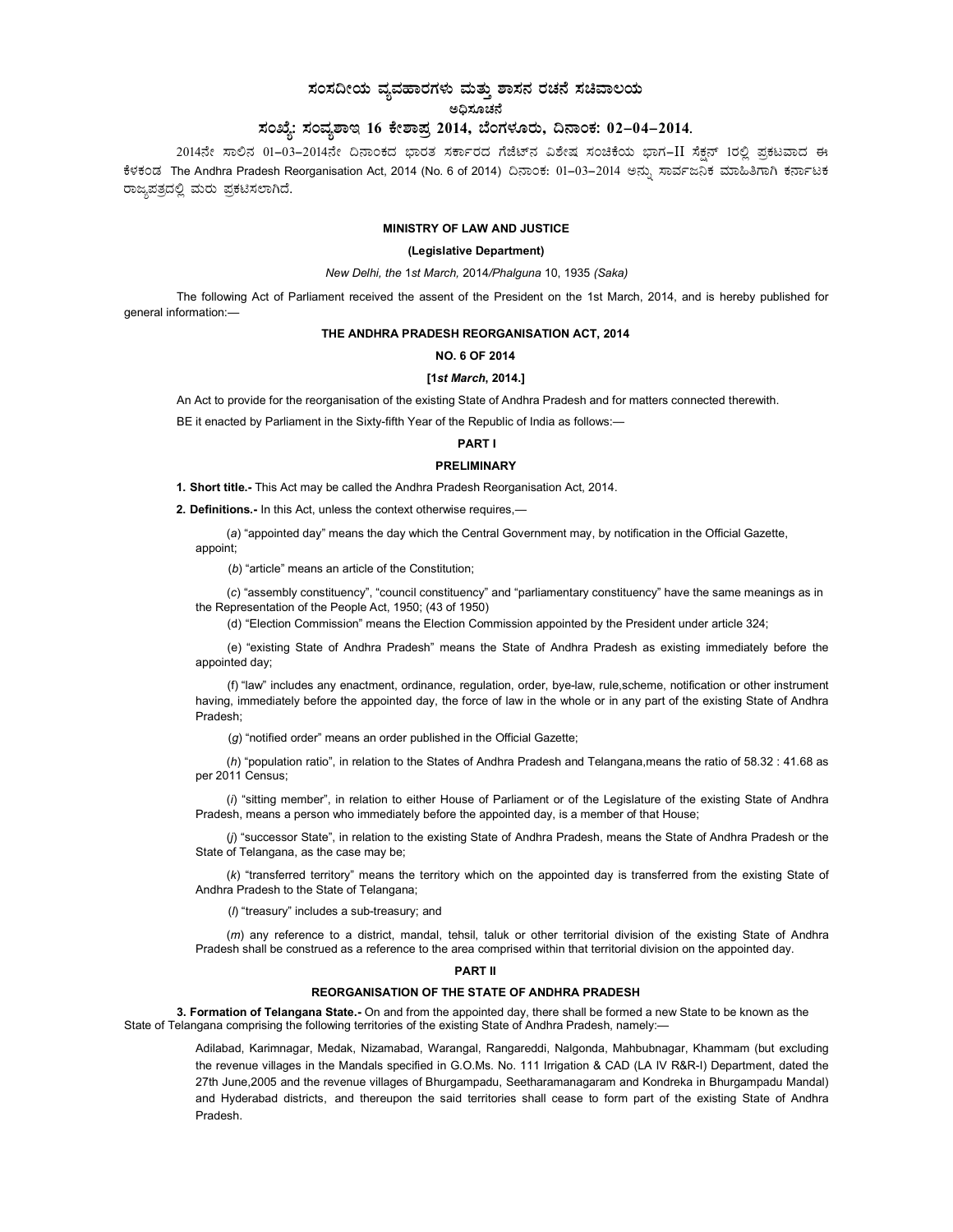# ಸಂಸದೀಯ ವ್ಯವಹಾರಗಳು ಮತ್ತು ಶಾಸನ ರಚನೆ ಸಚಿವಾಲಯ

**ಅಧಿಸೂಚನೆ**

**ಸಂಖ್ಯೆ: ಸಂವ್ಯಶಾಇ 16 ಕೇಶಾಪ್ರ 2014, ಬೆಂಗಳೂರು, ದಿನಾಂಕ: 02–04–2014.**

2014ನೇ ಸಾಲಿನ 01–03–2014ನೇ ದಿನಾಂಕದ ಭಾರತ ಸರ್ಕಾರದ ಗೆಜೆಟ್‌ನ ವಿಶೇಷ ಸಂಚಿಕೆಯ ಭಾಗ–II ಸೆಕ್ಷನ್ 1ರಲ್ಲಿ ಪ್ರಕಟವಾದ ಈ ಕೆಳಕಂಡ The Andhra Pradesh Reorganisation Act, 2014 (No. 6 of 2014) ದಿನಾಂಕ: 01–03–2014 ಅನ್ನು ಸಾರ್ವಜನಿಕ ಮಾಹಿತಿಗಾಗಿ ಕರ್ನಾಟಕ ರಾಜ್ಯಪತ್ರದಲ್ಲಿ ಮರು ಪ್ರಕಟಿಸಲಾಗಿದೆ.

**MINISTRY OF LAW AND JUSTICE**

**(Legislative Department)**

*New Delhi, the 1st March,* 2014/*Phalguna* 10, 1935 *(Saka)*

The following Act of Parliament received the assent of the President on the 1st March, 2014, and is hereby published for general information:—

## THE ANDHRA PRADESH REORGANISATION ACT, 2014

**NO. 6 OF 2014**

**[1*st March*, 2014.]**

An Act to provide for the reorganisation of the existing State of Andhra Pradesh and for matters connected therewith.

BE it enacted by Parliament in the Sixty-fifth Year of the Republic of India as follows:—

## PART I

### PRELIMINARY

**1. Short title.-** This Act may be called the Andhra Pradesh Reorganisation Act, 2014.

**2. Definitions.-** In this Act, unless the context otherwise requires,—

(*a*) "appointed day" means the day which the Central Government may, by notification in the Official Gazette, appoint;

(*b*) "article" means an article of the Constitution;

(*c*) "assembly constituency", "council constituency" and "parliamentary constituency" have the same meanings as in the Representation of the People Act, 1950; (43 of 1950)

(d) "Election Commission" means the Election Commission appointed by the President under article 324;

(e) "existing State of Andhra Pradesh" means the State of Andhra Pradesh as existing immediately before the appointed day;

(f) "law" includes any enactment, ordinance, regulation, order, bye-law, rule,scheme, notification or other instrument having, immediately before the appointed day, the force of law in the whole or in any part of the existing State of Andhra Pradesh;

(*g*) "notified order" means an order published in the Official Gazette;

(*h*) "population ratio", in relation to the States of Andhra Pradesh and Telangana,means the ratio of 58.32 : 41.68 as per 2011 Census;

(*i*) "sitting member", in relation to either House of Parliament or of the Legislature of the existing State of Andhra Pradesh, means a person who immediately before the appointed day, is a member of that House;

(*j*) "successor State", in relation to the existing State of Andhra Pradesh, means the State of Andhra Pradesh or the State of Telangana, as the case may be;

(*k*) "transferred territory" means the territory which on the appointed day is transferred from the existing State of Andhra Pradesh to the State of Telangana;

(*l*) "treasury" includes a sub-treasury; and

(*m*) any reference to a district, mandal, tehsil, taluk or other territorial division of the existing State of Andhra Pradesh shall be construed as a reference to the area comprised within that territorial division on the appointed day.

## PART II

### REORGANISATION OF THE STATE OF ANDHRA PRADESH

**3. Formation of Telangana State.-** On and from the appointed day, there shall be formed a new State to be known as the State of Telangana comprising the following territories of the existing State of Andhra Pradesh, namely:—

Adilabad, Karimnagar, Medak, Nizamabad, Warangal, Rangareddi, Nalgonda, Mahbubnagar, Khammam (but excluding the revenue villages in the Mandals specified in G.O.Ms. No. 111 Irrigation & CAD (LA IV R&R-I) Department, dated the 27th June,2005 and the revenue villages of Bhurgampadu, Seetharamanagaram and Kondreka in Bhurgampadu Mandal) and Hyderabad districts, and thereupon the said territories shall cease to form part of the existing State of Andhra Pradesh.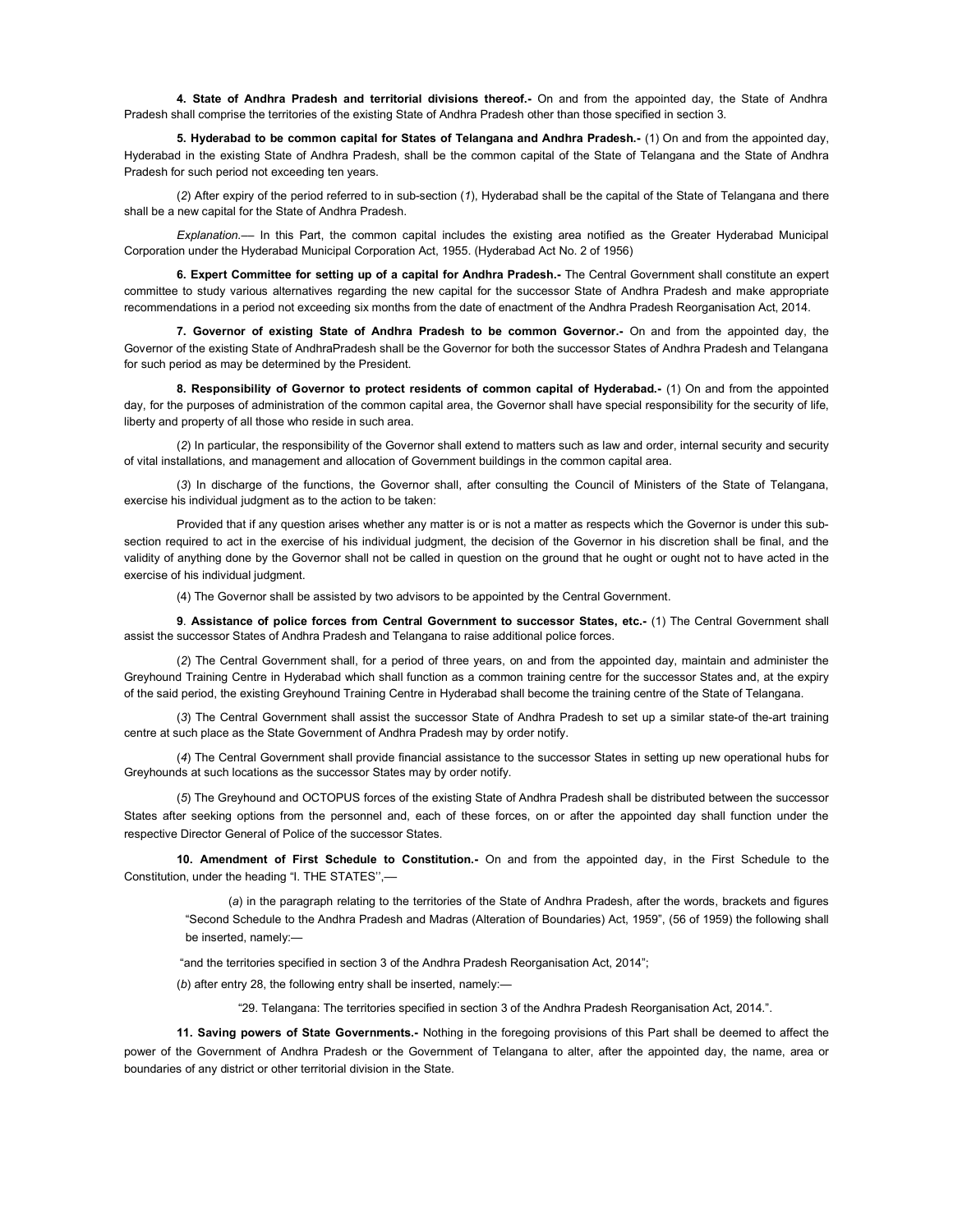**4. State of Andhra Pradesh and territorial divisions thereof.-** On and from the appointed day, the State of Andhra Pradesh shall comprise the territories of the existing State of Andhra Pradesh other than those specified in section 3.

**5. Hyderabad to be common capital for States of Telangana and Andhra Pradesh.-** (1) On and from the appointed day, Hyderabad in the existing State of Andhra Pradesh, shall be the common capital of the State of Telangana and the State of Andhra Pradesh for such period not exceeding ten years.

(*2*) After expiry of the period referred to in sub-section (*1*), Hyderabad shall be the capital of the State of Telangana and there shall be a new capital for the State of Andhra Pradesh.

*Explanation.*— In this Part, the common capital includes the existing area notified as the Greater Hyderabad Municipal Corporation under the Hyderabad Municipal Corporation Act, 1955. (Hyderabad Act No. 2 of 1956)

**6. Expert Committee for setting up of a capital for Andhra Pradesh.-** The Central Government shall constitute an expert committee to study various alternatives regarding the new capital for the successor State of Andhra Pradesh and make appropriate recommendations in a period not exceeding six months from the date of enactment of the Andhra Pradesh Reorganisation Act, 2014.

**7. Governor of existing State of Andhra Pradesh to be common Governor.-** On and from the appointed day, the Governor of the existing State of AndhraPradesh shall be the Governor for both the successor States of Andhra Pradesh and Telangana for such period as may be determined by the President.

**8. Responsibility of Governor to protect residents of common capital of Hyderabad.-** (1) On and from the appointed day, for the purposes of administration of the common capital area, the Governor shall have special responsibility for the security of life, liberty and property of all those who reside in such area.

(*2*) In particular, the responsibility of the Governor shall extend to matters such as law and order, internal security and security of vital installations, and management and allocation of Government buildings in the common capital area.

(*3*) In discharge of the functions, the Governor shall, after consulting the Council of Ministers of the State of Telangana, exercise his individual judgment as to the action to be taken:

Provided that if any question arises whether any matter is or is not a matter as respects which the Governor is under this sub-section required to act in the exercise of his individual judgment, the decision of the Governor in his discretion shall be final, and the validity of anything done by the Governor shall not be called in question on the ground that he ought or ought not to have acted in the exercise of his individual judgment.

(4) The Governor shall be assisted by two advisors to be appointed by the Central Government.

**9**. **Assistance of police forces from Central Government to successor States, etc.-** (1) The Central Government shall assist the successor States of Andhra Pradesh and Telangana to raise additional police forces.

(*2*) The Central Government shall, for a period of three years, on and from the appointed day, maintain and administer the Greyhound Training Centre in Hyderabad which shall function as a common training centre for the successor States and, at the expiry of the said period, the existing Greyhound Training Centre in Hyderabad shall become the training centre of the State of Telangana.

(*3*) The Central Government shall assist the successor State of Andhra Pradesh to set up a similar state-of the-art training centre at such place as the State Government of Andhra Pradesh may by order notify.

(*4*) The Central Government shall provide financial assistance to the successor States in setting up new operational hubs for Greyhounds at such locations as the successor States may by order notify.

(*5*) The Greyhound and OCTOPUS forces of the existing State of Andhra Pradesh shall be distributed between the successor States after seeking options from the personnel and, each of these forces, on or after the appointed day shall function under the respective Director General of Police of the successor States.

**10. Amendment of First Schedule to Constitution.-** On and from the appointed day, in the First Schedule to the Constitution, under the heading "I. THE STATES'',—

(*a*) in the paragraph relating to the territories of the State of Andhra Pradesh, after the words, brackets and figures "Second Schedule to the Andhra Pradesh and Madras (Alteration of Boundaries) Act, 1959", (56 of 1959) the following shall be inserted, namely:—

"and the territories specified in section 3 of the Andhra Pradesh Reorganisation Act, 2014";

(*b*) after entry 28, the following entry shall be inserted, namely:—

"29. Telangana: The territories specified in section 3 of the Andhra Pradesh Reorganisation Act, 2014.".

**11. Saving powers of State Governments.-** Nothing in the foregoing provisions of this Part shall be deemed to affect the power of the Government of Andhra Pradesh or the Government of Telangana to alter, after the appointed day, the name, area or boundaries of any district or other territorial division in the State.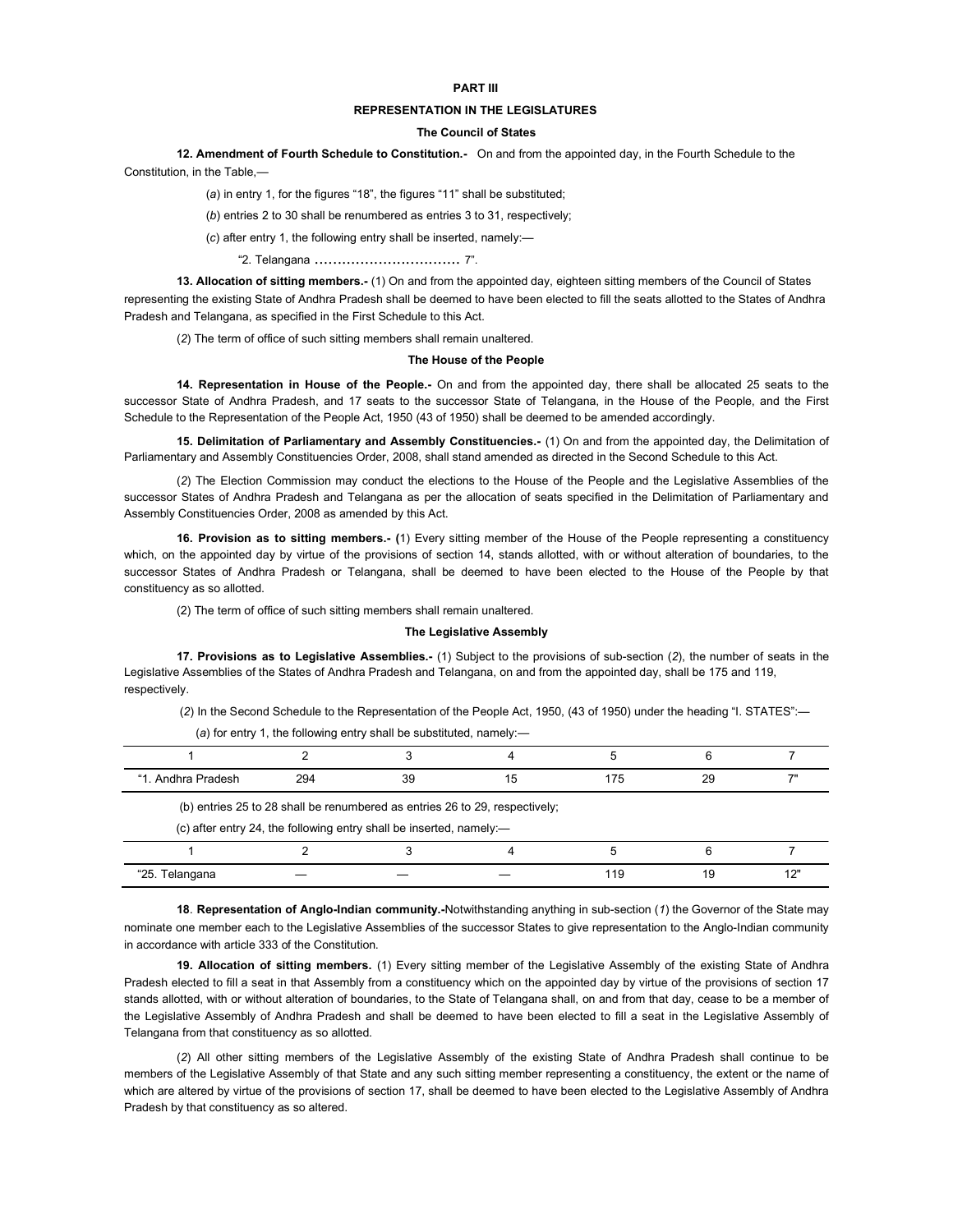## PART III

## REPRESENTATION IN THE LEGISLATURES

### The Council of States

**12. Amendment of Fourth Schedule to Constitution.-** On and from the appointed day, in the Fourth Schedule to the Constitution, in the Table,—

(*a*) in entry 1, for the figures "18", the figures "11" shall be substituted;

(*b*) entries 2 to 30 shall be renumbered as entries 3 to 31, respectively;

(*c*) after entry 1, the following entry shall be inserted, namely:—

"2. Telangana ................................ 7".

**13. Allocation of sitting members.-** (1) On and from the appointed day, eighteen sitting members of the Council of States representing the existing State of Andhra Pradesh shall be deemed to have been elected to fill the seats allotted to the States of Andhra Pradesh and Telangana, as specified in the First Schedule to this Act.

(*2*) The term of office of such sitting members shall remain unaltered.

### The House of the People

**14. Representation in House of the People.-** On and from the appointed day, there shall be allocated 25 seats to the successor State of Andhra Pradesh, and 17 seats to the successor State of Telangana, in the House of the People, and the First Schedule to the Representation of the People Act, 1950 (43 of 1950) shall be deemed to be amended accordingly.

**15. Delimitation of Parliamentary and Assembly Constituencies.-** (1) On and from the appointed day, the Delimitation of Parliamentary and Assembly Constituencies Order, 2008, shall stand amended as directed in the Second Schedule to this Act.

(*2*) The Election Commission may conduct the elections to the House of the People and the Legislative Assemblies of the successor States of Andhra Pradesh and Telangana as per the allocation of seats specified in the Delimitation of Parliamentary and Assembly Constituencies Order, 2008 as amended by this Act.

**16. Provision as to sitting members.- (**1) Every sitting member of the House of the People representing a constituency which, on the appointed day by virtue of the provisions of section 14, stands allotted, with or without alteration of boundaries, to the successor States of Andhra Pradesh or Telangana, shall be deemed to have been elected to the House of the People by that constituency as so allotted.

(2) The term of office of such sitting members shall remain unaltered.

### The Legislative Assembly

**17. Provisions as to Legislative Assemblies.-** (1) Subject to the provisions of sub-section (*2*), the number of seats in the Legislative Assemblies of the States of Andhra Pradesh and Telangana, on and from the appointed day, shall be 175 and 119, respectively.

(*2*) In the Second Schedule to the Representation of the People Act, 1950, (43 of 1950) under the heading "I. STATES":—

(*a*) for entry 1, the following entry shall be substituted, namely:—

| 1 | 2 | 3 | 4 | 5 | 6 | 7 |
|---|---|---|---|---|---|---|
| "1. Andhra Pradesh | 294 | 39 | 15 | 175 | 29 | 7" |

(b) entries 25 to 28 shall be renumbered as entries 26 to 29, respectively;

(c) after entry 24, the following entry shall be inserted, namely:—

| 1 | 2 | 3 | 4 | 5 | 6 | 7 |
|---|---|---|---|---|---|---|
| "25. Telangana | — | — | — | 119 | 19 | 12" |

**18**. **Representation of Anglo-Indian community.-**Notwithstanding anything in sub-section (*1*) the Governor of the State may nominate one member each to the Legislative Assemblies of the successor States to give representation to the Anglo-Indian community in accordance with article 333 of the Constitution.

**19. Allocation of sitting members.** (1) Every sitting member of the Legislative Assembly of the existing State of Andhra Pradesh elected to fill a seat in that Assembly from a constituency which on the appointed day by virtue of the provisions of section 17 stands allotted, with or without alteration of boundaries, to the State of Telangana shall, on and from that day, cease to be a member of the Legislative Assembly of Andhra Pradesh and shall be deemed to have been elected to fill a seat in the Legislative Assembly of Telangana from that constituency as so allotted.

(*2*) All other sitting members of the Legislative Assembly of the existing State of Andhra Pradesh shall continue to be members of the Legislative Assembly of that State and any such sitting member representing a constituency, the extent or the name of which are altered by virtue of the provisions of section 17, shall be deemed to have been elected to the Legislative Assembly of Andhra Pradesh by that constituency as so altered.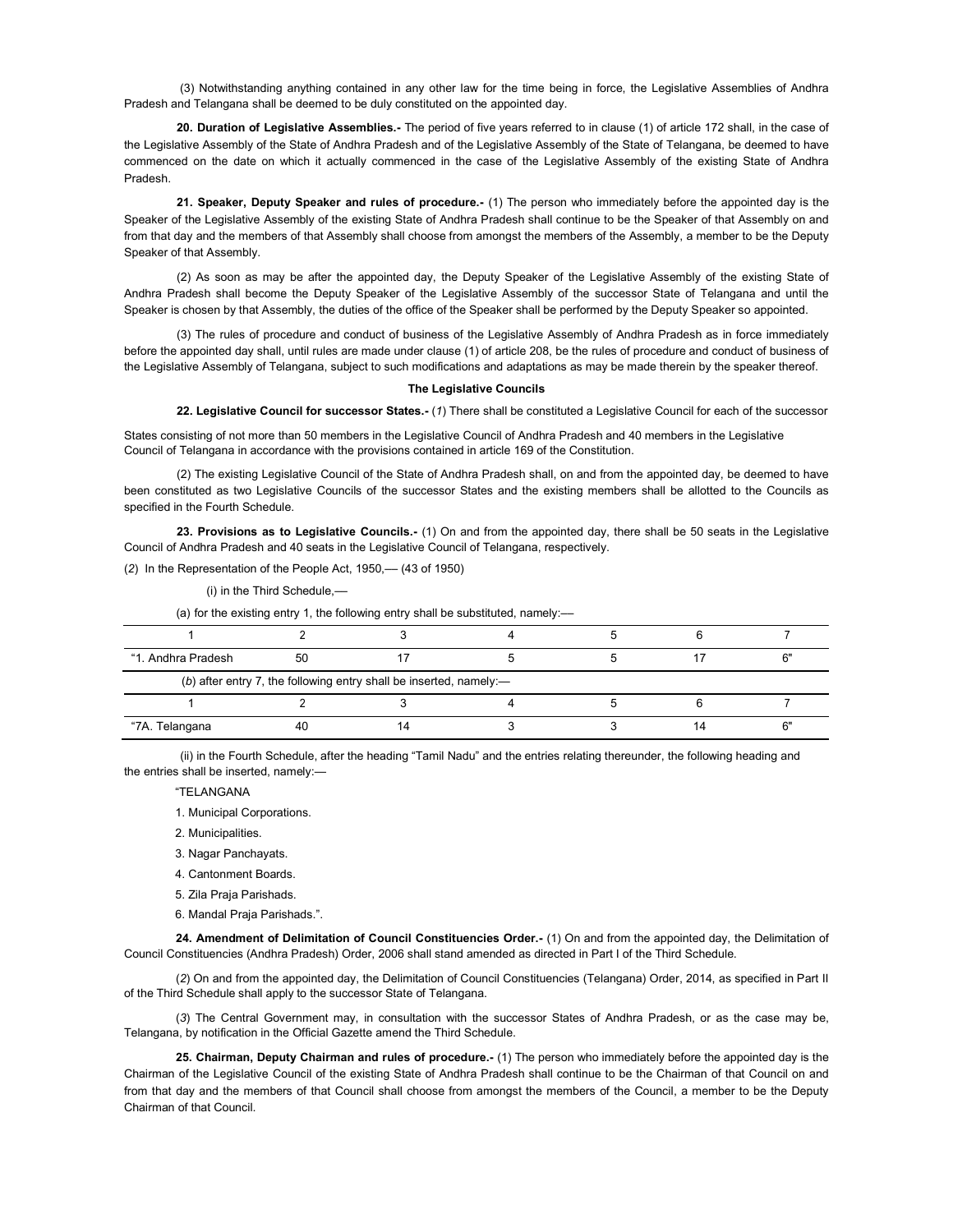(3) Notwithstanding anything contained in any other law for the time being in force, the Legislative Assemblies of Andhra Pradesh and Telangana shall be deemed to be duly constituted on the appointed day.

**20. Duration of Legislative Assemblies.-** The period of five years referred to in clause (1) of article 172 shall, in the case of the Legislative Assembly of the State of Andhra Pradesh and of the Legislative Assembly of the State of Telangana, be deemed to have commenced on the date on which it actually commenced in the case of the Legislative Assembly of the existing State of Andhra Pradesh.

**21. Speaker, Deputy Speaker and rules of procedure.-** (1) The person who immediately before the appointed day is the Speaker of the Legislative Assembly of the existing State of Andhra Pradesh shall continue to be the Speaker of that Assembly on and from that day and the members of that Assembly shall choose from amongst the members of the Assembly, a member to be the Deputy Speaker of that Assembly.

(2) As soon as may be after the appointed day, the Deputy Speaker of the Legislative Assembly of the existing State of Andhra Pradesh shall become the Deputy Speaker of the Legislative Assembly of the successor State of Telangana and until the Speaker is chosen by that Assembly, the duties of the office of the Speaker shall be performed by the Deputy Speaker so appointed.

(3) The rules of procedure and conduct of business of the Legislative Assembly of Andhra Pradesh as in force immediately before the appointed day shall, until rules are made under clause (1) of article 208, be the rules of procedure and conduct of business of the Legislative Assembly of Telangana, subject to such modifications and adaptations as may be made therein by the speaker thereof.

**The Legislative Councils**

**22. Legislative Council for successor States.-** (*1*) There shall be constituted a Legislative Council for each of the successor States consisting of not more than 50 members in the Legislative Council of Andhra Pradesh and 40 members in the Legislative Council of Telangana in accordance with the provisions contained in article 169 of the Constitution.

(2) The existing Legislative Council of the State of Andhra Pradesh shall, on and from the appointed day, be deemed to have been constituted as two Legislative Councils of the successor States and the existing members shall be allotted to the Councils as specified in the Fourth Schedule.

**23. Provisions as to Legislative Councils.-** (1) On and from the appointed day, there shall be 50 seats in the Legislative Council of Andhra Pradesh and 40 seats in the Legislative Council of Telangana, respectively.

(*2*) In the Representation of the People Act, 1950,— (43 of 1950)

(i) in the Third Schedule,—

(a) for the existing entry 1, the following entry shall be substituted, namely:—

| 1 | 2 | 3 | 4 | 5 | 6 | 7 |
|---|---|---|---|---|---|---|
| "1. Andhra Pradesh | 50 | 17 | 5 | 5 | 17 | 6" |

(*b*) after entry 7, the following entry shall be inserted, namely:—

| 1 | 2 | 3 | 4 | 5 | 6 | 7 |
|---|---|---|---|---|---|---|
| "7A. Telangana | 40 | 14 | 3 | 3 | 14 | 6" |

(ii) in the Fourth Schedule, after the heading "Tamil Nadu" and the entries relating thereunder, the following heading and the entries shall be inserted, namely:—

"TELANGANA

1. Municipal Corporations.
2. Municipalities.
3. Nagar Panchayats.
4. Cantonment Boards.
5. Zila Praja Parishads.
6. Mandal Praja Parishads.".

**24. Amendment of Delimitation of Council Constituencies Order.-** (1) On and from the appointed day, the Delimitation of Council Constituencies (Andhra Pradesh) Order, 2006 shall stand amended as directed in Part I of the Third Schedule.

(*2*) On and from the appointed day, the Delimitation of Council Constituencies (Telangana) Order, 2014, as specified in Part II of the Third Schedule shall apply to the successor State of Telangana.

(*3*) The Central Government may, in consultation with the successor States of Andhra Pradesh, or as the case may be, Telangana, by notification in the Official Gazette amend the Third Schedule.

**25. Chairman, Deputy Chairman and rules of procedure.-** (1) The person who immediately before the appointed day is the Chairman of the Legislative Council of the existing State of Andhra Pradesh shall continue to be the Chairman of that Council on and from that day and the members of that Council shall choose from amongst the members of the Council, a member to be the Deputy Chairman of that Council.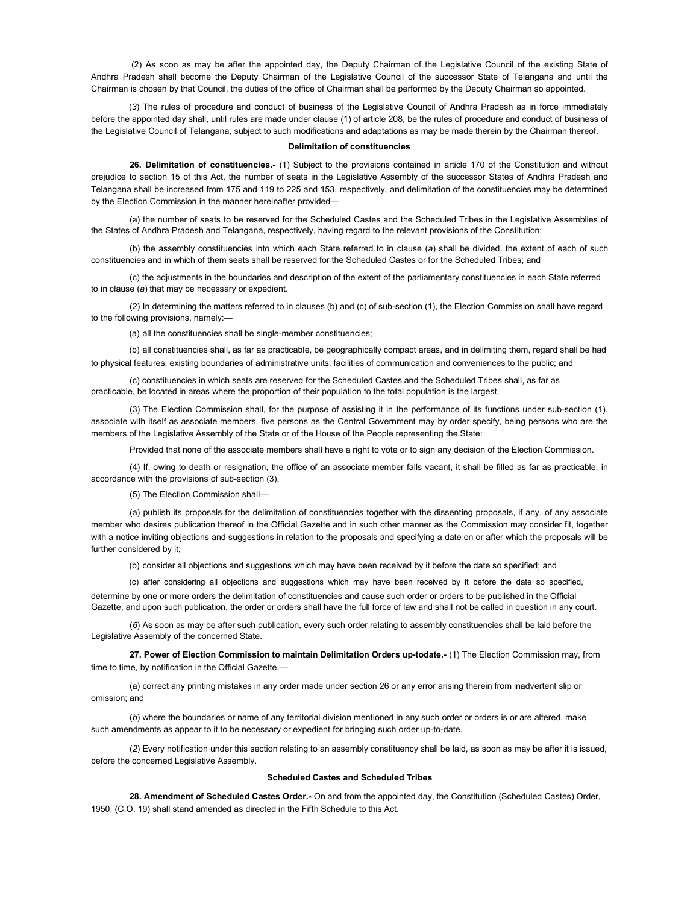(2) As soon as may be after the appointed day, the Deputy Chairman of the Legislative Council of the existing State of Andhra Pradesh shall become the Deputy Chairman of the Legislative Council of the successor State of Telangana and until the Chairman is chosen by that Council, the duties of the office of Chairman shall be performed by the Deputy Chairman so appointed.

(*3*) The rules of procedure and conduct of business of the Legislative Council of Andhra Pradesh as in force immediately before the appointed day shall, until rules are made under clause (1) of article 208, be the rules of procedure and conduct of business of the Legislative Council of Telangana, subject to such modifications and adaptations as may be made therein by the Chairman thereof.

### Delimitation of constituencies

**26. Delimitation of constituencies.-** (1) Subject to the provisions contained in article 170 of the Constitution and without prejudice to section 15 of this Act, the number of seats in the Legislative Assembly of the successor States of Andhra Pradesh and Telangana shall be increased from 175 and 119 to 225 and 153, respectively, and delimitation of the constituencies may be determined by the Election Commission in the manner hereinafter provided—

(a) the number of seats to be reserved for the Scheduled Castes and the Scheduled Tribes in the Legislative Assemblies of the States of Andhra Pradesh and Telangana, respectively, having regard to the relevant provisions of the Constitution;

(b) the assembly constituencies into which each State referred to in clause (*a*) shall be divided, the extent of each of such constituencies and in which of them seats shall be reserved for the Scheduled Castes or for the Scheduled Tribes; and

(c) the adjustments in the boundaries and description of the extent of the parliamentary constituencies in each State referred to in clause (*a*) that may be necessary or expedient.

(2) In determining the matters referred to in clauses (b) and (c) of sub-section (1), the Election Commission shall have regard to the following provisions, namely:—

(a) all the constituencies shall be single-member constituencies;

(b) all constituencies shall, as far as practicable, be geographically compact areas, and in delimiting them, regard shall be had to physical features, existing boundaries of administrative units, facilities of communication and conveniences to the public; and

(c) constituencies in which seats are reserved for the Scheduled Castes and the Scheduled Tribes shall, as far as practicable, be located in areas where the proportion of their population to the total population is the largest.

(3) The Election Commission shall, for the purpose of assisting it in the performance of its functions under sub-section (1), associate with itself as associate members, five persons as the Central Government may by order specify, being persons who are the members of the Legislative Assembly of the State or of the House of the People representing the State:

Provided that none of the associate members shall have a right to vote or to sign any decision of the Election Commission.

(4) If, owing to death or resignation, the office of an associate member falls vacant, it shall be filled as far as practicable, in accordance with the provisions of sub-section (3).

(5) The Election Commission shall—

(a) publish its proposals for the delimitation of constituencies together with the dissenting proposals, if any, of any associate member who desires publication thereof in the Official Gazette and in such other manner as the Commission may consider fit, together with a notice inviting objections and suggestions in relation to the proposals and specifying a date on or after which the proposals will be further considered by it;

(b) consider all objections and suggestions which may have been received by it before the date so specified; and

(c) after considering all objections and suggestions which may have been received by it before the date so specified, determine by one or more orders the delimitation of constituencies and cause such order or orders to be published in the Official Gazette, and upon such publication, the order or orders shall have the full force of law and shall not be called in question in any court.

(*6*) As soon as may be after such publication, every such order relating to assembly constituencies shall be laid before the Legislative Assembly of the concerned State.

**27. Power of Election Commission to maintain Delimitation Orders up-todate.-** (1) The Election Commission may, from time to time, by notification in the Official Gazette,—

(a) correct any printing mistakes in any order made under section 26 or any error arising therein from inadvertent slip or omission; and

(*b*) where the boundaries or name of any territorial division mentioned in any such order or orders is or are altered, make such amendments as appear to it to be necessary or expedient for bringing such order up-to-date.

(*2*) Every notification under this section relating to an assembly constituency shall be laid, as soon as may be after it is issued, before the concerned Legislative Assembly.

### Scheduled Castes and Scheduled Tribes

**28. Amendment of Scheduled Castes Order.-** On and from the appointed day, the Constitution (Scheduled Castes) Order, 1950, (C.O. 19) shall stand amended as directed in the Fifth Schedule to this Act.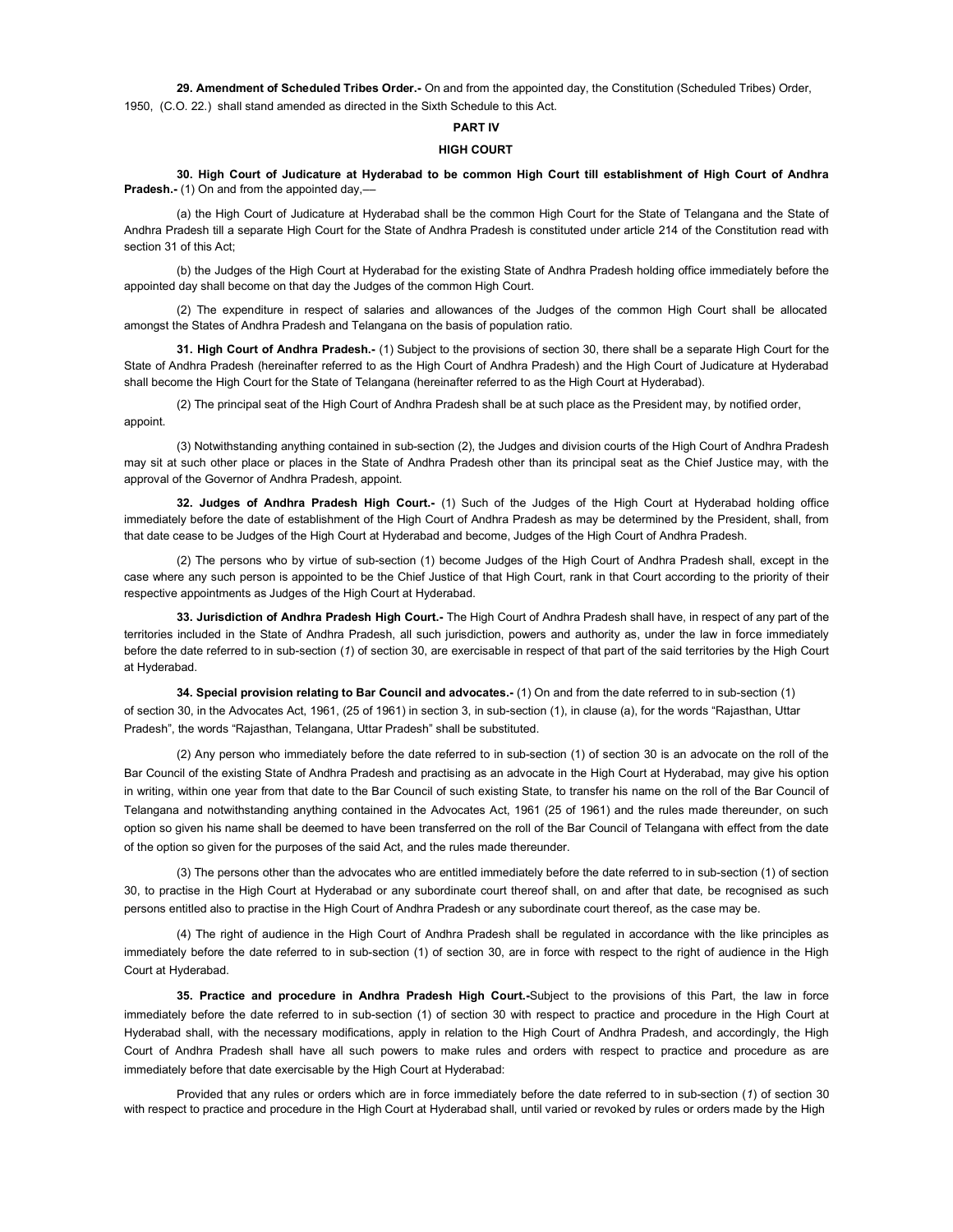**29. Amendment of Scheduled Tribes Order.-** On and from the appointed day, the Constitution (Scheduled Tribes) Order, 1950, (C.O. 22.) shall stand amended as directed in the Sixth Schedule to this Act.

## PART IV

## HIGH COURT

**30. High Court of Judicature at Hyderabad to be common High Court till establishment of High Court of Andhra Pradesh.-** (1) On and from the appointed day,—

(a) the High Court of Judicature at Hyderabad shall be the common High Court for the State of Telangana and the State of Andhra Pradesh till a separate High Court for the State of Andhra Pradesh is constituted under article 214 of the Constitution read with section 31 of this Act;

(b) the Judges of the High Court at Hyderabad for the existing State of Andhra Pradesh holding office immediately before the appointed day shall become on that day the Judges of the common High Court.

(2) The expenditure in respect of salaries and allowances of the Judges of the common High Court shall be allocated amongst the States of Andhra Pradesh and Telangana on the basis of population ratio.

**31. High Court of Andhra Pradesh.-** (1) Subject to the provisions of section 30, there shall be a separate High Court for the State of Andhra Pradesh (hereinafter referred to as the High Court of Andhra Pradesh) and the High Court of Judicature at Hyderabad shall become the High Court for the State of Telangana (hereinafter referred to as the High Court at Hyderabad).

(2) The principal seat of the High Court of Andhra Pradesh shall be at such place as the President may, by notified order, appoint.

(3) Notwithstanding anything contained in sub-section (2), the Judges and division courts of the High Court of Andhra Pradesh may sit at such other place or places in the State of Andhra Pradesh other than its principal seat as the Chief Justice may, with the approval of the Governor of Andhra Pradesh, appoint.

**32. Judges of Andhra Pradesh High Court.-** (1) Such of the Judges of the High Court at Hyderabad holding office immediately before the date of establishment of the High Court of Andhra Pradesh as may be determined by the President, shall, from that date cease to be Judges of the High Court at Hyderabad and become, Judges of the High Court of Andhra Pradesh.

(2) The persons who by virtue of sub-section (1) become Judges of the High Court of Andhra Pradesh shall, except in the case where any such person is appointed to be the Chief Justice of that High Court, rank in that Court according to the priority of their respective appointments as Judges of the High Court at Hyderabad.

**33. Jurisdiction of Andhra Pradesh High Court.-** The High Court of Andhra Pradesh shall have, in respect of any part of the territories included in the State of Andhra Pradesh, all such jurisdiction, powers and authority as, under the law in force immediately before the date referred to in sub-section (*1*) of section 30, are exercisable in respect of that part of the said territories by the High Court at Hyderabad.

**34. Special provision relating to Bar Council and advocates.-** (1) On and from the date referred to in sub-section (1) of section 30, in the Advocates Act, 1961, (25 of 1961) in section 3, in sub-section (1), in clause (a), for the words "Rajasthan, Uttar Pradesh", the words "Rajasthan, Telangana, Uttar Pradesh" shall be substituted.

(2) Any person who immediately before the date referred to in sub-section (1) of section 30 is an advocate on the roll of the Bar Council of the existing State of Andhra Pradesh and practising as an advocate in the High Court at Hyderabad, may give his option in writing, within one year from that date to the Bar Council of such existing State, to transfer his name on the roll of the Bar Council of Telangana and notwithstanding anything contained in the Advocates Act, 1961 (25 of 1961) and the rules made thereunder, on such option so given his name shall be deemed to have been transferred on the roll of the Bar Council of Telangana with effect from the date of the option so given for the purposes of the said Act, and the rules made thereunder.

(3) The persons other than the advocates who are entitled immediately before the date referred to in sub-section (1) of section 30, to practise in the High Court at Hyderabad or any subordinate court thereof shall, on and after that date, be recognised as such persons entitled also to practise in the High Court of Andhra Pradesh or any subordinate court thereof, as the case may be.

(4) The right of audience in the High Court of Andhra Pradesh shall be regulated in accordance with the like principles as immediately before the date referred to in sub-section (1) of section 30, are in force with respect to the right of audience in the High Court at Hyderabad.

**35. Practice and procedure in Andhra Pradesh High Court.-**Subject to the provisions of this Part, the law in force immediately before the date referred to in sub-section (1) of section 30 with respect to practice and procedure in the High Court at Hyderabad shall, with the necessary modifications, apply in relation to the High Court of Andhra Pradesh, and accordingly, the High Court of Andhra Pradesh shall have all such powers to make rules and orders with respect to practice and procedure as are immediately before that date exercisable by the High Court at Hyderabad:

Provided that any rules or orders which are in force immediately before the date referred to in sub-section (*1*) of section 30 with respect to practice and procedure in the High Court at Hyderabad shall, until varied or revoked by rules or orders made by the High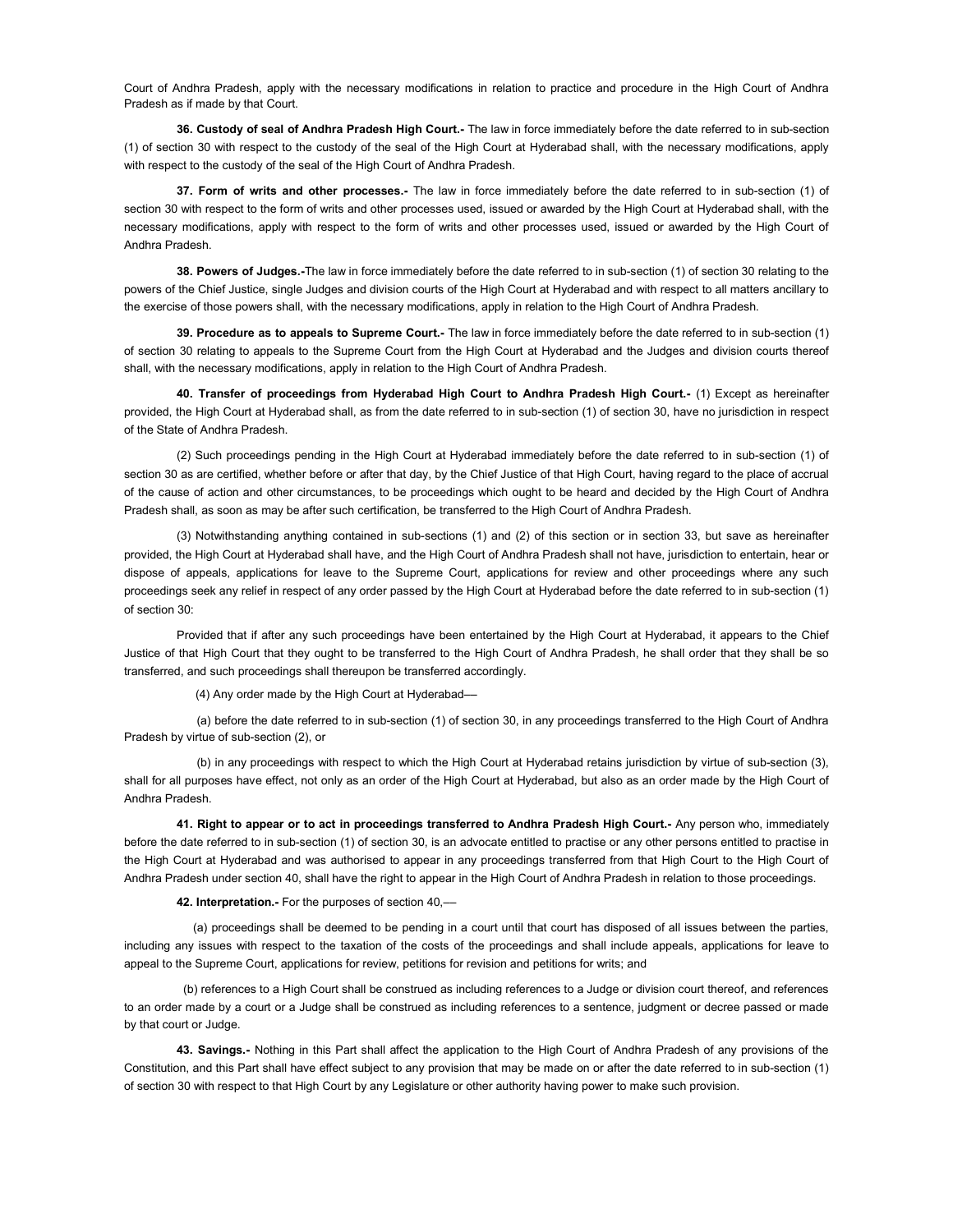Court of Andhra Pradesh, apply with the necessary modifications in relation to practice and procedure in the High Court of Andhra Pradesh as if made by that Court.

**36. Custody of seal of Andhra Pradesh High Court.-** The law in force immediately before the date referred to in sub-section (1) of section 30 with respect to the custody of the seal of the High Court at Hyderabad shall, with the necessary modifications, apply with respect to the custody of the seal of the High Court of Andhra Pradesh.

**37. Form of writs and other processes.-** The law in force immediately before the date referred to in sub-section (1) of section 30 with respect to the form of writs and other processes used, issued or awarded by the High Court at Hyderabad shall, with the necessary modifications, apply with respect to the form of writs and other processes used, issued or awarded by the High Court of Andhra Pradesh.

**38. Powers of Judges.-**The law in force immediately before the date referred to in sub-section (1) of section 30 relating to the powers of the Chief Justice, single Judges and division courts of the High Court at Hyderabad and with respect to all matters ancillary to the exercise of those powers shall, with the necessary modifications, apply in relation to the High Court of Andhra Pradesh.

**39. Procedure as to appeals to Supreme Court.-** The law in force immediately before the date referred to in sub-section (1) of section 30 relating to appeals to the Supreme Court from the High Court at Hyderabad and the Judges and division courts thereof shall, with the necessary modifications, apply in relation to the High Court of Andhra Pradesh.

**40. Transfer of proceedings from Hyderabad High Court to Andhra Pradesh High Court.-** (1) Except as hereinafter provided, the High Court at Hyderabad shall, as from the date referred to in sub-section (1) of section 30, have no jurisdiction in respect of the State of Andhra Pradesh.

(2) Such proceedings pending in the High Court at Hyderabad immediately before the date referred to in sub-section (1) of section 30 as are certified, whether before or after that day, by the Chief Justice of that High Court, having regard to the place of accrual of the cause of action and other circumstances, to be proceedings which ought to be heard and decided by the High Court of Andhra Pradesh shall, as soon as may be after such certification, be transferred to the High Court of Andhra Pradesh.

(3) Notwithstanding anything contained in sub-sections (1) and (2) of this section or in section 33, but save as hereinafter provided, the High Court at Hyderabad shall have, and the High Court of Andhra Pradesh shall not have, jurisdiction to entertain, hear or dispose of appeals, applications for leave to the Supreme Court, applications for review and other proceedings where any such proceedings seek any relief in respect of any order passed by the High Court at Hyderabad before the date referred to in sub-section (1) of section 30:

Provided that if after any such proceedings have been entertained by the High Court at Hyderabad, it appears to the Chief Justice of that High Court that they ought to be transferred to the High Court of Andhra Pradesh, he shall order that they shall be so transferred, and such proceedings shall thereupon be transferred accordingly.

(4) Any order made by the High Court at Hyderabad—

(a) before the date referred to in sub-section (1) of section 30, in any proceedings transferred to the High Court of Andhra Pradesh by virtue of sub-section (2), or

(b) in any proceedings with respect to which the High Court at Hyderabad retains jurisdiction by virtue of sub-section (3), shall for all purposes have effect, not only as an order of the High Court at Hyderabad, but also as an order made by the High Court of Andhra Pradesh.

**41. Right to appear or to act in proceedings transferred to Andhra Pradesh High Court.-** Any person who, immediately before the date referred to in sub-section (1) of section 30, is an advocate entitled to practise or any other persons entitled to practise in the High Court at Hyderabad and was authorised to appear in any proceedings transferred from that High Court to the High Court of Andhra Pradesh under section 40, shall have the right to appear in the High Court of Andhra Pradesh in relation to those proceedings.

**42. Interpretation.-** For the purposes of section 40,—

(a) proceedings shall be deemed to be pending in a court until that court has disposed of all issues between the parties, including any issues with respect to the taxation of the costs of the proceedings and shall include appeals, applications for leave to appeal to the Supreme Court, applications for review, petitions for revision and petitions for writs; and

(b) references to a High Court shall be construed as including references to a Judge or division court thereof, and references to an order made by a court or a Judge shall be construed as including references to a sentence, judgment or decree passed or made by that court or Judge.

**43. Savings.-** Nothing in this Part shall affect the application to the High Court of Andhra Pradesh of any provisions of the Constitution, and this Part shall have effect subject to any provision that may be made on or after the date referred to in sub-section (1) of section 30 with respect to that High Court by any Legislature or other authority having power to make such provision.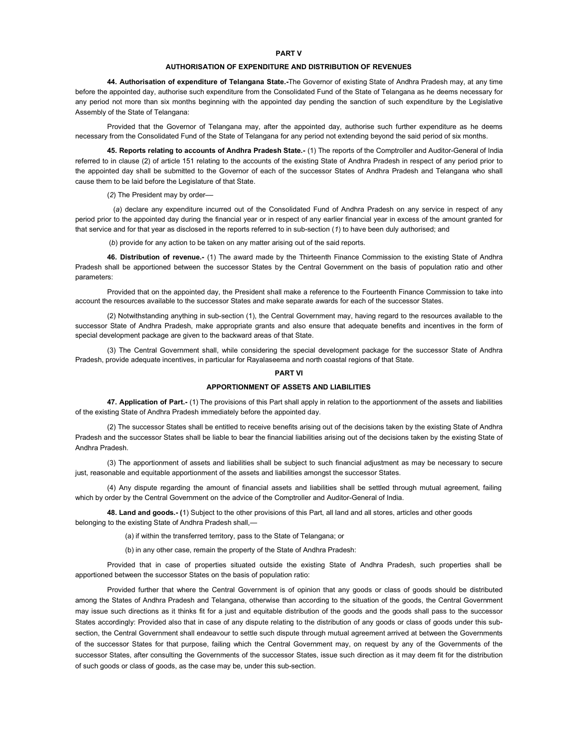## PART V

## AUTHORISATION OF EXPENDITURE AND DISTRIBUTION OF REVENUES

**44. Authorisation of expenditure of Telangana State.-**The Governor of existing State of Andhra Pradesh may, at any time before the appointed day, authorise such expenditure from the Consolidated Fund of the State of Telangana as he deems necessary for any period not more than six months beginning with the appointed day pending the sanction of such expenditure by the Legislative Assembly of the State of Telangana:

Provided that the Governor of Telangana may, after the appointed day, authorise such further expenditure as he deems necessary from the Consolidated Fund of the State of Telangana for any period not extending beyond the said period of six months.

**45. Reports relating to accounts of Andhra Pradesh State.-** (1) The reports of the Comptroller and Auditor-General of India referred to in clause (2) of article 151 relating to the accounts of the existing State of Andhra Pradesh in respect of any period prior to the appointed day shall be submitted to the Governor of each of the successor States of Andhra Pradesh and Telangana who shall cause them to be laid before the Legislature of that State.

(*2*) The President may by order—

(*a*) declare any expenditure incurred out of the Consolidated Fund of Andhra Pradesh on any service in respect of any period prior to the appointed day during the financial year or in respect of any earlier financial year in excess of the amount granted for that service and for that year as disclosed in the reports referred to in sub-section (*1*) to have been duly authorised; and

(*b*) provide for any action to be taken on any matter arising out of the said reports.

**46. Distribution of revenue.-** (1) The award made by the Thirteenth Finance Commission to the existing State of Andhra Pradesh shall be apportioned between the successor States by the Central Government on the basis of population ratio and other parameters:

Provided that on the appointed day, the President shall make a reference to the Fourteenth Finance Commission to take into account the resources available to the successor States and make separate awards for each of the successor States.

(2) Notwithstanding anything in sub-section (1), the Central Government may, having regard to the resources available to the successor State of Andhra Pradesh, make appropriate grants and also ensure that adequate benefits and incentives in the form of special development package are given to the backward areas of that State.

(3) The Central Government shall, while considering the special development package for the successor State of Andhra Pradesh, provide adequate incentives, in particular for Rayalaseema and north coastal regions of that State.

## PART VI

## APPORTIONMENT OF ASSETS AND LIABILITIES

**47. Application of Part.-** (1) The provisions of this Part shall apply in relation to the apportionment of the assets and liabilities of the existing State of Andhra Pradesh immediately before the appointed day.

(2) The successor States shall be entitled to receive benefits arising out of the decisions taken by the existing State of Andhra Pradesh and the successor States shall be liable to bear the financial liabilities arising out of the decisions taken by the existing State of Andhra Pradesh.

(3) The apportionment of assets and liabilities shall be subject to such financial adjustment as may be necessary to secure just, reasonable and equitable apportionment of the assets and liabilities amongst the successor States.

(4) Any dispute regarding the amount of financial assets and liabilities shall be settled through mutual agreement, failing which by order by the Central Government on the advice of the Comptroller and Auditor-General of India.

**48. Land and goods.- (**1) Subject to the other provisions of this Part, all land and all stores, articles and other goods belonging to the existing State of Andhra Pradesh shall,—

(a) if within the transferred territory, pass to the State of Telangana; or

(b) in any other case, remain the property of the State of Andhra Pradesh:

Provided that in case of properties situated outside the existing State of Andhra Pradesh, such properties shall be apportioned between the successor States on the basis of population ratio:

Provided further that where the Central Government is of opinion that any goods or class of goods should be distributed among the States of Andhra Pradesh and Telangana, otherwise than according to the situation of the goods, the Central Government may issue such directions as it thinks fit for a just and equitable distribution of the goods and the goods shall pass to the successor States accordingly: Provided also that in case of any dispute relating to the distribution of any goods or class of goods under this sub-section, the Central Government shall endeavour to settle such dispute through mutual agreement arrived at between the Governments of the successor States for that purpose, failing which the Central Government may, on request by any of the Governments of the successor States, after consulting the Governments of the successor States, issue such direction as it may deem fit for the distribution of such goods or class of goods, as the case may be, under this sub-section.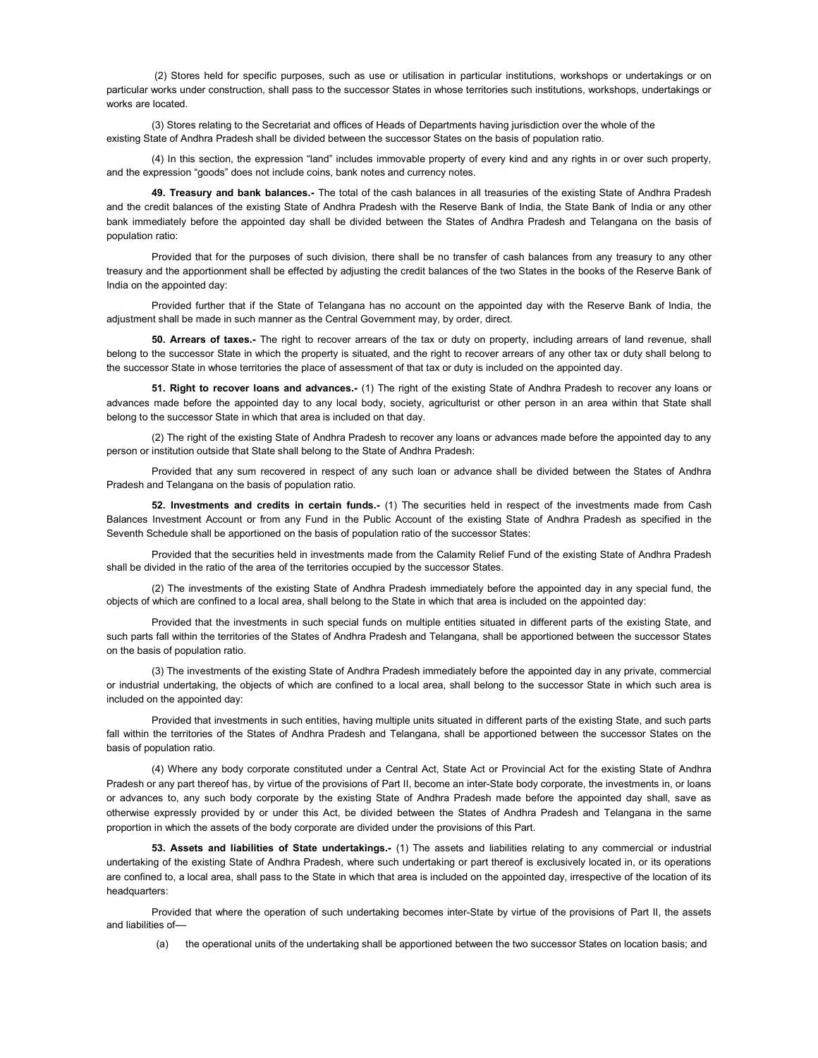(2) Stores held for specific purposes, such as use or utilisation in particular institutions, workshops or undertakings or on particular works under construction, shall pass to the successor States in whose territories such institutions, workshops, undertakings or works are located.

(3) Stores relating to the Secretariat and offices of Heads of Departments having jurisdiction over the whole of the existing State of Andhra Pradesh shall be divided between the successor States on the basis of population ratio.

(4) In this section, the expression "land" includes immovable property of every kind and any rights in or over such property, and the expression "goods" does not include coins, bank notes and currency notes.

**49. Treasury and bank balances.-** The total of the cash balances in all treasuries of the existing State of Andhra Pradesh and the credit balances of the existing State of Andhra Pradesh with the Reserve Bank of India, the State Bank of India or any other bank immediately before the appointed day shall be divided between the States of Andhra Pradesh and Telangana on the basis of population ratio:

Provided that for the purposes of such division, there shall be no transfer of cash balances from any treasury to any other treasury and the apportionment shall be effected by adjusting the credit balances of the two States in the books of the Reserve Bank of India on the appointed day:

Provided further that if the State of Telangana has no account on the appointed day with the Reserve Bank of India, the adjustment shall be made in such manner as the Central Government may, by order, direct.

**50. Arrears of taxes.-** The right to recover arrears of the tax or duty on property, including arrears of land revenue, shall belong to the successor State in which the property is situated, and the right to recover arrears of any other tax or duty shall belong to the successor State in whose territories the place of assessment of that tax or duty is included on the appointed day.

**51. Right to recover loans and advances.-** (1) The right of the existing State of Andhra Pradesh to recover any loans or advances made before the appointed day to any local body, society, agriculturist or other person in an area within that State shall belong to the successor State in which that area is included on that day.

(2) The right of the existing State of Andhra Pradesh to recover any loans or advances made before the appointed day to any person or institution outside that State shall belong to the State of Andhra Pradesh:

Provided that any sum recovered in respect of any such loan or advance shall be divided between the States of Andhra Pradesh and Telangana on the basis of population ratio.

**52. Investments and credits in certain funds.-** (1) The securities held in respect of the investments made from Cash Balances Investment Account or from any Fund in the Public Account of the existing State of Andhra Pradesh as specified in the Seventh Schedule shall be apportioned on the basis of population ratio of the successor States:

Provided that the securities held in investments made from the Calamity Relief Fund of the existing State of Andhra Pradesh shall be divided in the ratio of the area of the territories occupied by the successor States.

(2) The investments of the existing State of Andhra Pradesh immediately before the appointed day in any special fund, the objects of which are confined to a local area, shall belong to the State in which that area is included on the appointed day:

Provided that the investments in such special funds on multiple entities situated in different parts of the existing State, and such parts fall within the territories of the States of Andhra Pradesh and Telangana, shall be apportioned between the successor States on the basis of population ratio.

(3) The investments of the existing State of Andhra Pradesh immediately before the appointed day in any private, commercial or industrial undertaking, the objects of which are confined to a local area, shall belong to the successor State in which such area is included on the appointed day:

Provided that investments in such entities, having multiple units situated in different parts of the existing State, and such parts fall within the territories of the States of Andhra Pradesh and Telangana, shall be apportioned between the successor States on the basis of population ratio.

(4) Where any body corporate constituted under a Central Act, State Act or Provincial Act for the existing State of Andhra Pradesh or any part thereof has, by virtue of the provisions of Part II, become an inter-State body corporate, the investments in, or loans or advances to, any such body corporate by the existing State of Andhra Pradesh made before the appointed day shall, save as otherwise expressly provided by or under this Act, be divided between the States of Andhra Pradesh and Telangana in the same proportion in which the assets of the body corporate are divided under the provisions of this Part.

**53. Assets and liabilities of State undertakings.-** (1) The assets and liabilities relating to any commercial or industrial undertaking of the existing State of Andhra Pradesh, where such undertaking or part thereof is exclusively located in, or its operations are confined to, a local area, shall pass to the State in which that area is included on the appointed day, irrespective of the location of its headquarters:

Provided that where the operation of such undertaking becomes inter-State by virtue of the provisions of Part II, the assets and liabilities of—

(a) the operational units of the undertaking shall be apportioned between the two successor States on location basis; and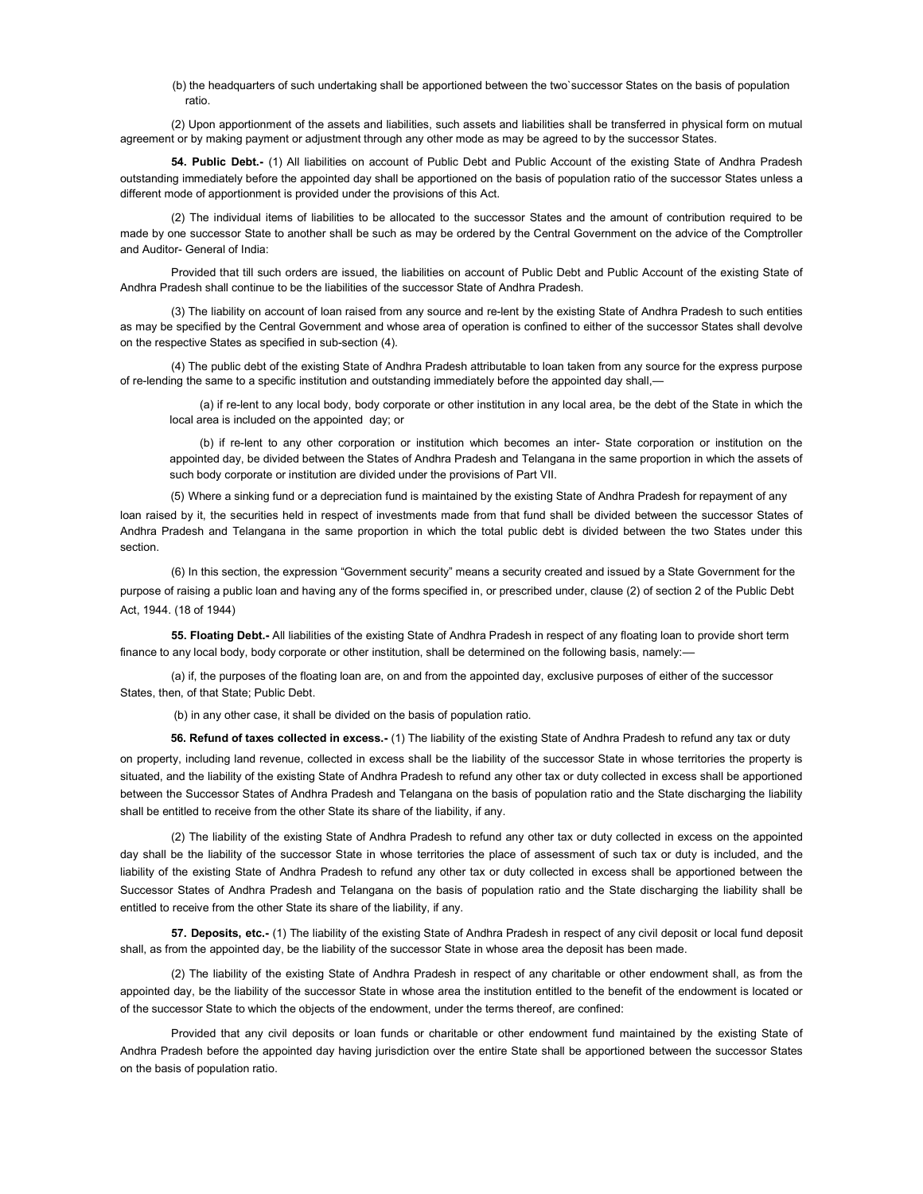(b) the headquarters of such undertaking shall be apportioned between the two`successor States on the basis of population ratio.

(2) Upon apportionment of the assets and liabilities, such assets and liabilities shall be transferred in physical form on mutual agreement or by making payment or adjustment through any other mode as may be agreed to by the successor States.

**54. Public Debt.-** (1) All liabilities on account of Public Debt and Public Account of the existing State of Andhra Pradesh outstanding immediately before the appointed day shall be apportioned on the basis of population ratio of the successor States unless a different mode of apportionment is provided under the provisions of this Act.

(2) The individual items of liabilities to be allocated to the successor States and the amount of contribution required to be made by one successor State to another shall be such as may be ordered by the Central Government on the advice of the Comptroller and Auditor- General of India:

Provided that till such orders are issued, the liabilities on account of Public Debt and Public Account of the existing State of Andhra Pradesh shall continue to be the liabilities of the successor State of Andhra Pradesh.

(3) The liability on account of loan raised from any source and re-lent by the existing State of Andhra Pradesh to such entities as may be specified by the Central Government and whose area of operation is confined to either of the successor States shall devolve on the respective States as specified in sub-section (4).

(4) The public debt of the existing State of Andhra Pradesh attributable to loan taken from any source for the express purpose of re-lending the same to a specific institution and outstanding immediately before the appointed day shall,—

(a) if re-lent to any local body, body corporate or other institution in any local area, be the debt of the State in which the local area is included on the appointed day; or

(b) if re-lent to any other corporation or institution which becomes an inter- State corporation or institution on the appointed day, be divided between the States of Andhra Pradesh and Telangana in the same proportion in which the assets of such body corporate or institution are divided under the provisions of Part VII.

(5) Where a sinking fund or a depreciation fund is maintained by the existing State of Andhra Pradesh for repayment of any loan raised by it, the securities held in respect of investments made from that fund shall be divided between the successor States of Andhra Pradesh and Telangana in the same proportion in which the total public debt is divided between the two States under this section.

(6) In this section, the expression "Government security" means a security created and issued by a State Government for the purpose of raising a public loan and having any of the forms specified in, or prescribed under, clause (2) of section 2 of the Public Debt Act, 1944. (18 of 1944)

**55. Floating Debt.-** All liabilities of the existing State of Andhra Pradesh in respect of any floating loan to provide short term finance to any local body, body corporate or other institution, shall be determined on the following basis, namely:—

(a) if, the purposes of the floating loan are, on and from the appointed day, exclusive purposes of either of the successor States, then, of that State; Public Debt.

(b) in any other case, it shall be divided on the basis of population ratio.

**56. Refund of taxes collected in excess.-** (1) The liability of the existing State of Andhra Pradesh to refund any tax or duty on property, including land revenue, collected in excess shall be the liability of the successor State in whose territories the property is situated, and the liability of the existing State of Andhra Pradesh to refund any other tax or duty collected in excess shall be apportioned between the Successor States of Andhra Pradesh and Telangana on the basis of population ratio and the State discharging the liability shall be entitled to receive from the other State its share of the liability, if any.

(2) The liability of the existing State of Andhra Pradesh to refund any other tax or duty collected in excess on the appointed day shall be the liability of the successor State in whose territories the place of assessment of such tax or duty is included, and the liability of the existing State of Andhra Pradesh to refund any other tax or duty collected in excess shall be apportioned between the Successor States of Andhra Pradesh and Telangana on the basis of population ratio and the State discharging the liability shall be entitled to receive from the other State its share of the liability, if any.

**57. Deposits, etc.-** (1) The liability of the existing State of Andhra Pradesh in respect of any civil deposit or local fund deposit shall, as from the appointed day, be the liability of the successor State in whose area the deposit has been made.

(2) The liability of the existing State of Andhra Pradesh in respect of any charitable or other endowment shall, as from the appointed day, be the liability of the successor State in whose area the institution entitled to the benefit of the endowment is located or of the successor State to which the objects of the endowment, under the terms thereof, are confined:

Provided that any civil deposits or loan funds or charitable or other endowment fund maintained by the existing State of Andhra Pradesh before the appointed day having jurisdiction over the entire State shall be apportioned between the successor States on the basis of population ratio.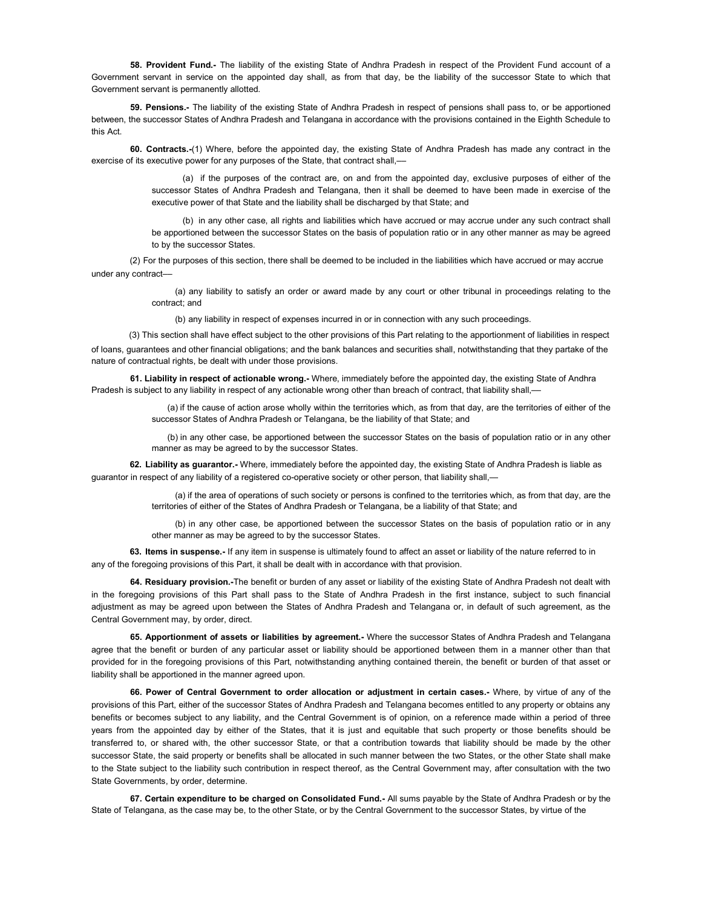**58. Provident Fund.-** The liability of the existing State of Andhra Pradesh in respect of the Provident Fund account of a Government servant in service on the appointed day shall, as from that day, be the liability of the successor State to which that Government servant is permanently allotted.

**59. Pensions.-** The liability of the existing State of Andhra Pradesh in respect of pensions shall pass to, or be apportioned between, the successor States of Andhra Pradesh and Telangana in accordance with the provisions contained in the Eighth Schedule to this Act.

**60. Contracts.-**(1) Where, before the appointed day, the existing State of Andhra Pradesh has made any contract in the exercise of its executive power for any purposes of the State, that contract shall,—

(a) if the purposes of the contract are, on and from the appointed day, exclusive purposes of either of the successor States of Andhra Pradesh and Telangana, then it shall be deemed to have been made in exercise of the executive power of that State and the liability shall be discharged by that State; and

(b) in any other case, all rights and liabilities which have accrued or may accrue under any such contract shall be apportioned between the successor States on the basis of population ratio or in any other manner as may be agreed to by the successor States.

(2) For the purposes of this section, there shall be deemed to be included in the liabilities which have accrued or may accrue under any contract—

(a) any liability to satisfy an order or award made by any court or other tribunal in proceedings relating to the contract; and

(b) any liability in respect of expenses incurred in or in connection with any such proceedings.

(3) This section shall have effect subject to the other provisions of this Part relating to the apportionment of liabilities in respect of loans, guarantees and other financial obligations; and the bank balances and securities shall, notwithstanding that they partake of the nature of contractual rights, be dealt with under those provisions.

**61. Liability in respect of actionable wrong.-** Where, immediately before the appointed day, the existing State of Andhra Pradesh is subject to any liability in respect of any actionable wrong other than breach of contract, that liability shall,—

(a) if the cause of action arose wholly within the territories which, as from that day, are the territories of either of the successor States of Andhra Pradesh or Telangana, be the liability of that State; and

(b) in any other case, be apportioned between the successor States on the basis of population ratio or in any other manner as may be agreed to by the successor States.

**62. Liability as guarantor.-** Where, immediately before the appointed day, the existing State of Andhra Pradesh is liable as guarantor in respect of any liability of a registered co-operative society or other person, that liability shall,—

(a) if the area of operations of such society or persons is confined to the territories which, as from that day, are the territories of either of the States of Andhra Pradesh or Telangana, be a liability of that State; and

(b) in any other case, be apportioned between the successor States on the basis of population ratio or in any other manner as may be agreed to by the successor States.

**63. Items in suspense.-** If any item in suspense is ultimately found to affect an asset or liability of the nature referred to in any of the foregoing provisions of this Part, it shall be dealt with in accordance with that provision.

**64. Residuary provision.-**The benefit or burden of any asset or liability of the existing State of Andhra Pradesh not dealt with in the foregoing provisions of this Part shall pass to the State of Andhra Pradesh in the first instance, subject to such financial adjustment as may be agreed upon between the States of Andhra Pradesh and Telangana or, in default of such agreement, as the Central Government may, by order, direct.

**65. Apportionment of assets or liabilities by agreement.-** Where the successor States of Andhra Pradesh and Telangana agree that the benefit or burden of any particular asset or liability should be apportioned between them in a manner other than that provided for in the foregoing provisions of this Part, notwithstanding anything contained therein, the benefit or burden of that asset or liability shall be apportioned in the manner agreed upon.

**66. Power of Central Government to order allocation or adjustment in certain cases.-** Where, by virtue of any of the provisions of this Part, either of the successor States of Andhra Pradesh and Telangana becomes entitled to any property or obtains any benefits or becomes subject to any liability, and the Central Government is of opinion, on a reference made within a period of three years from the appointed day by either of the States, that it is just and equitable that such property or those benefits should be transferred to, or shared with, the other successor State, or that a contribution towards that liability should be made by the other successor State, the said property or benefits shall be allocated in such manner between the two States, or the other State shall make to the State subject to the liability such contribution in respect thereof, as the Central Government may, after consultation with the two State Governments, by order, determine.

**67. Certain expenditure to be charged on Consolidated Fund.-** All sums payable by the State of Andhra Pradesh or by the State of Telangana, as the case may be, to the other State, or by the Central Government to the successor States, by virtue of the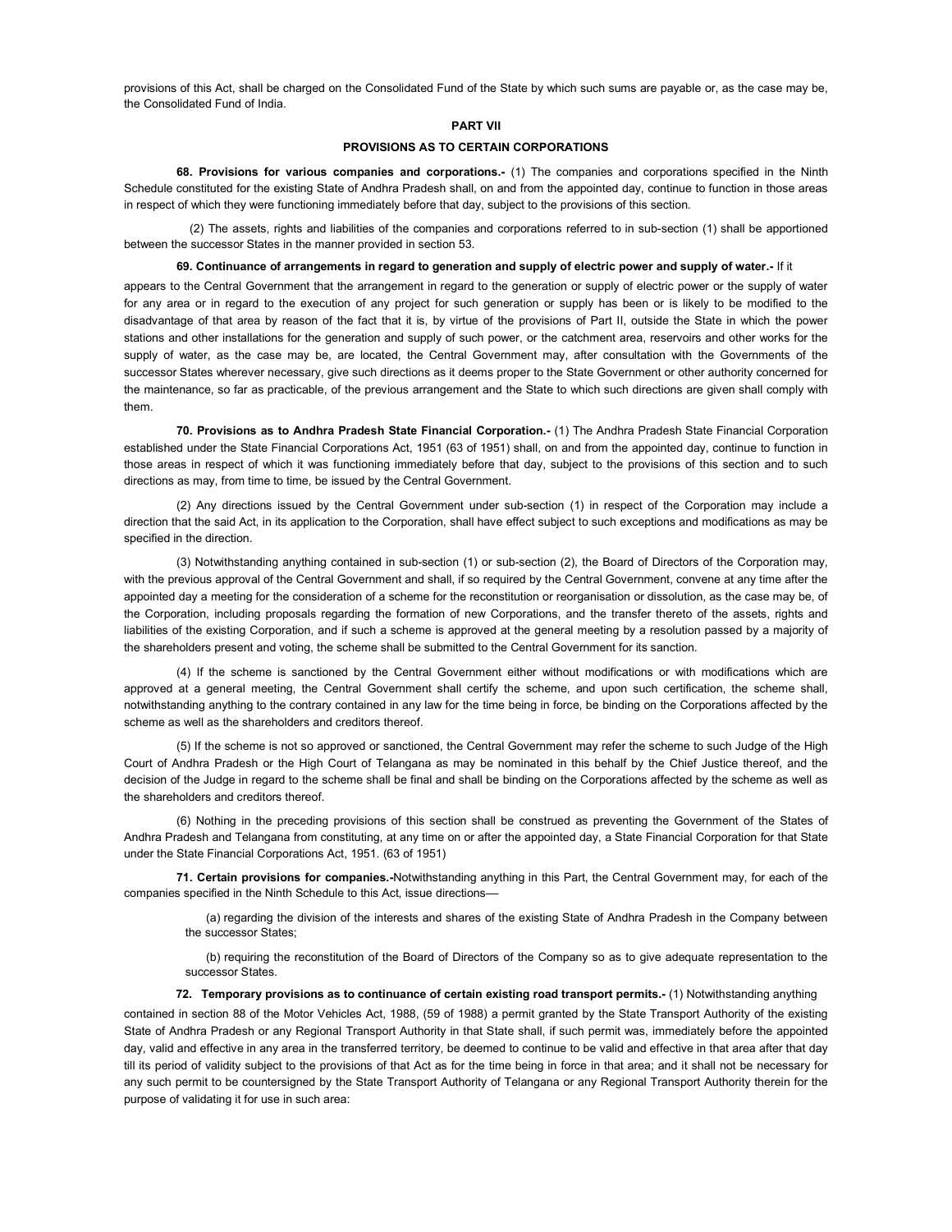provisions of this Act, shall be charged on the Consolidated Fund of the State by which such sums are payable or, as the case may be, the Consolidated Fund of India.

## PART VII

## PROVISIONS AS TO CERTAIN CORPORATIONS

**68. Provisions for various companies and corporations.-** (1) The companies and corporations specified in the Ninth Schedule constituted for the existing State of Andhra Pradesh shall, on and from the appointed day, continue to function in those areas in respect of which they were functioning immediately before that day, subject to the provisions of this section.

(2) The assets, rights and liabilities of the companies and corporations referred to in sub-section (1) shall be apportioned between the successor States in the manner provided in section 53.

**69. Continuance of arrangements in regard to generation and supply of electric power and supply of water.-** If it appears to the Central Government that the arrangement in regard to the generation or supply of electric power or the supply of water for any area or in regard to the execution of any project for such generation or supply has been or is likely to be modified to the disadvantage of that area by reason of the fact that it is, by virtue of the provisions of Part II, outside the State in which the power stations and other installations for the generation and supply of such power, or the catchment area, reservoirs and other works for the supply of water, as the case may be, are located, the Central Government may, after consultation with the Governments of the successor States wherever necessary, give such directions as it deems proper to the State Government or other authority concerned for the maintenance, so far as practicable, of the previous arrangement and the State to which such directions are given shall comply with them.

**70. Provisions as to Andhra Pradesh State Financial Corporation.-** (1) The Andhra Pradesh State Financial Corporation established under the State Financial Corporations Act, 1951 (63 of 1951) shall, on and from the appointed day, continue to function in those areas in respect of which it was functioning immediately before that day, subject to the provisions of this section and to such directions as may, from time to time, be issued by the Central Government.

(2) Any directions issued by the Central Government under sub-section (1) in respect of the Corporation may include a direction that the said Act, in its application to the Corporation, shall have effect subject to such exceptions and modifications as may be specified in the direction.

(3) Notwithstanding anything contained in sub-section (1) or sub-section (2), the Board of Directors of the Corporation may, with the previous approval of the Central Government and shall, if so required by the Central Government, convene at any time after the appointed day a meeting for the consideration of a scheme for the reconstitution or reorganisation or dissolution, as the case may be, of the Corporation, including proposals regarding the formation of new Corporations, and the transfer thereto of the assets, rights and liabilities of the existing Corporation, and if such a scheme is approved at the general meeting by a resolution passed by a majority of the shareholders present and voting, the scheme shall be submitted to the Central Government for its sanction.

(4) If the scheme is sanctioned by the Central Government either without modifications or with modifications which are approved at a general meeting, the Central Government shall certify the scheme, and upon such certification, the scheme shall, notwithstanding anything to the contrary contained in any law for the time being in force, be binding on the Corporations affected by the scheme as well as the shareholders and creditors thereof.

(5) If the scheme is not so approved or sanctioned, the Central Government may refer the scheme to such Judge of the High Court of Andhra Pradesh or the High Court of Telangana as may be nominated in this behalf by the Chief Justice thereof, and the decision of the Judge in regard to the scheme shall be final and shall be binding on the Corporations affected by the scheme as well as the shareholders and creditors thereof.

(6) Nothing in the preceding provisions of this section shall be construed as preventing the Government of the States of Andhra Pradesh and Telangana from constituting, at any time on or after the appointed day, a State Financial Corporation for that State under the State Financial Corporations Act, 1951. (63 of 1951)

**71. Certain provisions for companies.-**Notwithstanding anything in this Part, the Central Government may, for each of the companies specified in the Ninth Schedule to this Act, issue directions—

(a) regarding the division of the interests and shares of the existing State of Andhra Pradesh in the Company between the successor States;

(b) requiring the reconstitution of the Board of Directors of the Company so as to give adequate representation to the successor States.

**72. Temporary provisions as to continuance of certain existing road transport permits.-** (1) Notwithstanding anything contained in section 88 of the Motor Vehicles Act, 1988, (59 of 1988) a permit granted by the State Transport Authority of the existing State of Andhra Pradesh or any Regional Transport Authority in that State shall, if such permit was, immediately before the appointed day, valid and effective in any area in the transferred territory, be deemed to continue to be valid and effective in that area after that day till its period of validity subject to the provisions of that Act as for the time being in force in that area; and it shall not be necessary for any such permit to be countersigned by the State Transport Authority of Telangana or any Regional Transport Authority therein for the purpose of validating it for use in such area: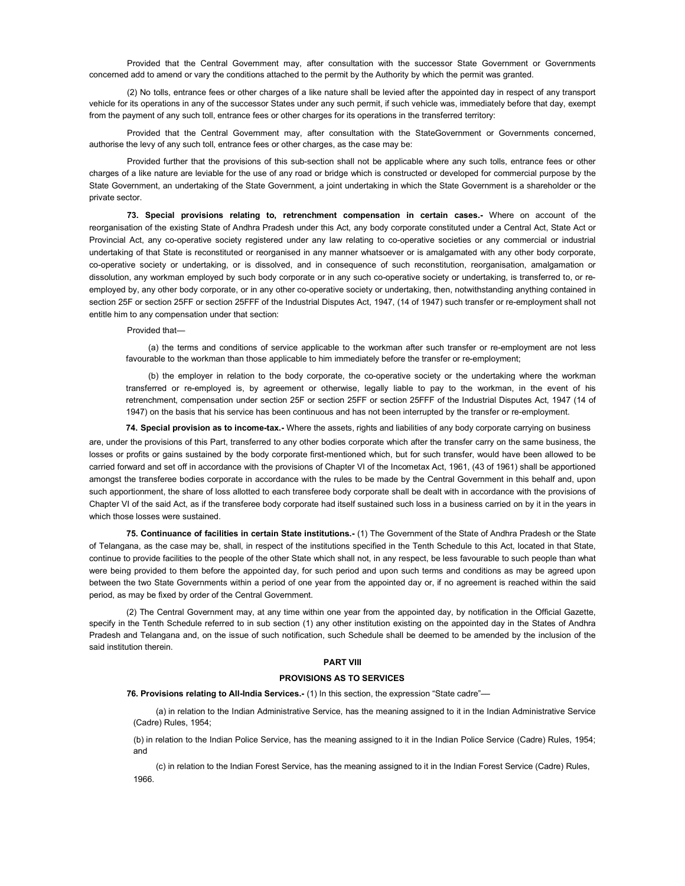Provided that the Central Government may, after consultation with the successor State Government or Governments concerned add to amend or vary the conditions attached to the permit by the Authority by which the permit was granted.

(2) No tolls, entrance fees or other charges of a like nature shall be levied after the appointed day in respect of any transport vehicle for its operations in any of the successor States under any such permit, if such vehicle was, immediately before that day, exempt from the payment of any such toll, entrance fees or other charges for its operations in the transferred territory:

Provided that the Central Government may, after consultation with the StateGovernment or Governments concerned, authorise the levy of any such toll, entrance fees or other charges, as the case may be:

Provided further that the provisions of this sub-section shall not be applicable where any such tolls, entrance fees or other charges of a like nature are leviable for the use of any road or bridge which is constructed or developed for commercial purpose by the State Government, an undertaking of the State Government, a joint undertaking in which the State Government is a shareholder or the private sector.

**73. Special provisions relating to, retrenchment compensation in certain cases.-** Where on account of the reorganisation of the existing State of Andhra Pradesh under this Act, any body corporate constituted under a Central Act, State Act or Provincial Act, any co-operative society registered under any law relating to co-operative societies or any commercial or industrial undertaking of that State is reconstituted or reorganised in any manner whatsoever or is amalgamated with any other body corporate, co-operative society or undertaking, or is dissolved, and in consequence of such reconstitution, reorganisation, amalgamation or dissolution, any workman employed by such body corporate or in any such co-operative society or undertaking, is transferred to, or re-employed by, any other body corporate, or in any other co-operative society or undertaking, then, notwithstanding anything contained in section 25F or section 25FF or section 25FFF of the Industrial Disputes Act, 1947, (14 of 1947) such transfer or re-employment shall not entitle him to any compensation under that section:

Provided that—

(a) the terms and conditions of service applicable to the workman after such transfer or re-employment are not less favourable to the workman than those applicable to him immediately before the transfer or re-employment;

(b) the employer in relation to the body corporate, the co-operative society or the undertaking where the workman transferred or re-employed is, by agreement or otherwise, legally liable to pay to the workman, in the event of his retrenchment, compensation under section 25F or section 25FF or section 25FFF of the Industrial Disputes Act, 1947 (14 of 1947) on the basis that his service has been continuous and has not been interrupted by the transfer or re-employment.

**74. Special provision as to income-tax.-** Where the assets, rights and liabilities of any body corporate carrying on business are, under the provisions of this Part, transferred to any other bodies corporate which after the transfer carry on the same business, the losses or profits or gains sustained by the body corporate first-mentioned which, but for such transfer, would have been allowed to be carried forward and set off in accordance with the provisions of Chapter VI of the Incometax Act, 1961, (43 of 1961) shall be apportioned amongst the transferee bodies corporate in accordance with the rules to be made by the Central Government in this behalf and, upon such apportionment, the share of loss allotted to each transferee body corporate shall be dealt with in accordance with the provisions of Chapter VI of the said Act, as if the transferee body corporate had itself sustained such loss in a business carried on by it in the years in which those losses were sustained.

**75. Continuance of facilities in certain State institutions.-** (1) The Government of the State of Andhra Pradesh or the State of Telangana, as the case may be, shall, in respect of the institutions specified in the Tenth Schedule to this Act, located in that State, continue to provide facilities to the people of the other State which shall not, in any respect, be less favourable to such people than what were being provided to them before the appointed day, for such period and upon such terms and conditions as may be agreed upon between the two State Governments within a period of one year from the appointed day or, if no agreement is reached within the said period, as may be fixed by order of the Central Government.

(2) The Central Government may, at any time within one year from the appointed day, by notification in the Official Gazette, specify in the Tenth Schedule referred to in sub section (1) any other institution existing on the appointed day in the States of Andhra Pradesh and Telangana and, on the issue of such notification, such Schedule shall be deemed to be amended by the inclusion of the said institution therein.

## PART VIII

## PROVISIONS AS TO SERVICES

**76. Provisions relating to All-India Services.-** (1) In this section, the expression "State cadre"—

(a) in relation to the Indian Administrative Service, has the meaning assigned to it in the Indian Administrative Service (Cadre) Rules, 1954;

(b) in relation to the Indian Police Service, has the meaning assigned to it in the Indian Police Service (Cadre) Rules, 1954; and

(c) in relation to the Indian Forest Service, has the meaning assigned to it in the Indian Forest Service (Cadre) Rules, 1966.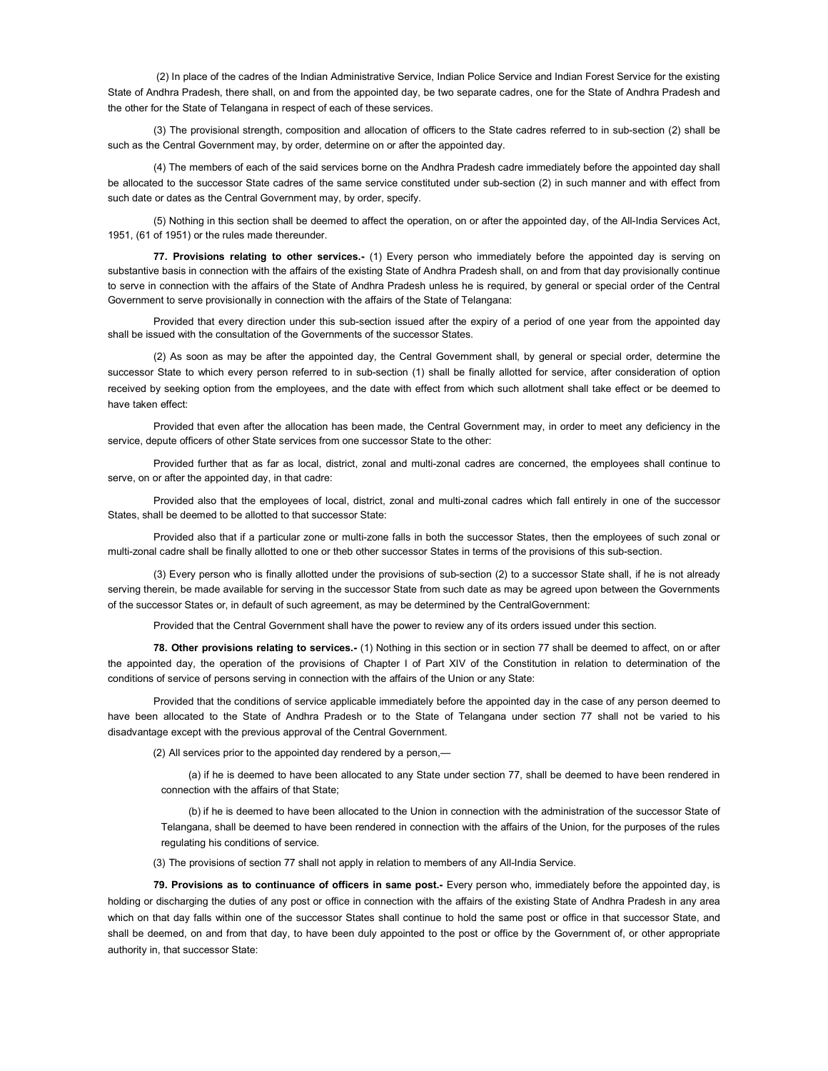(2) In place of the cadres of the Indian Administrative Service, Indian Police Service and Indian Forest Service for the existing State of Andhra Pradesh, there shall, on and from the appointed day, be two separate cadres, one for the State of Andhra Pradesh and the other for the State of Telangana in respect of each of these services.

(3) The provisional strength, composition and allocation of officers to the State cadres referred to in sub-section (2) shall be such as the Central Government may, by order, determine on or after the appointed day.

(4) The members of each of the said services borne on the Andhra Pradesh cadre immediately before the appointed day shall be allocated to the successor State cadres of the same service constituted under sub-section (2) in such manner and with effect from such date or dates as the Central Government may, by order, specify.

(5) Nothing in this section shall be deemed to affect the operation, on or after the appointed day, of the All-India Services Act, 1951, (61 of 1951) or the rules made thereunder.

**77. Provisions relating to other services.-** (1) Every person who immediately before the appointed day is serving on substantive basis in connection with the affairs of the existing State of Andhra Pradesh shall, on and from that day provisionally continue to serve in connection with the affairs of the State of Andhra Pradesh unless he is required, by general or special order of the Central Government to serve provisionally in connection with the affairs of the State of Telangana:

Provided that every direction under this sub-section issued after the expiry of a period of one year from the appointed day shall be issued with the consultation of the Governments of the successor States.

(2) As soon as may be after the appointed day, the Central Government shall, by general or special order, determine the successor State to which every person referred to in sub-section (1) shall be finally allotted for service, after consideration of option received by seeking option from the employees, and the date with effect from which such allotment shall take effect or be deemed to have taken effect:

Provided that even after the allocation has been made, the Central Government may, in order to meet any deficiency in the service, depute officers of other State services from one successor State to the other:

Provided further that as far as local, district, zonal and multi-zonal cadres are concerned, the employees shall continue to serve, on or after the appointed day, in that cadre:

Provided also that the employees of local, district, zonal and multi-zonal cadres which fall entirely in one of the successor States, shall be deemed to be allotted to that successor State:

Provided also that if a particular zone or multi-zone falls in both the successor States, then the employees of such zonal or multi-zonal cadre shall be finally allotted to one or theb other successor States in terms of the provisions of this sub-section.

(3) Every person who is finally allotted under the provisions of sub-section (2) to a successor State shall, if he is not already serving therein, be made available for serving in the successor State from such date as may be agreed upon between the Governments of the successor States or, in default of such agreement, as may be determined by the CentralGovernment:

Provided that the Central Government shall have the power to review any of its orders issued under this section.

**78. Other provisions relating to services.-** (1) Nothing in this section or in section 77 shall be deemed to affect, on or after the appointed day, the operation of the provisions of Chapter I of Part XIV of the Constitution in relation to determination of the conditions of service of persons serving in connection with the affairs of the Union or any State:

Provided that the conditions of service applicable immediately before the appointed day in the case of any person deemed to have been allocated to the State of Andhra Pradesh or to the State of Telangana under section 77 shall not be varied to his disadvantage except with the previous approval of the Central Government.

(2) All services prior to the appointed day rendered by a person,—

(a) if he is deemed to have been allocated to any State under section 77, shall be deemed to have been rendered in connection with the affairs of that State;

(b) if he is deemed to have been allocated to the Union in connection with the administration of the successor State of Telangana, shall be deemed to have been rendered in connection with the affairs of the Union, for the purposes of the rules regulating his conditions of service.

(3) The provisions of section 77 shall not apply in relation to members of any All-India Service.

**79. Provisions as to continuance of officers in same post.-** Every person who, immediately before the appointed day, is holding or discharging the duties of any post or office in connection with the affairs of the existing State of Andhra Pradesh in any area which on that day falls within one of the successor States shall continue to hold the same post or office in that successor State, and shall be deemed, on and from that day, to have been duly appointed to the post or office by the Government of, or other appropriate authority in, that successor State: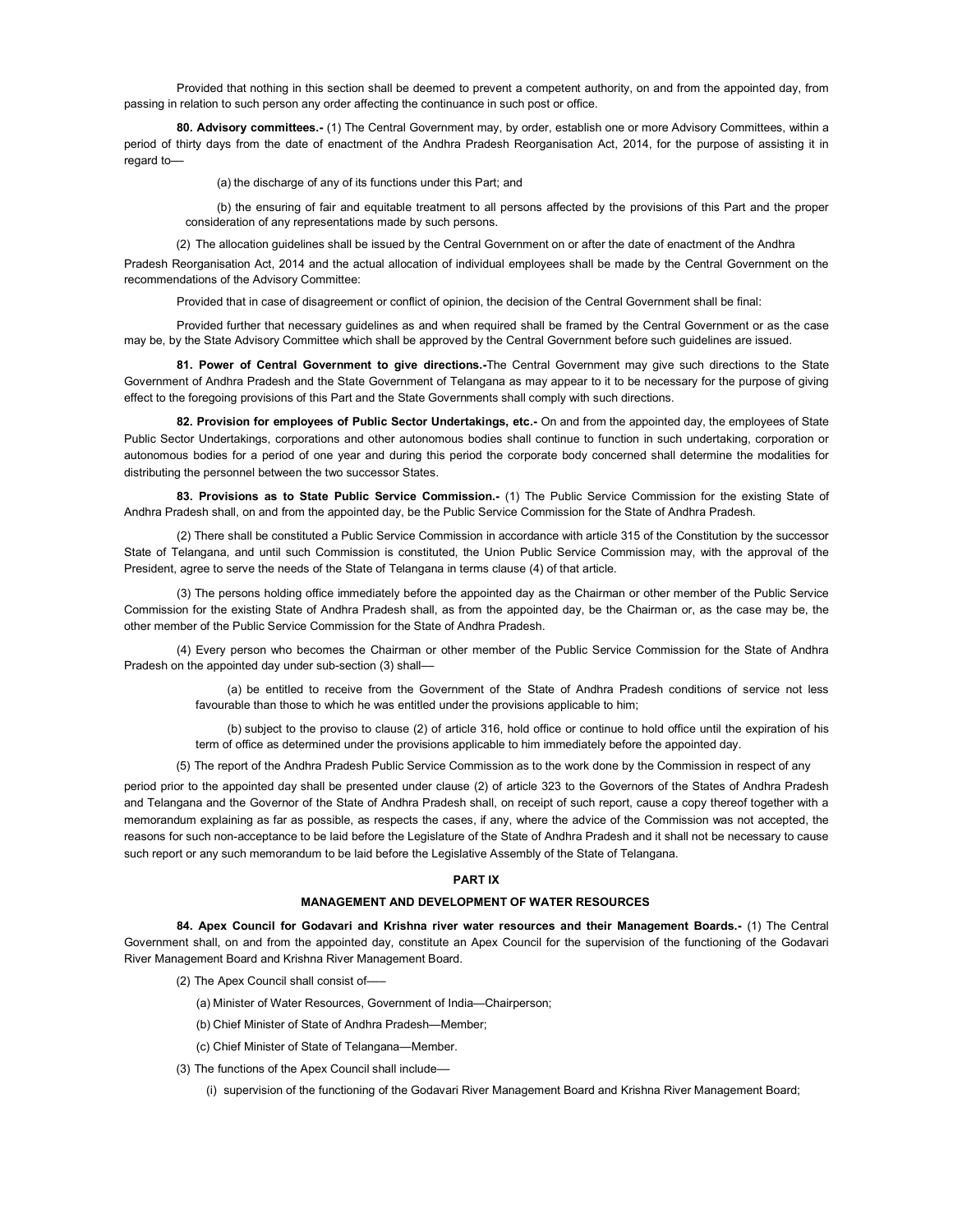Provided that nothing in this section shall be deemed to prevent a competent authority, on and from the appointed day, from passing in relation to such person any order affecting the continuance in such post or office.

**80. Advisory committees.-** (1) The Central Government may, by order, establish one or more Advisory Committees, within a period of thirty days from the date of enactment of the Andhra Pradesh Reorganisation Act, 2014, for the purpose of assisting it in regard to––

(a) the discharge of any of its functions under this Part; and

(b) the ensuring of fair and equitable treatment to all persons affected by the provisions of this Part and the proper consideration of any representations made by such persons.

(2) The allocation guidelines shall be issued by the Central Government on or after the date of enactment of the Andhra Pradesh Reorganisation Act, 2014 and the actual allocation of individual employees shall be made by the Central Government on the recommendations of the Advisory Committee:

Provided that in case of disagreement or conflict of opinion, the decision of the Central Government shall be final:

Provided further that necessary guidelines as and when required shall be framed by the Central Government or as the case may be, by the State Advisory Committee which shall be approved by the Central Government before such guidelines are issued.

**81. Power of Central Government to give directions.-**The Central Government may give such directions to the State Government of Andhra Pradesh and the State Government of Telangana as may appear to it to be necessary for the purpose of giving effect to the foregoing provisions of this Part and the State Governments shall comply with such directions.

**82. Provision for employees of Public Sector Undertakings, etc.-** On and from the appointed day, the employees of State Public Sector Undertakings, corporations and other autonomous bodies shall continue to function in such undertaking, corporation or autonomous bodies for a period of one year and during this period the corporate body concerned shall determine the modalities for distributing the personnel between the two successor States.

**83. Provisions as to State Public Service Commission.-** (1) The Public Service Commission for the existing State of Andhra Pradesh shall, on and from the appointed day, be the Public Service Commission for the State of Andhra Pradesh.

(2) There shall be constituted a Public Service Commission in accordance with article 315 of the Constitution by the successor State of Telangana, and until such Commission is constituted, the Union Public Service Commission may, with the approval of the President, agree to serve the needs of the State of Telangana in terms clause (4) of that article.

(3) The persons holding office immediately before the appointed day as the Chairman or other member of the Public Service Commission for the existing State of Andhra Pradesh shall, as from the appointed day, be the Chairman or, as the case may be, the other member of the Public Service Commission for the State of Andhra Pradesh.

(4) Every person who becomes the Chairman or other member of the Public Service Commission for the State of Andhra Pradesh on the appointed day under sub-section (3) shall––

(a) be entitled to receive from the Government of the State of Andhra Pradesh conditions of service not less favourable than those to which he was entitled under the provisions applicable to him;

(b) subject to the proviso to clause (2) of article 316, hold office or continue to hold office until the expiration of his term of office as determined under the provisions applicable to him immediately before the appointed day.

(5) The report of the Andhra Pradesh Public Service Commission as to the work done by the Commission in respect of any period prior to the appointed day shall be presented under clause (2) of article 323 to the Governors of the States of Andhra Pradesh and Telangana and the Governor of the State of Andhra Pradesh shall, on receipt of such report, cause a copy thereof together with a memorandum explaining as far as possible, as respects the cases, if any, where the advice of the Commission was not accepted, the reasons for such non-acceptance to be laid before the Legislature of the State of Andhra Pradesh and it shall not be necessary to cause such report or any such memorandum to be laid before the Legislative Assembly of the State of Telangana.

## PART IX

## MANAGEMENT AND DEVELOPMENT OF WATER RESOURCES

**84. Apex Council for Godavari and Krishna river water resources and their Management Boards.-** (1) The Central Government shall, on and from the appointed day, constitute an Apex Council for the supervision of the functioning of the Godavari River Management Board and Krishna River Management Board.

(2) The Apex Council shall consist of––

(a) Minister of Water Resources, Government of India—Chairperson;

(b) Chief Minister of State of Andhra Pradesh—Member;

(c) Chief Minister of State of Telangana—Member.

(3) The functions of the Apex Council shall include––

(i) supervision of the functioning of the Godavari River Management Board and Krishna River Management Board;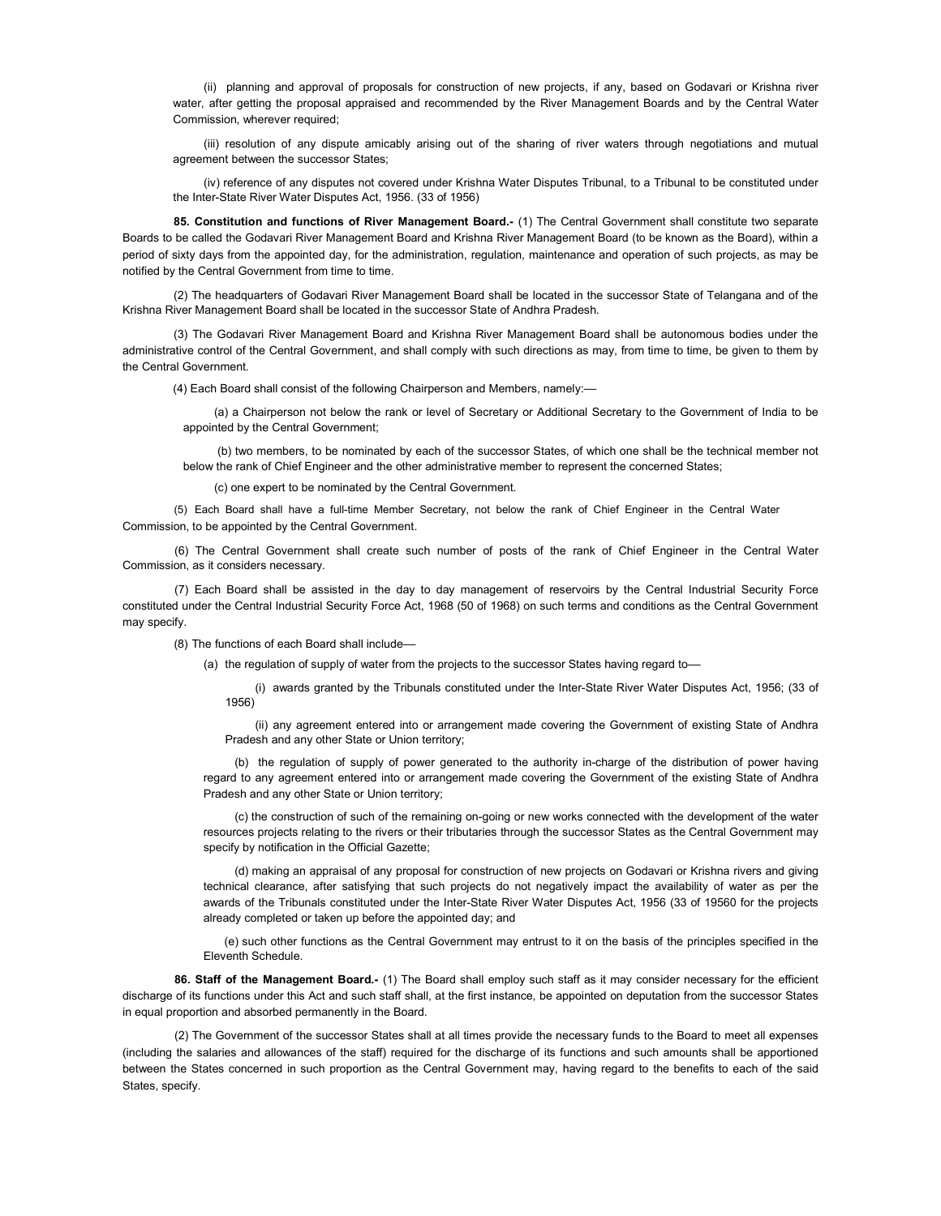(ii) planning and approval of proposals for construction of new projects, if any, based on Godavari or Krishna river water, after getting the proposal appraised and recommended by the River Management Boards and by the Central Water Commission, wherever required;

(iii) resolution of any dispute amicably arising out of the sharing of river waters through negotiations and mutual agreement between the successor States;

(iv) reference of any disputes not covered under Krishna Water Disputes Tribunal, to a Tribunal to be constituted under the Inter-State River Water Disputes Act, 1956. (33 of 1956)

**85. Constitution and functions of River Management Board.-** (1) The Central Government shall constitute two separate Boards to be called the Godavari River Management Board and Krishna River Management Board (to be known as the Board), within a period of sixty days from the appointed day, for the administration, regulation, maintenance and operation of such projects, as may be notified by the Central Government from time to time.

(2) The headquarters of Godavari River Management Board shall be located in the successor State of Telangana and of the Krishna River Management Board shall be located in the successor State of Andhra Pradesh.

(3) The Godavari River Management Board and Krishna River Management Board shall be autonomous bodies under the administrative control of the Central Government, and shall comply with such directions as may, from time to time, be given to them by the Central Government.

(4) Each Board shall consist of the following Chairperson and Members, namely:—

(a) a Chairperson not below the rank or level of Secretary or Additional Secretary to the Government of India to be appointed by the Central Government;

(b) two members, to be nominated by each of the successor States, of which one shall be the technical member not below the rank of Chief Engineer and the other administrative member to represent the concerned States;

(c) one expert to be nominated by the Central Government.

(5) Each Board shall have a full-time Member Secretary, not below the rank of Chief Engineer in the Central Water Commission, to be appointed by the Central Government.

(6) The Central Government shall create such number of posts of the rank of Chief Engineer in the Central Water Commission, as it considers necessary.

(7) Each Board shall be assisted in the day to day management of reservoirs by the Central Industrial Security Force constituted under the Central Industrial Security Force Act, 1968 (50 of 1968) on such terms and conditions as the Central Government may specify.

(8) The functions of each Board shall include—

(a) the regulation of supply of water from the projects to the successor States having regard to—

(i) awards granted by the Tribunals constituted under the Inter-State River Water Disputes Act, 1956; (33 of 1956)

(ii) any agreement entered into or arrangement made covering the Government of existing State of Andhra Pradesh and any other State or Union territory;

(b) the regulation of supply of power generated to the authority in-charge of the distribution of power having regard to any agreement entered into or arrangement made covering the Government of the existing State of Andhra Pradesh and any other State or Union territory;

(c) the construction of such of the remaining on-going or new works connected with the development of the water resources projects relating to the rivers or their tributaries through the successor States as the Central Government may specify by notification in the Official Gazette;

(d) making an appraisal of any proposal for construction of new projects on Godavari or Krishna rivers and giving technical clearance, after satisfying that such projects do not negatively impact the availability of water as per the awards of the Tribunals constituted under the Inter-State River Water Disputes Act, 1956 (33 of 19560 for the projects already completed or taken up before the appointed day; and

(e) such other functions as the Central Government may entrust to it on the basis of the principles specified in the Eleventh Schedule.

**86. Staff of the Management Board.-** (1) The Board shall employ such staff as it may consider necessary for the efficient discharge of its functions under this Act and such staff shall, at the first instance, be appointed on deputation from the successor States in equal proportion and absorbed permanently in the Board.

(2) The Government of the successor States shall at all times provide the necessary funds to the Board to meet all expenses (including the salaries and allowances of the staff) required for the discharge of its functions and such amounts shall be apportioned between the States concerned in such proportion as the Central Government may, having regard to the benefits to each of the said States, specify.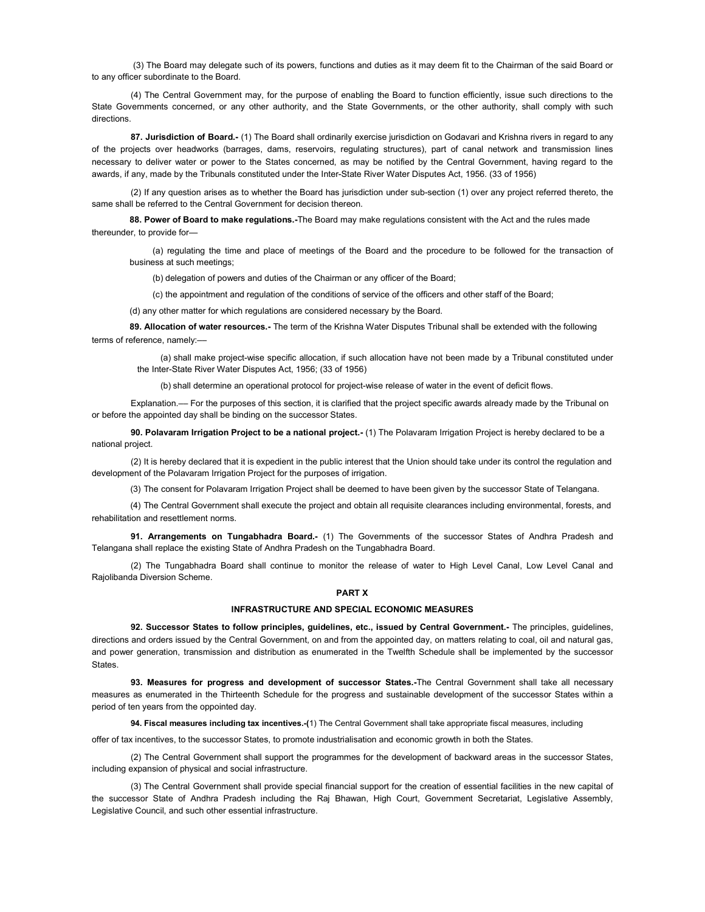(3) The Board may delegate such of its powers, functions and duties as it may deem fit to the Chairman of the said Board or to any officer subordinate to the Board.

(4) The Central Government may, for the purpose of enabling the Board to function efficiently, issue such directions to the State Governments concerned, or any other authority, and the State Governments, or the other authority, shall comply with such directions.

**87. Jurisdiction of Board.-** (1) The Board shall ordinarily exercise jurisdiction on Godavari and Krishna rivers in regard to any of the projects over headworks (barrages, dams, reservoirs, regulating structures), part of canal network and transmission lines necessary to deliver water or power to the States concerned, as may be notified by the Central Government, having regard to the awards, if any, made by the Tribunals constituted under the Inter-State River Water Disputes Act, 1956. (33 of 1956)

(2) If any question arises as to whether the Board has jurisdiction under sub-section (1) over any project referred thereto, the same shall be referred to the Central Government for decision thereon.

**88. Power of Board to make regulations.-**The Board may make regulations consistent with the Act and the rules made thereunder, to provide for—

(a) regulating the time and place of meetings of the Board and the procedure to be followed for the transaction of business at such meetings;

(b) delegation of powers and duties of the Chairman or any officer of the Board;

(c) the appointment and regulation of the conditions of service of the officers and other staff of the Board;

(d) any other matter for which regulations are considered necessary by the Board.

**89. Allocation of water resources.-** The term of the Krishna Water Disputes Tribunal shall be extended with the following terms of reference, namely:—

(a) shall make project-wise specific allocation, if such allocation have not been made by a Tribunal constituted under the Inter-State River Water Disputes Act, 1956; (33 of 1956)

(b) shall determine an operational protocol for project-wise release of water in the event of deficit flows.

Explanation.— For the purposes of this section, it is clarified that the project specific awards already made by the Tribunal on or before the appointed day shall be binding on the successor States.

**90. Polavaram Irrigation Project to be a national project.-** (1) The Polavaram Irrigation Project is hereby declared to be a national project.

(2) It is hereby declared that it is expedient in the public interest that the Union should take under its control the regulation and development of the Polavaram Irrigation Project for the purposes of irrigation.

(3) The consent for Polavaram Irrigation Project shall be deemed to have been given by the successor State of Telangana.

(4) The Central Government shall execute the project and obtain all requisite clearances including environmental, forests, and rehabilitation and resettlement norms.

**91. Arrangements on Tungabhadra Board.-** (1) The Governments of the successor States of Andhra Pradesh and Telangana shall replace the existing State of Andhra Pradesh on the Tungabhadra Board.

(2) The Tungabhadra Board shall continue to monitor the release of water to High Level Canal, Low Level Canal and Rajolibanda Diversion Scheme.

## PART X

## INFRASTRUCTURE AND SPECIAL ECONOMIC MEASURES

**92. Successor States to follow principles, guidelines, etc., issued by Central Government.-** The principles, guidelines, directions and orders issued by the Central Government, on and from the appointed day, on matters relating to coal, oil and natural gas, and power generation, transmission and distribution as enumerated in the Twelfth Schedule shall be implemented by the successor States.

**93. Measures for progress and development of successor States.-**The Central Government shall take all necessary measures as enumerated in the Thirteenth Schedule for the progress and sustainable development of the successor States within a period of ten years from the oppointed day.

**94. Fiscal measures including tax incentives.-**(1) The Central Government shall take appropriate fiscal measures, including offer of tax incentives, to the successor States, to promote industrialisation and economic growth in both the States.

(2) The Central Government shall support the programmes for the development of backward areas in the successor States, including expansion of physical and social infrastructure.

(3) The Central Government shall provide special financial support for the creation of essential facilities in the new capital of the successor State of Andhra Pradesh including the Raj Bhawan, High Court, Government Secretariat, Legislative Assembly, Legislative Council, and such other essential infrastructure.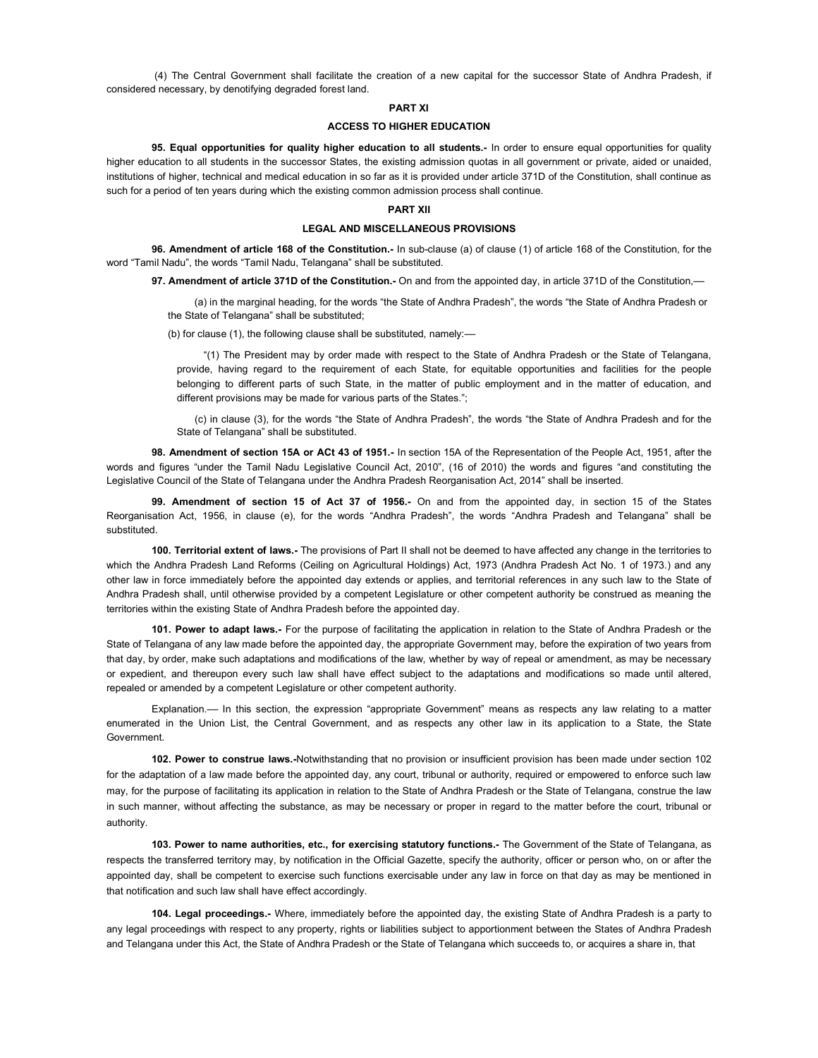(4) The Central Government shall facilitate the creation of a new capital for the successor State of Andhra Pradesh, if considered necessary, by denotifying degraded forest land.

## PART XI

## ACCESS TO HIGHER EDUCATION

**95. Equal opportunities for quality higher education to all students.-** In order to ensure equal opportunities for quality higher education to all students in the successor States, the existing admission quotas in all government or private, aided or unaided, institutions of higher, technical and medical education in so far as it is provided under article 371D of the Constitution, shall continue as such for a period of ten years during which the existing common admission process shall continue.

## PART XII

## LEGAL AND MISCELLANEOUS PROVISIONS

**96. Amendment of article 168 of the Constitution.-** In sub-clause (a) of clause (1) of article 168 of the Constitution, for the word "Tamil Nadu", the words "Tamil Nadu, Telangana" shall be substituted.

**97. Amendment of article 371D of the Constitution.-** On and from the appointed day, in article 371D of the Constitution,—

(a) in the marginal heading, for the words "the State of Andhra Pradesh", the words "the State of Andhra Pradesh or the State of Telangana" shall be substituted;

(b) for clause (1), the following clause shall be substituted, namely:—

"(1) The President may by order made with respect to the State of Andhra Pradesh or the State of Telangana, provide, having regard to the requirement of each State, for equitable opportunities and facilities for the people belonging to different parts of such State, in the matter of public employment and in the matter of education, and different provisions may be made for various parts of the States.";

(c) in clause (3), for the words "the State of Andhra Pradesh", the words "the State of Andhra Pradesh and for the State of Telangana" shall be substituted.

**98. Amendment of section 15A or ACt 43 of 1951.-** In section 15A of the Representation of the People Act, 1951, after the words and figures "under the Tamil Nadu Legislative Council Act, 2010", (16 of 2010) the words and figures "and constituting the Legislative Council of the State of Telangana under the Andhra Pradesh Reorganisation Act, 2014" shall be inserted.

**99. Amendment of section 15 of Act 37 of 1956.-** On and from the appointed day, in section 15 of the States Reorganisation Act, 1956, in clause (e), for the words "Andhra Pradesh", the words "Andhra Pradesh and Telangana" shall be substituted.

**100. Territorial extent of laws.-** The provisions of Part II shall not be deemed to have affected any change in the territories to which the Andhra Pradesh Land Reforms (Ceiling on Agricultural Holdings) Act, 1973 (Andhra Pradesh Act No. 1 of 1973.) and any other law in force immediately before the appointed day extends or applies, and territorial references in any such law to the State of Andhra Pradesh shall, until otherwise provided by a competent Legislature or other competent authority be construed as meaning the territories within the existing State of Andhra Pradesh before the appointed day.

**101. Power to adapt laws.-** For the purpose of facilitating the application in relation to the State of Andhra Pradesh or the State of Telangana of any law made before the appointed day, the appropriate Government may, before the expiration of two years from that day, by order, make such adaptations and modifications of the law, whether by way of repeal or amendment, as may be necessary or expedient, and thereupon every such law shall have effect subject to the adaptations and modifications so made until altered, repealed or amended by a competent Legislature or other competent authority.

Explanation.— In this section, the expression "appropriate Government" means as respects any law relating to a matter enumerated in the Union List, the Central Government, and as respects any other law in its application to a State, the State Government.

**102. Power to construe laws.-**Notwithstanding that no provision or insufficient provision has been made under section 102 for the adaptation of a law made before the appointed day, any court, tribunal or authority, required or empowered to enforce such law may, for the purpose of facilitating its application in relation to the State of Andhra Pradesh or the State of Telangana, construe the law in such manner, without affecting the substance, as may be necessary or proper in regard to the matter before the court, tribunal or authority.

**103. Power to name authorities, etc., for exercising statutory functions.-** The Government of the State of Telangana, as respects the transferred territory may, by notification in the Official Gazette, specify the authority, officer or person who, on or after the appointed day, shall be competent to exercise such functions exercisable under any law in force on that day as may be mentioned in that notification and such law shall have effect accordingly.

**104. Legal proceedings.-** Where, immediately before the appointed day, the existing State of Andhra Pradesh is a party to any legal proceedings with respect to any property, rights or liabilities subject to apportionment between the States of Andhra Pradesh and Telangana under this Act, the State of Andhra Pradesh or the State of Telangana which succeeds to, or acquires a share in, that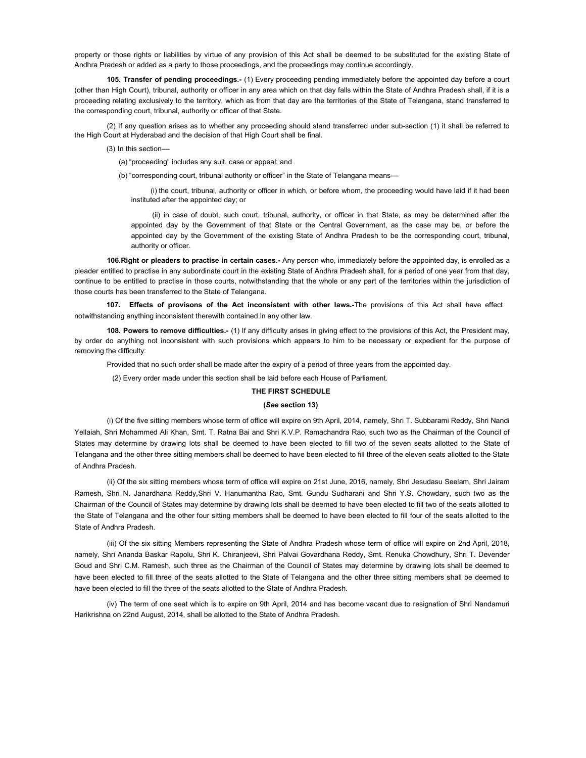property or those rights or liabilities by virtue of any provision of this Act shall be deemed to be substituted for the existing State of Andhra Pradesh or added as a party to those proceedings, and the proceedings may continue accordingly.

**105. Transfer of pending proceedings.-** (1) Every proceeding pending immediately before the appointed day before a court (other than High Court), tribunal, authority or officer in any area which on that day falls within the State of Andhra Pradesh shall, if it is a proceeding relating exclusively to the territory, which as from that day are the territories of the State of Telangana, stand transferred to the corresponding court, tribunal, authority or officer of that State.

(2) If any question arises as to whether any proceeding should stand transferred under sub-section (1) it shall be referred to the High Court at Hyderabad and the decision of that High Court shall be final.

(3) In this section—

(a) "proceeding" includes any suit, case or appeal; and

(b) "corresponding court, tribunal authority or officer" in the State of Telangana means—

(i) the court, tribunal, authority or officer in which, or before whom, the proceeding would have laid if it had been instituted after the appointed day; or

(ii) in case of doubt, such court, tribunal, authority, or officer in that State, as may be determined after the appointed day by the Government of that State or the Central Government, as the case may be, or before the appointed day by the Government of the existing State of Andhra Pradesh to be the corresponding court, tribunal, authority or officer.

**106.Right or pleaders to practise in certain cases.-** Any person who, immediately before the appointed day, is enrolled as a pleader entitled to practise in any subordinate court in the existing State of Andhra Pradesh shall, for a period of one year from that day, continue to be entitled to practise in those courts, notwithstanding that the whole or any part of the territories within the jurisdiction of those courts has been transferred to the State of Telangana.

**107. Effects of provisons of the Act inconsistent with other laws.-**The provisions of this Act shall have effect notwithstanding anything inconsistent therewith contained in any other law.

**108. Powers to remove difficulties.-** (1) If any difficulty arises in giving effect to the provisions of this Act, the President may, by order do anything not inconsistent with such provisions which appears to him to be necessary or expedient for the purpose of removing the difficulty:

Provided that no such order shall be made after the expiry of a period of three years from the appointed day.

(2) Every order made under this section shall be laid before each House of Parliament.

## THE FIRST SCHEDULE

**(*See* section 13)**

(i) Of the five sitting members whose term of office will expire on 9th April, 2014, namely, Shri T. Subbarami Reddy, Shri Nandi Yellaiah, Shri Mohammed Ali Khan, Smt. T. Ratna Bai and Shri K.V.P. Ramachandra Rao, such two as the Chairman of the Council of States may determine by drawing lots shall be deemed to have been elected to fill two of the seven seats allotted to the State of Telangana and the other three sitting members shall be deemed to have been elected to fill three of the eleven seats allotted to the State of Andhra Pradesh.

(ii) Of the six sitting members whose term of office will expire on 21st June, 2016, namely, Shri Jesudasu Seelam, Shri Jairam Ramesh, Shri N. Janardhana Reddy,Shri V. Hanumantha Rao, Smt. Gundu Sudharani and Shri Y.S. Chowdary, such two as the Chairman of the Council of States may determine by drawing lots shall be deemed to have been elected to fill two of the seats allotted to the State of Telangana and the other four sitting members shall be deemed to have been elected to fill four of the seats allotted to the State of Andhra Pradesh.

(iii) Of the six sitting Members representing the State of Andhra Pradesh whose term of office will expire on 2nd April, 2018, namely, Shri Ananda Baskar Rapolu, Shri K. Chiranjeevi, Shri Palvai Govardhana Reddy, Smt. Renuka Chowdhury, Shri T. Devender Goud and Shri C.M. Ramesh, such three as the Chairman of the Council of States may determine by drawing lots shall be deemed to have been elected to fill three of the seats allotted to the State of Telangana and the other three sitting members shall be deemed to have been elected to fill the three of the seats allotted to the State of Andhra Pradesh.

(iv) The term of one seat which is to expire on 9th April, 2014 and has become vacant due to resignation of Shri Nandamuri Harikrishna on 22nd August, 2014, shall be allotted to the State of Andhra Pradesh.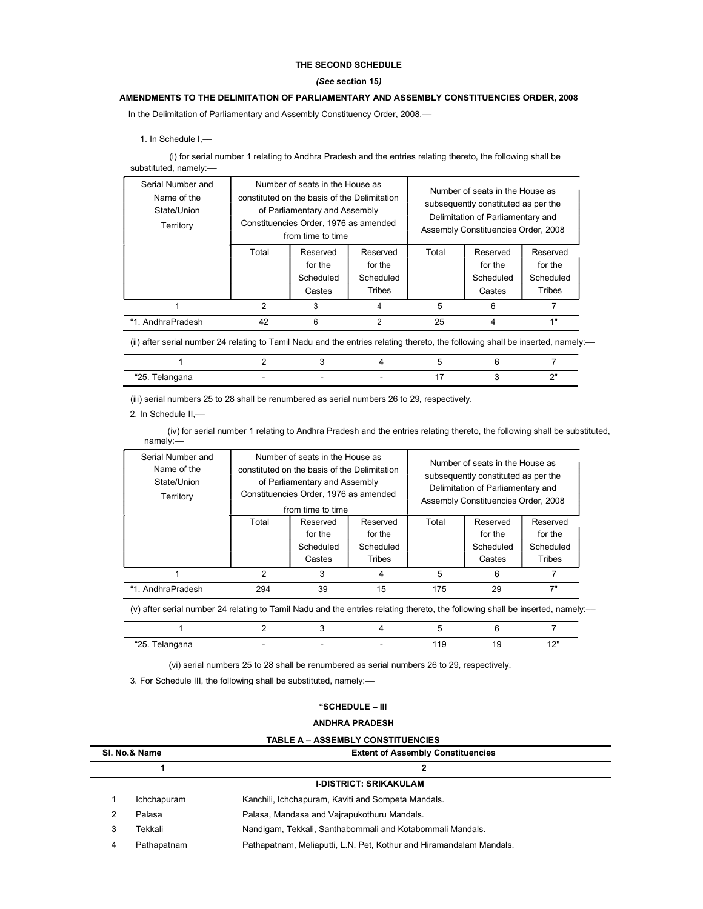# THE SECOND SCHEDULE

*(See* **section 15***)*

## AMENDMENTS TO THE DELIMITATION OF PARLIAMENTARY AND ASSEMBLY CONSTITUENCIES ORDER, 2008

In the Delimitation of Parliamentary and Assembly Constituency Order, 2008,—

1. In Schedule I,—

(i) for serial number 1 relating to Andhra Pradesh and the entries relating thereto, the following shall be substituted, namely:—

| Serial Number and Name of the State/Union Territory | Number of seats in the House as constituted on the basis of the Delimitation of Parliamentary and Assembly Constituencies Order, 1976 as amended from time to time | | | Number of seats in the House as subsequently constituted as per the Delimitation of Parliamentary and Assembly Constituencies Order, 2008 | | |
|---|---|---|---|---|---|---|
| | Total | Reserved for the Scheduled Castes | Reserved for the Scheduled Tribes | Total | Reserved for the Scheduled Castes | Reserved for the Scheduled Tribes |
| 1 | 2 | 3 | 4 | 5 | 6 | 7 |
| "1. AndhraPradesh | 42 | 6 | 2 | 25 | 4 | 1" |

(ii) after serial number 24 relating to Tamil Nadu and the entries relating thereto, the following shall be inserted, namely:—

| 1 | 2 | 3 | 4 | 5 | 6 | 7 |
|---|---|---|---|---|---|---|
| "25. Telangana | - | - | - | 17 | 3 | 2" |

(iii) serial numbers 25 to 28 shall be renumbered as serial numbers 26 to 29, respectively.

2. In Schedule II,—

(iv) for serial number 1 relating to Andhra Pradesh and the entries relating thereto, the following shall be substituted, namely:—

| Serial Number and Name of the State/Union Territory | Number of seats in the House as constituted on the basis of the Delimitation of Parliamentary and Assembly Constituencies Order, 1976 as amended from time to time | | | Number of seats in the House as subsequently constituted as per the Delimitation of Parliamentary and Assembly Constituencies Order, 2008 | | |
|---|---|---|---|---|---|---|
| | Total | Reserved for the Scheduled Castes | Reserved for the Scheduled Tribes | Total | Reserved for the Scheduled Castes | Reserved for the Scheduled Tribes |
| 1 | 2 | 3 | 4 | 5 | 6 | 7 |
| "1. AndhraPradesh | 294 | 39 | 15 | 175 | 29 | 7" |

(v) after serial number 24 relating to Tamil Nadu and the entries relating thereto, the following shall be inserted, namely:—

| 1 | 2 | 3 | 4 | 5 | 6 | 7 |
|---|---|---|---|---|---|---|
| "25. Telangana | - | - | - | 119 | 19 | 12" |

(vi) serial numbers 25 to 28 shall be renumbered as serial numbers 26 to 29, respectively.

3. For Schedule III, the following shall be substituted, namely:—

### "SCHEDULE – III

### ANDHRA PRADESH

#### TABLE A – ASSEMBLY CONSTITUENCIES

| Sl. No.& Name | | Extent of Assembly Constituencies |
|---|---|---|
| 1 | | 2 |
| | | **I-DISTRICT: SRIKAKULAM** |
| 1 | Ichchapuram | Kanchili, Ichchapuram, Kaviti and Sompeta Mandals. |
| 2 | Palasa | Palasa, Mandasa and Vajrapukothuru Mandals. |
| 3 | Tekkali | Nandigam, Tekkali, Santhabommali and Kotabommali Mandals. |
| 4 | Pathapatnam | Pathapatnam, Meliaputti, L.N. Pet, Kothur and Hiramandalam Mandals. |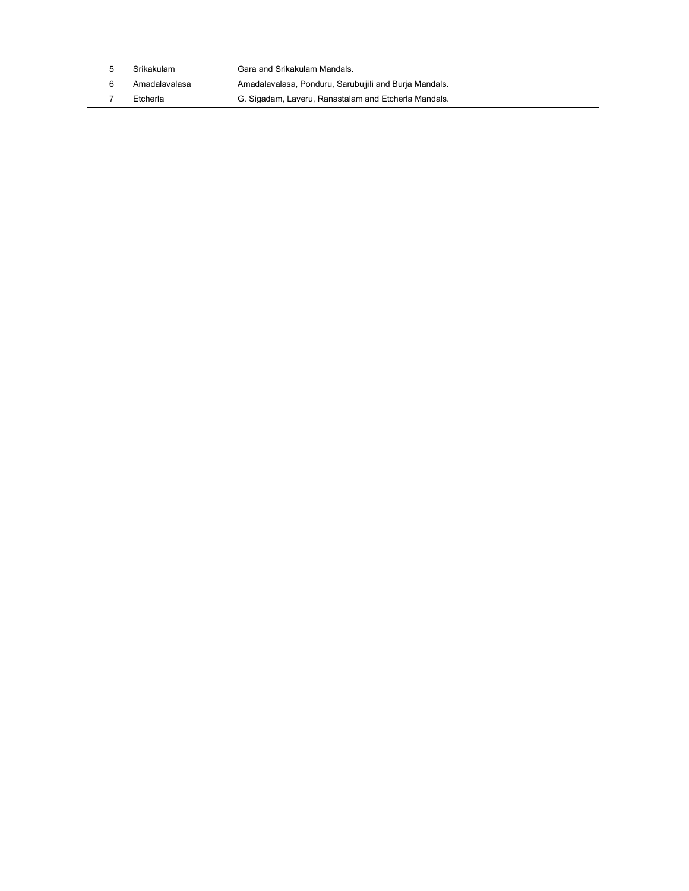| | | |
|---|---|---|
| 5 | Srikakulam | Gara and Srikakulam Mandals. |
| 6 | Amadalavalasa | Amadalavalasa, Ponduru, Sarubujjili and Burja Mandals. |
| 7 | Etcherla | G. Sigadam, Laveru, Ranastalam and Etcherla Mandals. |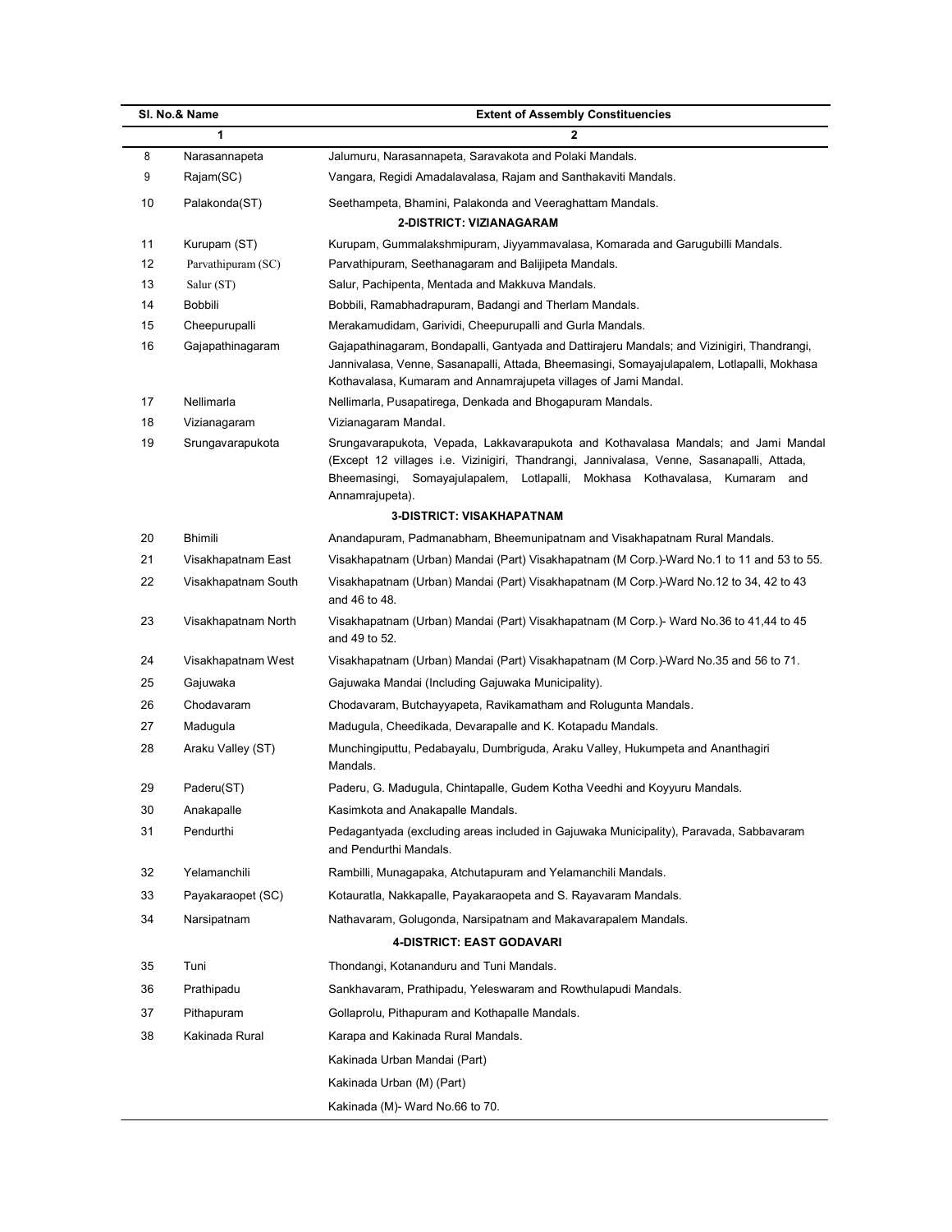| Sl. No.& Name | | Extent of Assembly Constituencies |
|---|---|---|
| 1 | | 2 |
| 8 | Narasannapeta | Jalumuru, Narasannapeta, Saravakota and Polaki Mandals. |
| 9 | Rajam(SC) | Vangara, Regidi Amadalavalasa, Rajam and Santhakaviti Mandals. |
| 10 | Palakonda(ST) | Seethampeta, Bhamini, Palakonda and Veeraghattam Mandals. |
| | | **2-DISTRICT: VIZIANAGARAM** |
| 11 | Kurupam (ST) | Kurupam, Gummalakshmipuram, Jiyyammavalasa, Komarada and Garugubilli Mandals. |
| 12 | Parvathipuram (SC) | Parvathipuram, Seethanagaram and Balijipeta Mandals. |
| 13 | Salur (ST) | Salur, Pachipenta, Mentada and Makkuva Mandals. |
| 14 | Bobbili | Bobbili, Ramabhadrapuram, Badangi and Therlam Mandals. |
| 15 | Cheepurupalli | Merakamudidam, Garividi, Cheepurupalli and Gurla Mandals. |
| 16 | Gajapathinagaram | Gajapathinagaram, Bondapalli, Gantyada and Dattirajeru Mandals; and Vizinigiri, Thandrangi, Jannivalasa, Venne, Sasanapalli, Attada, Bheemasingi, Somayajulapalem, Lotlapalli, Mokhasa Kothavalasa, Kumaram and Annamrajupeta villages of Jami Mandal. |
| 17 | Nellimarla | Nellimarla, Pusapatirega, Denkada and Bhogapuram Mandals. |
| 18 | Vizianagaram | Vizianagaram Mandal. |
| 19 | Srungavarapukota | Srungavarapukota, Vepada, Lakkavarapukota and Kothavalasa Mandals; and Jami Mandal (Except 12 villages i.e. Vizinigiri, Thandrangi, Jannivalasa, Venne, Sasanapalli, Attada, Bheemasingi, Somayajulapalem, Lotlapalli, Mokhasa Kothavalasa, Kumaram and Annamrajupeta). |
| | | **3-DISTRICT: VISAKHAPATNAM** |
| 20 | Bhimili | Anandapuram, Padmanabham, Bheemunipatnam and Visakhapatnam Rural Mandals. |
| 21 | Visakhapatnam East | Visakhapatnam (Urban) Mandai (Part) Visakhapatnam (M Corp.)-Ward No.1 to 11 and 53 to 55. |
| 22 | Visakhapatnam South | Visakhapatnam (Urban) Mandai (Part) Visakhapatnam (M Corp.)-Ward No.12 to 34, 42 to 43 and 46 to 48. |
| 23 | Visakhapatnam North | Visakhapatnam (Urban) Mandai (Part) Visakhapatnam (M Corp.)- Ward No.36 to 41,44 to 45 and 49 to 52. |
| 24 | Visakhapatnam West | Visakhapatnam (Urban) Mandai (Part) Visakhapatnam (M Corp.)-Ward No.35 and 56 to 71. |
| 25 | Gajuwaka | Gajuwaka Mandai (Including Gajuwaka Municipality). |
| 26 | Chodavaram | Chodavaram, Butchayyapeta, Ravikamatham and Rolugunta Mandals. |
| 27 | Madugula | Madugula, Cheedikada, Devarapalle and K. Kotapadu Mandals. |
| 28 | Araku Valley (ST) | Munchingiputtu, Pedabayalu, Dumbriguda, Araku Valley, Hukumpeta and Ananthagiri Mandals. |
| 29 | Paderu(ST) | Paderu, G. Madugula, Chintapalle, Gudem Kotha Veedhi and Koyyuru Mandals. |
| 30 | Anakapalle | Kasimkota and Anakapalle Mandals. |
| 31 | Pendurthi | Pedagantyada (excluding areas included in Gajuwaka Municipality), Paravada, Sabbavaram and Pendurthi Mandals. |
| 32 | Yelamanchili | Rambilli, Munagapaka, Atchutapuram and Yelamanchili Mandals. |
| 33 | Payakaraopet (SC) | Kotauratla, Nakkapalle, Payakaraopeta and S. Rayavaram Mandals. |
| 34 | Narsipatnam | Nathavaram, Golugonda, Narsipatnam and Makavarapalem Mandals. |
| | | **4-DISTRICT: EAST GODAVARI** |
| 35 | Tuni | Thondangi, Kotananduru and Tuni Mandals. |
| 36 | Prathipadu | Sankhavaram, Prathipadu, Yeleswaram and Rowthulapudi Mandals. |
| 37 | Pithapuram | Gollaprolu, Pithapuram and Kothapalle Mandals. |
| 38 | Kakinada Rural | Karapa and Kakinada Rural Mandals. |
| | | Kakinada Urban Mandai (Part) |
| | | Kakinada Urban (M) (Part) |
| | | Kakinada (M)- Ward No.66 to 70. |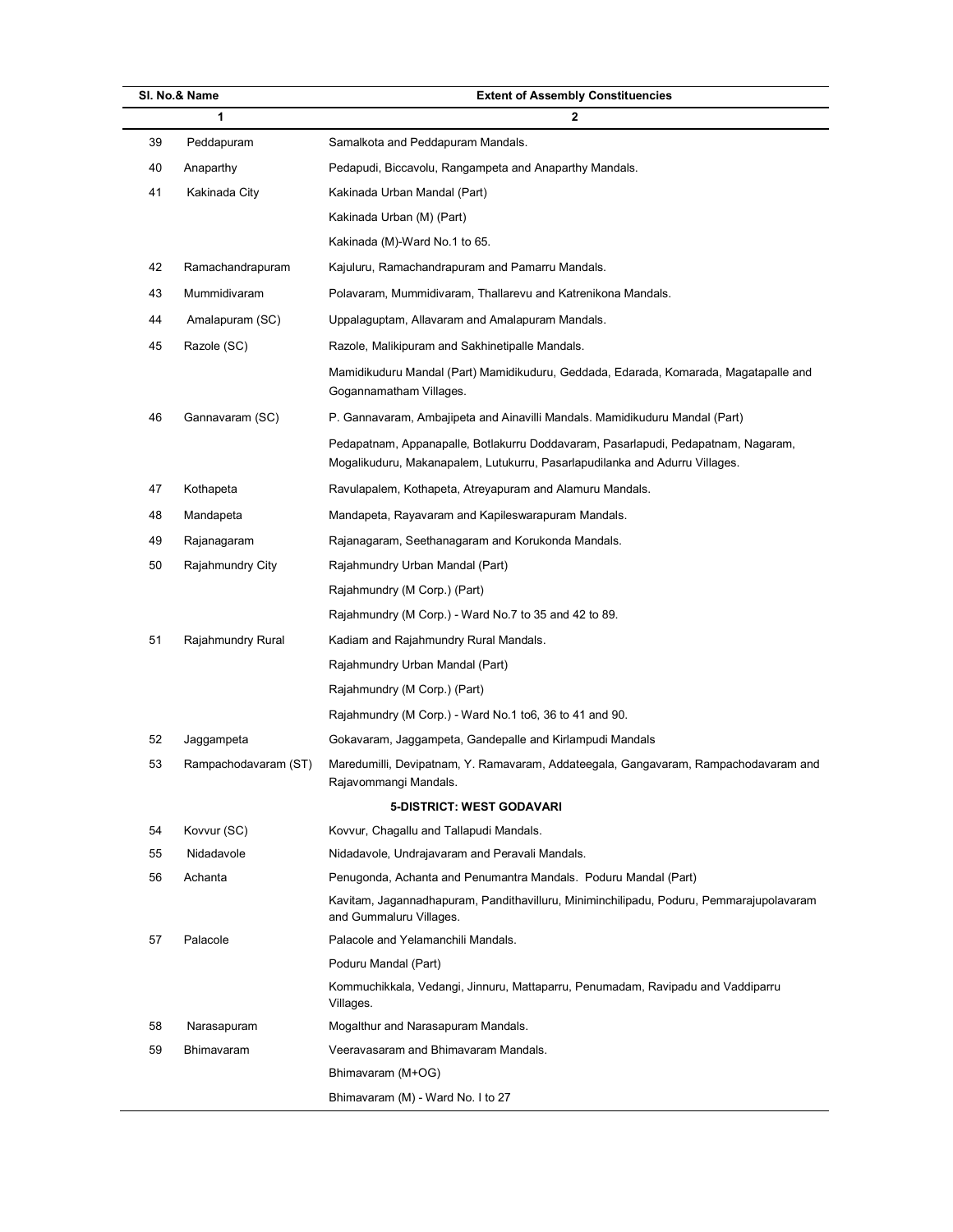| Sl. No.& Name | | Extent of Assembly Constituencies |
|---|---|---|
| 1 | | 2 |
| 39 | Peddapuram | Samalkota and Peddapuram Mandals. |
| 40 | Anaparthy | Pedapudi, Biccavolu, Rangampeta and Anaparthy Mandals. |
| 41 | Kakinada City | Kakinada Urban Mandal (Part) |
| | | Kakinada Urban (M) (Part) |
| | | Kakinada (M)-Ward No.1 to 65. |
| 42 | Ramachandrapuram | Kajuluru, Ramachandrapuram and Pamarru Mandals. |
| 43 | Mummidivaram | Polavaram, Mummidivaram, Thallarevu and Katrenikona Mandals. |
| 44 | Amalapuram (SC) | Uppalaguptam, Allavaram and Amalapuram Mandals. |
| 45 | Razole (SC) | Razole, Malikipuram and Sakhinetipalle Mandals. |
| | | Mamidikuduru Mandal (Part) Mamidikuduru, Geddada, Edarada, Komarada, Magatapalle and Gogannamatham Villages. |
| 46 | Gannavaram (SC) | P. Gannavaram, Ambajipeta and Ainavilli Mandals. Mamidikuduru Mandal (Part) |
| | | Pedapatnam, Appanapalle, Botlakurru Doddavaram, Pasarlapudi, Pedapatnam, Nagaram, Mogalikuduru, Makanapalem, Lutukurru, Pasarlapudilanka and Adurru Villages. |
| 47 | Kothapeta | Ravulapalem, Kothapeta, Atreyapuram and Alamuru Mandals. |
| 48 | Mandapeta | Mandapeta, Rayavaram and Kapileswarapuram Mandals. |
| 49 | Rajanagaram | Rajanagaram, Seethanagaram and Korukonda Mandals. |
| 50 | Rajahmundry City | Rajahmundry Urban Mandal (Part) |
| | | Rajahmundry (M Corp.) (Part) |
| | | Rajahmundry (M Corp.) - Ward No.7 to 35 and 42 to 89. |
| 51 | Rajahmundry Rural | Kadiam and Rajahmundry Rural Mandals. |
| | | Rajahmundry Urban Mandal (Part) |
| | | Rajahmundry (M Corp.) (Part) |
| | | Rajahmundry (M Corp.) - Ward No.1 to6, 36 to 41 and 90. |
| 52 | Jaggampeta | Gokavaram, Jaggampeta, Gandepalle and Kirlampudi Mandals |
| 53 | Rampachodavaram (ST) | Maredumilli, Devipatnam, Y. Ramavaram, Addateegala, Gangavaram, Rampachodavaram and Rajavommangi Mandals. |
| | | **5-DISTRICT: WEST GODAVARI** |
| 54 | Kovvur (SC) | Kovvur, Chagallu and Tallapudi Mandals. |
| 55 | Nidadavole | Nidadavole, Undrajavaram and Peravali Mandals. |
| 56 | Achanta | Penugonda, Achanta and Penumantra Mandals. Poduru Mandal (Part) |
| | | Kavitam, Jagannadhapuram, Pandithavilluru, Miniminchilipadu, Poduru, Pemmarajupolavaram and Gummaluru Villages. |
| 57 | Palacole | Palacole and Yelamanchili Mandals. |
| | | Poduru Mandal (Part) |
| | | Kommuchikkala, Vedangi, Jinnuru, Mattaparru, Penumadam, Ravipadu and Vaddiparru Villages. |
| 58 | Narasapuram | Mogalthur and Narasapuram Mandals. |
| 59 | Bhimavaram | Veeravasaram and Bhimavaram Mandals. |
| | | Bhimavaram (M+OG) |
| | | Bhimavaram (M) - Ward No. I to 27 |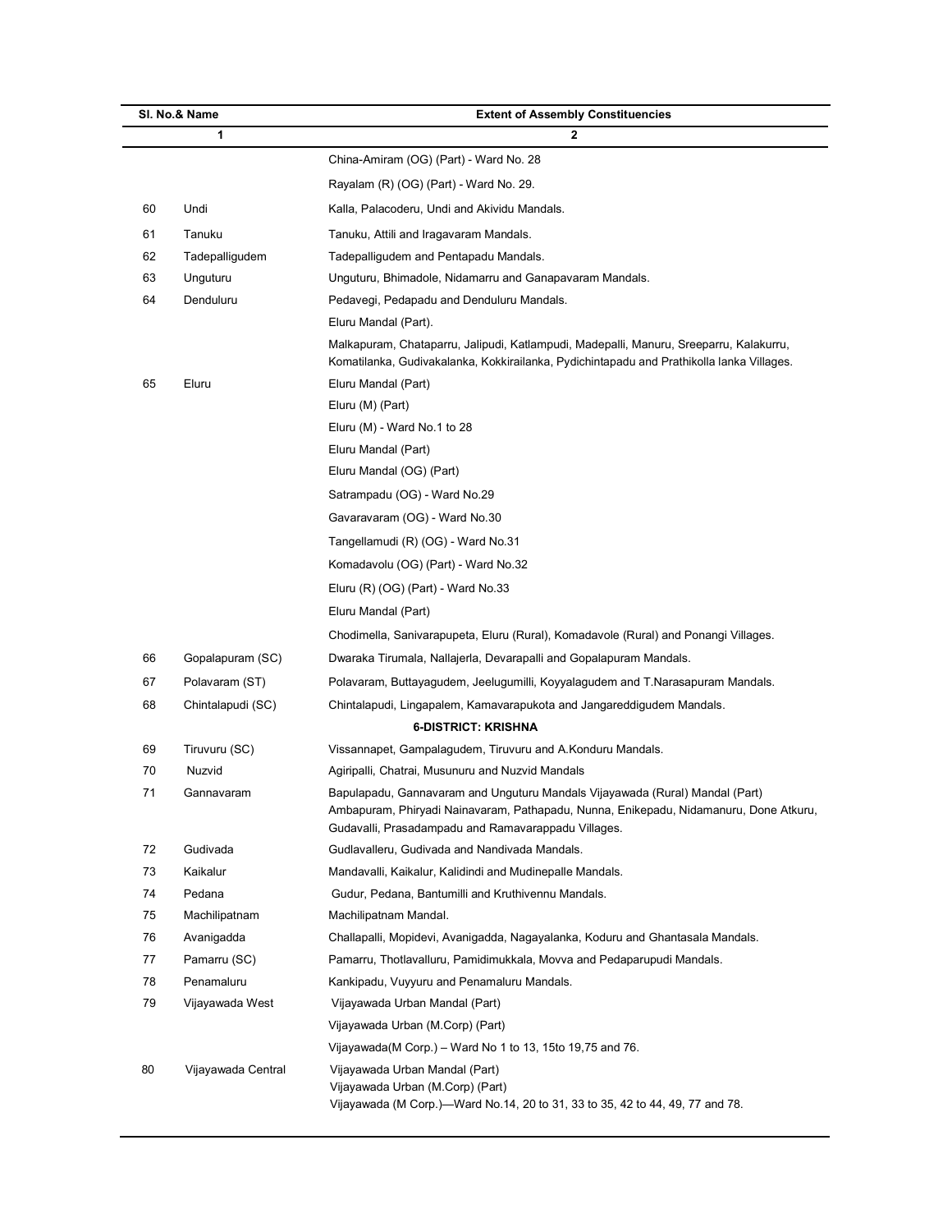| Sl. No.& Name | | Extent of Assembly Constituencies |
|---|---|---|
| 1 | | 2 |
| | | China-Amiram (OG) (Part) - Ward No. 28 |
| | | Rayalam (R) (OG) (Part) - Ward No. 29. |
| 60 | Undi | Kalla, Palacoderu, Undi and Akividu Mandals. |
| 61 | Tanuku | Tanuku, Attili and Iragavaram Mandals. |
| 62 | Tadepalligudem | Tadepalligudem and Pentapadu Mandals. |
| 63 | Unguturu | Unguturu, Bhimadole, Nidamarru and Ganapavaram Mandals. |
| 64 | Denduluru | Pedavegi, Pedapadu and Denduluru Mandals. |
| | | Eluru Mandal (Part). |
| | | Malkapuram, Chataparru, Jalipudi, Katlampudi, Madepalli, Manuru, Sreeparru, Kalakurru, Komatilanka, Gudivakalanka, Kokkirailanka, Pydichintapadu and Prathikolla lanka Villages. |
| 65 | Eluru | Eluru Mandal (Part) |
| | | Eluru (M) (Part) |
| | | Eluru (M) - Ward No.1 to 28 |
| | | Eluru Mandal (Part) |
| | | Eluru Mandal (OG) (Part) |
| | | Satrampadu (OG) - Ward No.29 |
| | | Gavaravaram (OG) - Ward No.30 |
| | | Tangellamudi (R) (OG) - Ward No.31 |
| | | Komadavolu (OG) (Part) - Ward No.32 |
| | | Eluru (R) (OG) (Part) - Ward No.33 |
| | | Eluru Mandal (Part) |
| | | Chodimella, Sanivarapupeta, Eluru (Rural), Komadavole (Rural) and Ponangi Villages. |
| 66 | Gopalapuram (SC) | Dwaraka Tirumala, Nallajerla, Devarapalli and Gopalapuram Mandals. |
| 67 | Polavaram (ST) | Polavaram, Buttayagudem, Jeelugumilli, Koyyalagudem and T.Narasapuram Mandals. |
| 68 | Chintalapudi (SC) | Chintalapudi, Lingapalem, Kamavarapukota and Jangareddigudem Mandals. |
| | | **6-DISTRICT: KRISHNA** |
| 69 | Tiruvuru (SC) | Vissannapet, Gampalagudem, Tiruvuru and A.Konduru Mandals. |
| 70 | Nuzvid | Agiripalli, Chatrai, Musunuru and Nuzvid Mandals |
| 71 | Gannavaram | Bapulapadu, Gannavaram and Unguturu Mandals Vijayawada (Rural) Mandal (Part) Ambapuram, Phiryadi Nainavaram, Pathapadu, Nunna, Enikepadu, Nidamanuru, Done Atkuru, Gudavalli, Prasadampadu and Ramavarappadu Villages. |
| 72 | Gudivada | Gudlavalleru, Gudivada and Nandivada Mandals. |
| 73 | Kaikalur | Mandavalli, Kaikalur, Kalidindi and Mudinepalle Mandals. |
| 74 | Pedana | Gudur, Pedana, Bantumilli and Kruthivennu Mandals. |
| 75 | Machilipatnam | Machilipatnam Mandal. |
| 76 | Avanigadda | Challapalli, Mopidevi, Avanigadda, Nagayalanka, Koduru and Ghantasala Mandals. |
| 77 | Pamarru (SC) | Pamarru, Thotlavalluru, Pamidimukkala, Movva and Pedaparupudi Mandals. |
| 78 | Penamaluru | Kankipadu, Vuyyuru and Penamaluru Mandals. |
| 79 | Vijayawada West | Vijayawada Urban Mandal (Part) |
| | | Vijayawada Urban (M.Corp) (Part) |
| | | Vijayawada(M Corp.) – Ward No 1 to 13, 15to 19,75 and 76. |
| 80 | Vijayawada Central | Vijayawada Urban Mandal (Part)<br>Vijayawada Urban (M.Corp) (Part)<br>Vijayawada (M Corp.)—Ward No.14, 20 to 31, 33 to 35, 42 to 44, 49, 77 and 78. |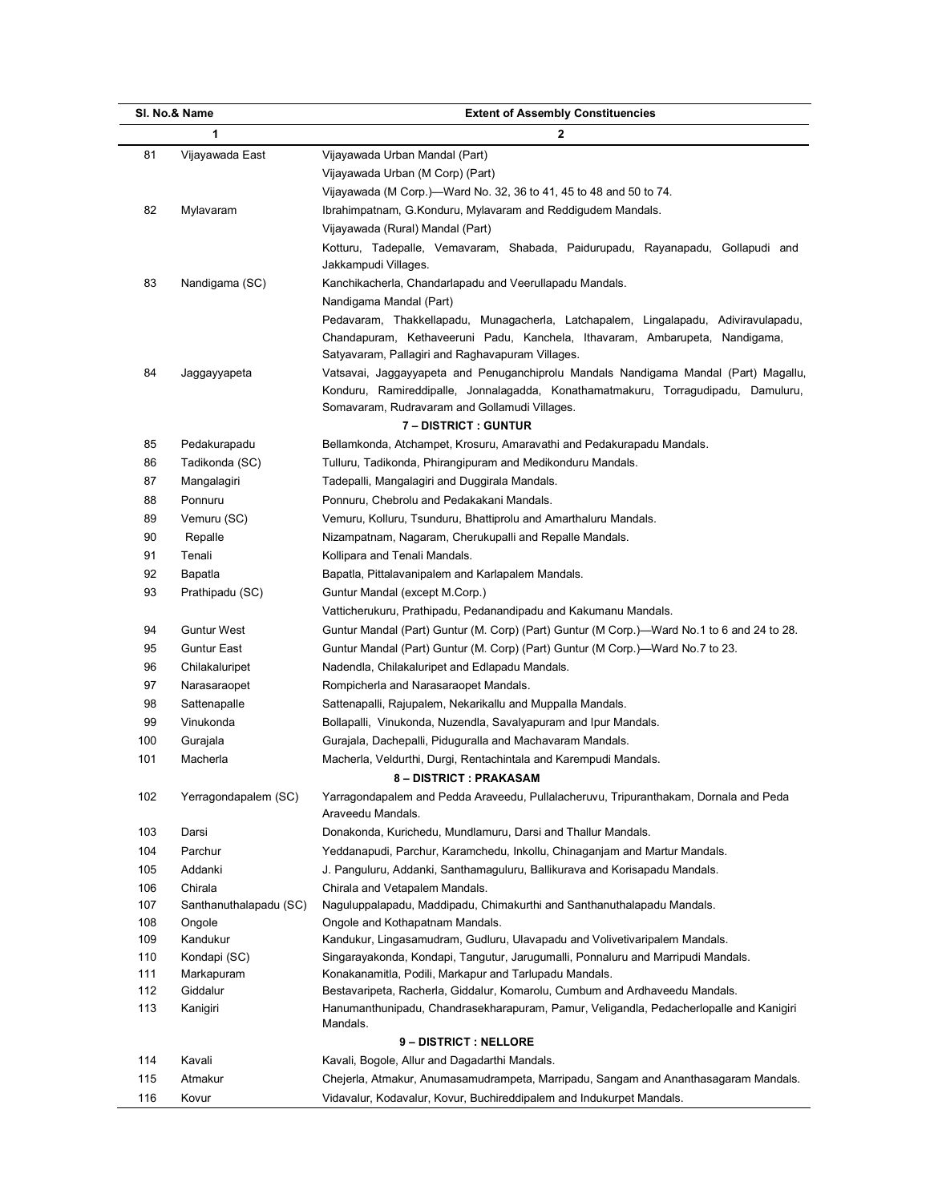| Sl. No.& Name | | Extent of Assembly Constituencies |
|---|---|---|
| 1 | | 2 |
| 81 | Vijayawada East | Vijayawada Urban Mandal (Part) |
| | | Vijayawada Urban (M Corp) (Part) |
| | | Vijayawada (M Corp.)—Ward No. 32, 36 to 41, 45 to 48 and 50 to 74. |
| 82 | Mylavaram | Ibrahimpatnam, G.Konduru, Mylavaram and Reddigudem Mandals. |
| | | Vijayawada (Rural) Mandal (Part) |
| | | Kotturu, Tadepalle, Vemavaram, Shabada, Paidurupadu, Rayanapadu, Gollapudi and Jakkampudi Villages. |
| 83 | Nandigama (SC) | Kanchikacherla, Chandarlapadu and Veerullapadu Mandals. |
| | | Nandigama Mandal (Part) |
| | | Pedavaram, Thakkellapadu, Munagacherla, Latchapalem, Lingalapadu, Adiviravulapadu, Chandapuram, Kethaveeruni Padu, Kanchela, Ithavaram, Ambarupeta, Nandigama, Satyavaram, Pallagiri and Raghavapuram Villages. |
| 84 | Jaggayyapeta | Vatsavai, Jaggayyapeta and Penuganchiprolu Mandals Nandigama Mandal (Part) Magallu, Konduru, Ramireddipalle, Jonnalagadda, Konathamatmakuru, Torragudipadu, Damuluru, Somavaram, Rudravaram and Gollamudi Villages. |
| | | **7 – DISTRICT : GUNTUR** |
| 85 | Pedakurapadu | Bellamkonda, Atchampet, Krosuru, Amaravathi and Pedakurapadu Mandals. |
| 86 | Tadikonda (SC) | Tulluru, Tadikonda, Phirangipuram and Medikonduru Mandals. |
| 87 | Mangalagiri | Tadepalli, Mangalagiri and Duggirala Mandals. |
| 88 | Ponnuru | Ponnuru, Chebrolu and Pedakakani Mandals. |
| 89 | Vemuru (SC) | Vemuru, Kolluru, Tsunduru, Bhattiprolu and Amarthaluru Mandals. |
| 90 | Repalle | Nizampatnam, Nagaram, Cherukupalli and Repalle Mandals. |
| 91 | Tenali | Kollipara and Tenali Mandals. |
| 92 | Bapatla | Bapatla, Pittalavanipalem and Karlapalem Mandals. |
| 93 | Prathipadu (SC) | Guntur Mandal (except M.Corp.) |
| | | Vatticherukuru, Prathipadu, Pedanandipadu and Kakumanu Mandals. |
| 94 | Guntur West | Guntur Mandal (Part) Guntur (M. Corp) (Part) Guntur (M Corp.)—Ward No.1 to 6 and 24 to 28. |
| 95 | Guntur East | Guntur Mandal (Part) Guntur (M. Corp) (Part) Guntur (M Corp.)—Ward No.7 to 23. |
| 96 | Chilakaluripet | Nadendla, Chilakaluripet and Edlapadu Mandals. |
| 97 | Narasaraopet | Rompicherla and Narasaraopet Mandals. |
| 98 | Sattenapalle | Sattenapalli, Rajupalem, Nekarikallu and Muppalla Mandals. |
| 99 | Vinukonda | Bollapalli, Vinukonda, Nuzendla, Savalyapuram and Ipur Mandals. |
| 100 | Gurajala | Gurajala, Dachepalli, Piduguralla and Machavaram Mandals. |
| 101 | Macherla | Macherla, Veldurthi, Durgi, Rentachintala and Karempudi Mandals. |
| | | **8 – DISTRICT : PRAKASAM** |
| 102 | Yerragondapalem (SC) | Yarragondapalem and Pedda Araveedu, Pullalacheruvu, Tripuranthakam, Dornala and Peda Araveedu Mandals. |
| 103 | Darsi | Donakonda, Kurichedu, Mundlamuru, Darsi and Thallur Mandals. |
| 104 | Parchur | Yeddanapudi, Parchur, Karamchedu, Inkollu, Chinaganjam and Martur Mandals. |
| 105 | Addanki | J. Panguluru, Addanki, Santhamaguluru, Ballikurava and Korisapadu Mandals. |
| 106 | Chirala | Chirala and Vetapalem Mandals. |
| 107 | Santhanuthalapadu (SC) | Naguluppalapadu, Maddipadu, Chimakurthi and Santhanuthalapadu Mandals. |
| 108 | Ongole | Ongole and Kothapatnam Mandals. |
| 109 | Kandukur | Kandukur, Lingasamudram, Gudluru, Ulavapadu and Volivetivaripalem Mandals. |
| 110 | Kondapi (SC) | Singarayakonda, Kondapi, Tangutur, Jarugumalli, Ponnaluru and Marripudi Mandals. |
| 111 | Markapuram | Konakanamitla, Podili, Markapur and Tarlupadu Mandals. |
| 112 | Giddalur | Bestavaripeta, Racherla, Giddalur, Komarolu, Cumbum and Ardhaveedu Mandals. |
| 113 | Kanigiri | Hanumanthunipadu, Chandrasekharapuram, Pamur, Veligandla, Pedacherlopalle and Kanigiri Mandals. |
| | | **9 – DISTRICT : NELLORE** |
| 114 | Kavali | Kavali, Bogole, Allur and Dagadarthi Mandals. |
| 115 | Atmakur | Chejerla, Atmakur, Anumasamudrampeta, Marripadu, Sangam and Ananthasagaram Mandals. |
| 116 | Kovur | Vidavalur, Kodavalur, Kovur, Buchireddipalem and Indukurpet Mandals. |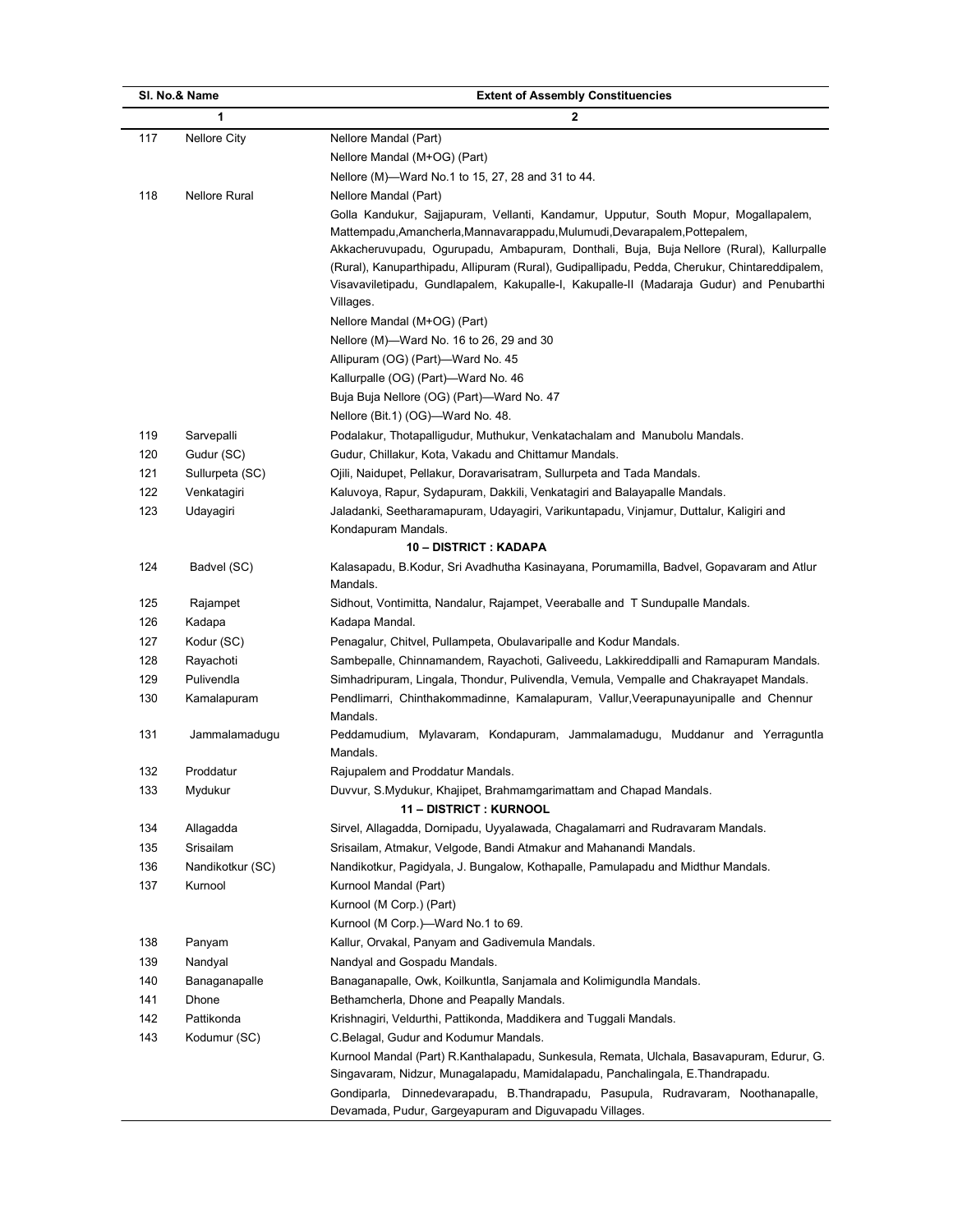| Sl. No.& Name | | Extent of Assembly Constituencies |
|---|---|---|
| 1 | | 2 |
| 117 | Nellore City | Nellore Mandal (Part) |
| | | Nellore Mandal (M+OG) (Part) |
| | | Nellore (M)—Ward No.1 to 15, 27, 28 and 31 to 44. |
| 118 | Nellore Rural | Nellore Mandal (Part) |
| | | Golla Kandukur, Sajjapuram, Vellanti, Kandamur, Upputur, South Mopur, Mogallapalem, Mattempadu,Amancherla,Mannavarappadu,Mulumudi,Devarapalem,Pottepalem, Akkacheruvupadu, Ogurupadu, Ambapuram, Donthali, Buja, Buja Nellore (Rural), Kallurpalle (Rural), Kanuparthipadu, Allipuram (Rural), Gudipallipadu, Pedda, Cherukur, Chintareddipalem, Visavaviletipadu, Gundlapalem, Kakupalle-I, Kakupalle-II (Madaraja Gudur) and Penubarthi Villages. |
| | | Nellore Mandal (M+OG) (Part) |
| | | Nellore (M)—Ward No. 16 to 26, 29 and 30 |
| | | Allipuram (OG) (Part)—Ward No. 45 |
| | | Kallurpalle (OG) (Part)—Ward No. 46 |
| | | Buja Buja Nellore (OG) (Part)—Ward No. 47 |
| | | Nellore (Bit.1) (OG)—Ward No. 48. |
| 119 | Sarvepalli | Podalakur, Thotapalligudur, Muthukur, Venkatachalam and Manubolu Mandals. |
| 120 | Gudur (SC) | Gudur, Chillakur, Kota, Vakadu and Chittamur Mandals. |
| 121 | Sullurpeta (SC) | Ojili, Naidupet, Pellakur, Doravarisatram, Sullurpeta and Tada Mandals. |
| 122 | Venkatagiri | Kaluvoya, Rapur, Sydapuram, Dakkili, Venkatagiri and Balayapalle Mandals. |
| 123 | Udayagiri | Jaladanki, Seetharamapuram, Udayagiri, Varikuntapadu, Vinjamur, Duttalur, Kaligiri and Kondapuram Mandals. |
| | | **10 – DISTRICT : KADAPA** |
| 124 | Badvel (SC) | Kalasapadu, B.Kodur, Sri Avadhutha Kasinayana, Porumamilla, Badvel, Gopavaram and Atlur Mandals. |
| 125 | Rajampet | Sidhout, Vontimitta, Nandalur, Rajampet, Veeraballe and T Sundupalle Mandals. |
| 126 | Kadapa | Kadapa Mandal. |
| 127 | Kodur (SC) | Penagalur, Chitvel, Pullampeta, Obulavaripalle and Kodur Mandals. |
| 128 | Rayachoti | Sambepalle, Chinnamandem, Rayachoti, Galiveedu, Lakkireddipalli and Ramapuram Mandals. |
| 129 | Pulivendla | Simhadripuram, Lingala, Thondur, Pulivendla, Vemula, Vempalle and Chakrayapet Mandals. |
| 130 | Kamalapuram | Pendlimarri, Chinthakommadinne, Kamalapuram, Vallur,Veerapunayunipalle and Chennur Mandals. |
| 131 | Jammalamadugu | Peddamudium, Mylavaram, Kondapuram, Jammalamadugu, Muddanur and Yerraguntla Mandals. |
| 132 | Proddatur | Rajupalem and Proddatur Mandals. |
| 133 | Mydukur | Duvvur, S.Mydukur, Khajipet, Brahmamgarimattam and Chapad Mandals. |
| | | **11 – DISTRICT : KURNOOL** |
| 134 | Allagadda | Sirvel, Allagadda, Dornipadu, Uyyalawada, Chagalamarri and Rudravaram Mandals. |
| 135 | Srisailam | Srisailam, Atmakur, Velgode, Bandi Atmakur and Mahanandi Mandals. |
| 136 | Nandikotkur (SC) | Nandikotkur, Pagidyala, J. Bungalow, Kothapalle, Pamulapadu and Midthur Mandals. |
| 137 | Kurnool | Kurnool Mandal (Part) |
| | | Kurnool (M Corp.) (Part) |
| | | Kurnool (M Corp.)—Ward No.1 to 69. |
| 138 | Panyam | Kallur, Orvakal, Panyam and Gadivemula Mandals. |
| 139 | Nandyal | Nandyal and Gospadu Mandals. |
| 140 | Banaganapalle | Banaganapalle, Owk, Koilkuntla, Sanjamala and Kolimigundla Mandals. |
| 141 | Dhone | Bethamcherla, Dhone and Peapally Mandals. |
| 142 | Pattikonda | Krishnagiri, Veldurthi, Pattikonda, Maddikera and Tuggali Mandals. |
| 143 | Kodumur (SC) | C.Belagal, Gudur and Kodumur Mandals. |
| | | Kurnool Mandal (Part) R.Kanthalapadu, Sunkesula, Remata, Ulchala, Basavapuram, Edurur, G. Singavaram, Nidzur, Munagalapadu, Mamidalapadu, Panchalingala, E.Thandrapadu. |
| | | Gondiparla, Dinnedevarapadu, B.Thandrapadu, Pasupula, Rudravaram, Noothanapalle, Devamada, Pudur, Gargeyapuram and Diguvapadu Villages. |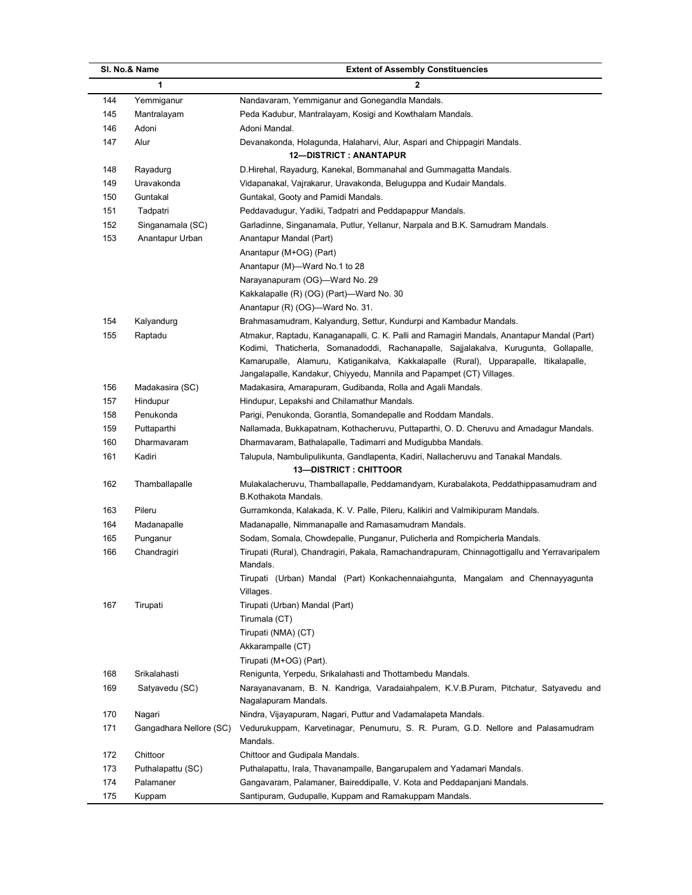| Sl. No.& Name | | Extent of Assembly Constituencies |
|---|---|---|
| 1 | | 2 |
| 144 | Yemmiganur | Nandavaram, Yemmiganur and Gonegandla Mandals. |
| 145 | Mantralayam | Peda Kadubur, Mantralayam, Kosigi and Kowthalam Mandals. |
| 146 | Adoni | Adoni Mandal. |
| 147 | Alur | Devanakonda, Holagunda, Halaharvi, Alur, Aspari and Chippagiri Mandals. |
| | | **12—DISTRICT : ANANTAPUR** |
| 148 | Rayadurg | D.Hirehal, Rayadurg, Kanekal, Bommanahal and Gummagatta Mandals. |
| 149 | Uravakonda | Vidapanakal, Vajrakarur, Uravakonda, Beluguppa and Kudair Mandals. |
| 150 | Guntakal | Guntakal, Gooty and Pamidi Mandals. |
| 151 | Tadpatri | Peddavadugur, Yadiki, Tadpatri and Peddapappur Mandals. |
| 152 | Singanamala (SC) | Garladinne, Singanamala, Putlur, Yellanur, Narpala and B.K. Samudram Mandals. |
| 153 | Anantapur Urban | Anantapur Mandal (Part)<br>Anantapur (M+OG) (Part)<br>Anantapur (M)—Ward No.1 to 28<br>Narayanapuram (OG)—Ward No. 29<br>Kakkalapalle (R) (OG) (Part)—Ward No. 30<br>Anantapur (R) (OG)—Ward No. 31. |
| 154 | Kalyandurg | Brahmasamudram, Kalyandurg, Settur, Kundurpi and Kambadur Mandals. |
| 155 | Raptadu | Atmakur, Raptadu, Kanaganapalli, C. K. Palli and Ramagiri Mandals, Anantapur Mandal (Part) Kodimi, Thaticherla, Somanadoddi, Rachanapalle, Sajjalakalva, Kurugunta, Gollapalle, Kamarupalle, Alamuru, Katiganikalva, Kakkalapalle (Rural), Upparapalle, Itikalapalle, Jangalapalle, Kandakur, Chiyyedu, Mannila and Papampet (CT) Villages. |
| 156 | Madakasira (SC) | Madakasira, Amarapuram, Gudibanda, Rolla and Agali Mandals. |
| 157 | Hindupur | Hindupur, Lepakshi and Chilamathur Mandals. |
| 158 | Penukonda | Parigi, Penukonda, Gorantla, Somandepalle and Roddam Mandals. |
| 159 | Puttaparthi | Nallamada, Bukkapatnam, Kothacheruvu, Puttaparthi, O. D. Cheruvu and Amadagur Mandals. |
| 160 | Dharmavaram | Dharmavaram, Bathalapalle, Tadimarri and Mudigubba Mandals. |
| 161 | Kadiri | Talupula, Nambulipulikunta, Gandlapenta, Kadiri, Nallacheruvu and Tanakal Mandals. |
| | | **13—DISTRICT : CHITTOOR** |
| 162 | Thamballapalle | Mulakalacheruvu, Thamballapalle, Peddamandyam, Kurabalakota, Peddathippasamudram and B.Kothakota Mandals. |
| 163 | Pileru | Gurramkonda, Kalakada, K. V. Palle, Pileru, Kalikiri and Valmikipuram Mandals. |
| 164 | Madanapalle | Madanapalle, Nimmanapalle and Ramasamudram Mandals. |
| 165 | Punganur | Sodam, Somala, Chowdepalle, Punganur, Pulicherla and Rompicherla Mandals. |
| 166 | Chandragiri | Tirupati (Rural), Chandragiri, Pakala, Ramachandrapuram, Chinnagottigallu and Yerravaripalem Mandals.<br>Tirupati (Urban) Mandal (Part) Konkachennaiahgunta, Mangalam and Chennayyagunta Villages. |
| 167 | Tirupati | Tirupati (Urban) Mandal (Part)<br>Tirumala (CT)<br>Tirupati (NMA) (CT)<br>Akkarampalle (CT)<br>Tirupati (M+OG) (Part). |
| 168 | Srikalahasti | Renigunta, Yerpedu, Srikalahasti and Thottambedu Mandals. |
| 169 | Satyavedu (SC) | Narayanavanam, B. N. Kandriga, Varadaiahpalem, K.V.B.Puram, Pitchatur, Satyavedu and Nagalapuram Mandals. |
| 170 | Nagari | Nindra, Vijayapuram, Nagari, Puttur and Vadamalapeta Mandals. |
| 171 | Gangadhara Nellore (SC) | Vedurukuppam, Karvetinagar, Penumuru, S. R. Puram, G.D. Nellore and Palasamudram Mandals. |
| 172 | Chittoor | Chittoor and Gudipala Mandals. |
| 173 | Puthalapattu (SC) | Puthalapattu, Irala, Thavanampalle, Bangarupalem and Yadamari Mandals. |
| 174 | Palamaner | Gangavaram, Palamaner, Baireddipalle, V. Kota and Peddapanjani Mandals. |
| 175 | Kuppam | Santipuram, Gudupalle, Kuppam and Ramakuppam Mandals. |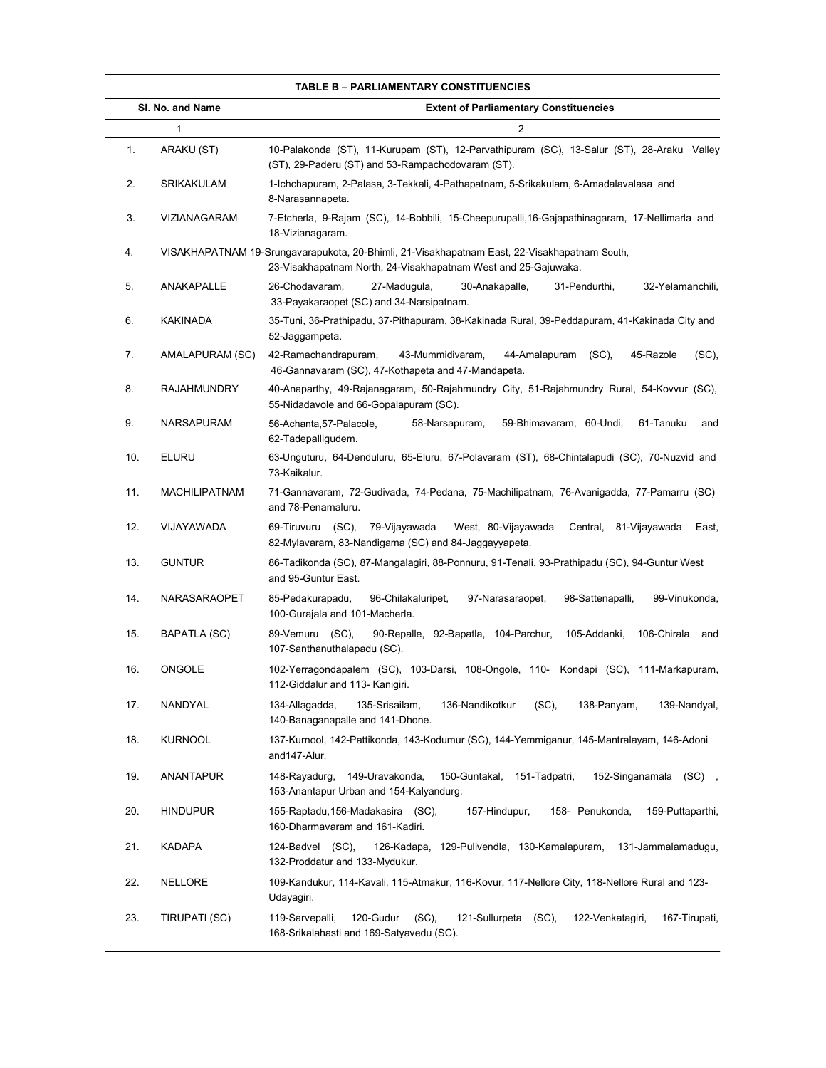**TABLE B – PARLIAMENTARY CONSTITUENCIES**

| Sl. No. and Name | | Extent of Parliamentary Constituencies |
|---|---|---|
| 1 | | 2 |
| 1. | ARAKU (ST) | 10-Palakonda (ST), 11-Kurupam (ST), 12-Parvathipuram (SC), 13-Salur (ST), 28-Araku Valley (ST), 29-Paderu (ST) and 53-Rampachodovaram (ST). |
| 2. | SRIKAKULAM | 1-Ichchapuram, 2-Palasa, 3-Tekkali, 4-Pathapatnam, 5-Srikakulam, 6-Amadalavalasa and 8-Narasannapeta. |
| 3. | VIZIANAGARAM | 7-Etcherla, 9-Rajam (SC), 14-Bobbili, 15-Cheepurupalli,16-Gajapathinagaram, 17-Nellimarla and 18-Vizianagaram. |
| 4. | VISAKHAPATNAM | 19-Srungavarapukota, 20-Bhimli, 21-Visakhapatnam East, 22-Visakhapatnam South, 23-Visakhapatnam North, 24-Visakhapatnam West and 25-Gajuwaka. |
| 5. | ANAKAPALLE | 26-Chodavaram, 27-Madugula, 30-Anakapalle, 31-Pendurthi, 32-Yelamanchili, 33-Payakaraopet (SC) and 34-Narsipatnam. |
| 6. | KAKINADA | 35-Tuni, 36-Prathipadu, 37-Pithapuram, 38-Kakinada Rural, 39-Peddapuram, 41-Kakinada City and 52-Jaggampeta. |
| 7. | AMALAPURAM (SC) | 42-Ramachandrapuram, 43-Mummidivaram, 44-Amalapuram (SC), 45-Razole (SC), 46-Gannavaram (SC), 47-Kothapeta and 47-Mandapeta. |
| 8. | RAJAHMUNDRY | 40-Anaparthy, 49-Rajanagaram, 50-Rajahmundry City, 51-Rajahmundry Rural, 54-Kovvur (SC), 55-Nidadavole and 66-Gopalapuram (SC). |
| 9. | NARSAPURAM | 56-Achanta,57-Palacole, 58-Narsapuram, 59-Bhimavaram, 60-Undi, 61-Tanuku and 62-Tadepalligudem. |
| 10. | ELURU | 63-Unguturu, 64-Denduluru, 65-Eluru, 67-Polavaram (ST), 68-Chintalapudi (SC), 70-Nuzvid and 73-Kaikalur. |
| 11. | MACHILIPATNAM | 71-Gannavaram, 72-Gudivada, 74-Pedana, 75-Machilipatnam, 76-Avanigadda, 77-Pamarru (SC) and 78-Penamaluru. |
| 12. | VIJAYAWADA | 69-Tiruvuru (SC), 79-Vijayawada West, 80-Vijayawada Central, 81-Vijayawada East, 82-Mylavaram, 83-Nandigama (SC) and 84-Jaggayyapeta. |
| 13. | GUNTUR | 86-Tadikonda (SC), 87-Mangalagiri, 88-Ponnuru, 91-Tenali, 93-Prathipadu (SC), 94-Guntur West and 95-Guntur East. |
| 14. | NARASARAOPET | 85-Pedakurapadu, 96-Chilakaluripet, 97-Narasaraopet, 98-Sattenapalli, 99-Vinukonda, 100-Gurajala and 101-Macherla. |
| 15. | BAPATLA (SC) | 89-Vemuru (SC), 90-Repalle, 92-Bapatla, 104-Parchur, 105-Addanki, 106-Chirala and 107-Santhanuthalapadu (SC). |
| 16. | ONGOLE | 102-Yerragondapalem (SC), 103-Darsi, 108-Ongole, 110- Kondapi (SC), 111-Markapuram, 112-Giddalur and 113- Kanigiri. |
| 17. | NANDYAL | 134-Allagadda, 135-Srisailam, 136-Nandikotkur (SC), 138-Panyam, 139-Nandyal, 140-Banaganapalle and 141-Dhone. |
| 18. | KURNOOL | 137-Kurnool, 142-Pattikonda, 143-Kodumur (SC), 144-Yemmiganur, 145-Mantralayam, 146-Adoni and147-Alur. |
| 19. | ANANTAPUR | 148-Rayadurg, 149-Uravakonda, 150-Guntakal, 151-Tadpatri, 152-Singanamala (SC) , 153-Anantapur Urban and 154-Kalyandurg. |
| 20. | HINDUPUR | 155-Raptadu,156-Madakasira (SC), 157-Hindupur, 158- Penukonda, 159-Puttaparthi, 160-Dharmavaram and 161-Kadiri. |
| 21. | KADAPA | 124-Badvel (SC), 126-Kadapa, 129-Pulivendla, 130-Kamalapuram, 131-Jammalamadugu, 132-Proddatur and 133-Mydukur. |
| 22. | NELLORE | 109-Kandukur, 114-Kavali, 115-Atmakur, 116-Kovur, 117-Nellore City, 118-Nellore Rural and 123-Udayagiri. |
| 23. | TIRUPATI (SC) | 119-Sarvepalli, 120-Gudur (SC), 121-Sullurpeta (SC), 122-Venkatagiri, 167-Tirupati, 168-Srikalahasti and 169-Satyavedu (SC). |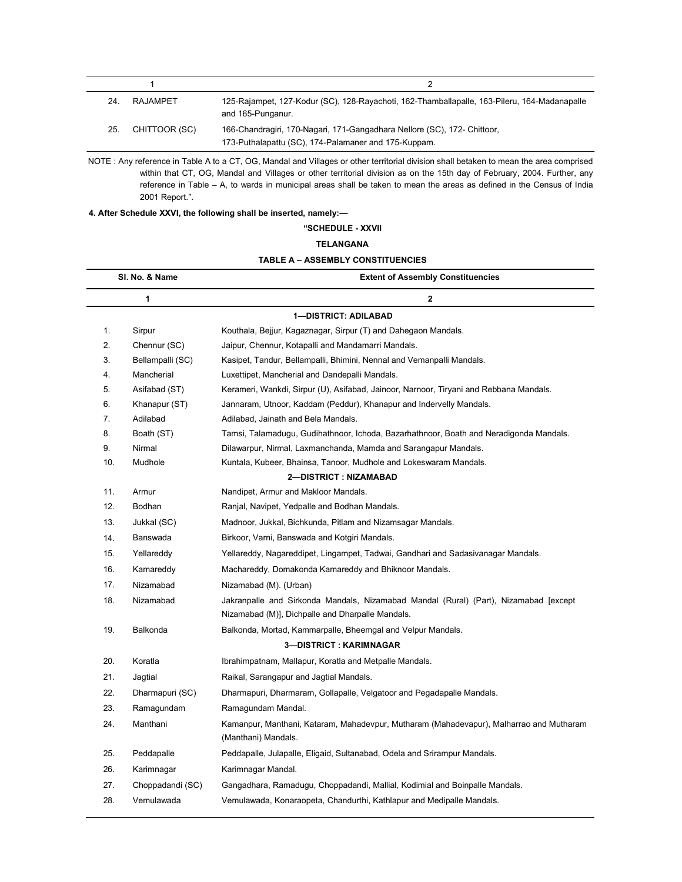| 1 | 2 |
|---|---|
| 24. RAJAMPET | 125-Rajampet, 127-Kodur (SC), 128-Rayachoti, 162-Thamballapalle, 163-Pileru, 164-Madanapalle and 165-Punganur. |
| 25. CHITTOOR (SC) | 166-Chandragiri, 170-Nagari, 171-Gangadhara Nellore (SC), 172- Chittoor, 173-Puthalapattu (SC), 174-Palamaner and 175-Kuppam. |

NOTE : Any reference in Table A to a CT, OG, Mandal and Villages or other territorial division shall betaken to mean the area comprised within that CT, OG, Mandal and Villages or other territorial division as on the 15th day of February, 2004. Further, any reference in Table – A, to wards in municipal areas shall be taken to mean the areas as defined in the Census of India 2001 Report.".

**4. After Schedule XXVI, the following shall be inserted, namely:—**

**"SCHEDULE - XXVII**

**TELANGANA**

**TABLE A – ASSEMBLY CONSTITUENCIES**

| Sl. No. & Name | | Extent of Assembly Constituencies |
|---|---|---|
| **1** | | **2** |
| | | **1—DISTRICT: ADILABAD** |
| 1. | Sirpur | Kouthala, Bejjur, Kagaznagar, Sirpur (T) and Dahegaon Mandals. |
| 2. | Chennur (SC) | Jaipur, Chennur, Kotapalli and Mandamarri Mandals. |
| 3. | Bellampalli (SC) | Kasipet, Tandur, Bellampalli, Bhimini, Nennal and Vemanpalli Mandals. |
| 4. | Mancherial | Luxettipet, Mancherial and Dandepalli Mandals. |
| 5. | Asifabad (ST) | Kerameri, Wankdi, Sirpur (U), Asifabad, Jainoor, Narnoor, Tiryani and Rebbana Mandals. |
| 6. | Khanapur (ST) | Jannaram, Utnoor, Kaddam (Peddur), Khanapur and Indervelly Mandals. |
| 7. | Adilabad | Adilabad, Jainath and Bela Mandals. |
| 8. | Boath (ST) | Tamsi, Talamadugu, Gudihathnoor, Ichoda, Bazarhathnoor, Boath and Neradigonda Mandals. |
| 9. | Nirmal | Dilawarpur, Nirmal, Laxmanchanda, Mamda and Sarangapur Mandals. |
| 10. | Mudhole | Kuntala, Kubeer, Bhainsa, Tanoor, Mudhole and Lokeswaram Mandals. |
| | | **2—DISTRICT : NIZAMABAD** |
| 11. | Armur | Nandipet, Armur and Makloor Mandals. |
| 12. | Bodhan | Ranjal, Navipet, Yedpalle and Bodhan Mandals. |
| 13. | Jukkal (SC) | Madnoor, Jukkal, Bichkunda, Pitlam and Nizamsagar Mandals. |
| 14. | Banswada | Birkoor, Varni, Banswada and Kotgiri Mandals. |
| 15. | Yellareddy | Yellareddy, Nagareddipet, Lingampet, Tadwai, Gandhari and Sadasivanagar Mandals. |
| 16. | Kamareddy | Machareddy, Domakonda Kamareddy and Bhiknoor Mandals. |
| 17. | Nizamabad | Nizamabad (M). (Urban) |
| 18. | Nizamabad | Jakranpalle and Sirkonda Mandals, Nizamabad Mandal (Rural) (Part), Nizamabad [except Nizamabad (M)], Dichpalle and Dharpalle Mandals. |
| 19. | Balkonda | Balkonda, Mortad, Kammarpalle, Bheemgal and Velpur Mandals. |
| | | **3—DISTRICT : KARIMNAGAR** |
| 20. | Koratla | Ibrahimpatnam, Mallapur, Koratla and Metpalle Mandals. |
| 21. | Jagtial | Raikal, Sarangapur and Jagtial Mandals. |
| 22. | Dharmapuri (SC) | Dharmapuri, Dharmaram, Gollapalle, Velgatoor and Pegadapalle Mandals. |
| 23. | Ramagundam | Ramagundam Mandal. |
| 24. | Manthani | Kamanpur, Manthani, Kataram, Mahadevpur, Mutharam (Mahadevapur), Malharrao and Mutharam (Manthani) Mandals. |
| 25. | Peddapalle | Peddapalle, Julapalle, Eligaid, Sultanabad, Odela and Srirampur Mandals. |
| 26. | Karimnagar | Karimnagar Mandal. |
| 27. | Choppadandi (SC) | Gangadhara, Ramadugu, Choppadandi, Mallial, Kodimial and Boinpalle Mandals. |
| 28. | Vemulawada | Vemulawada, Konaraopeta, Chandurthi, Kathlapur and Medipalle Mandals. |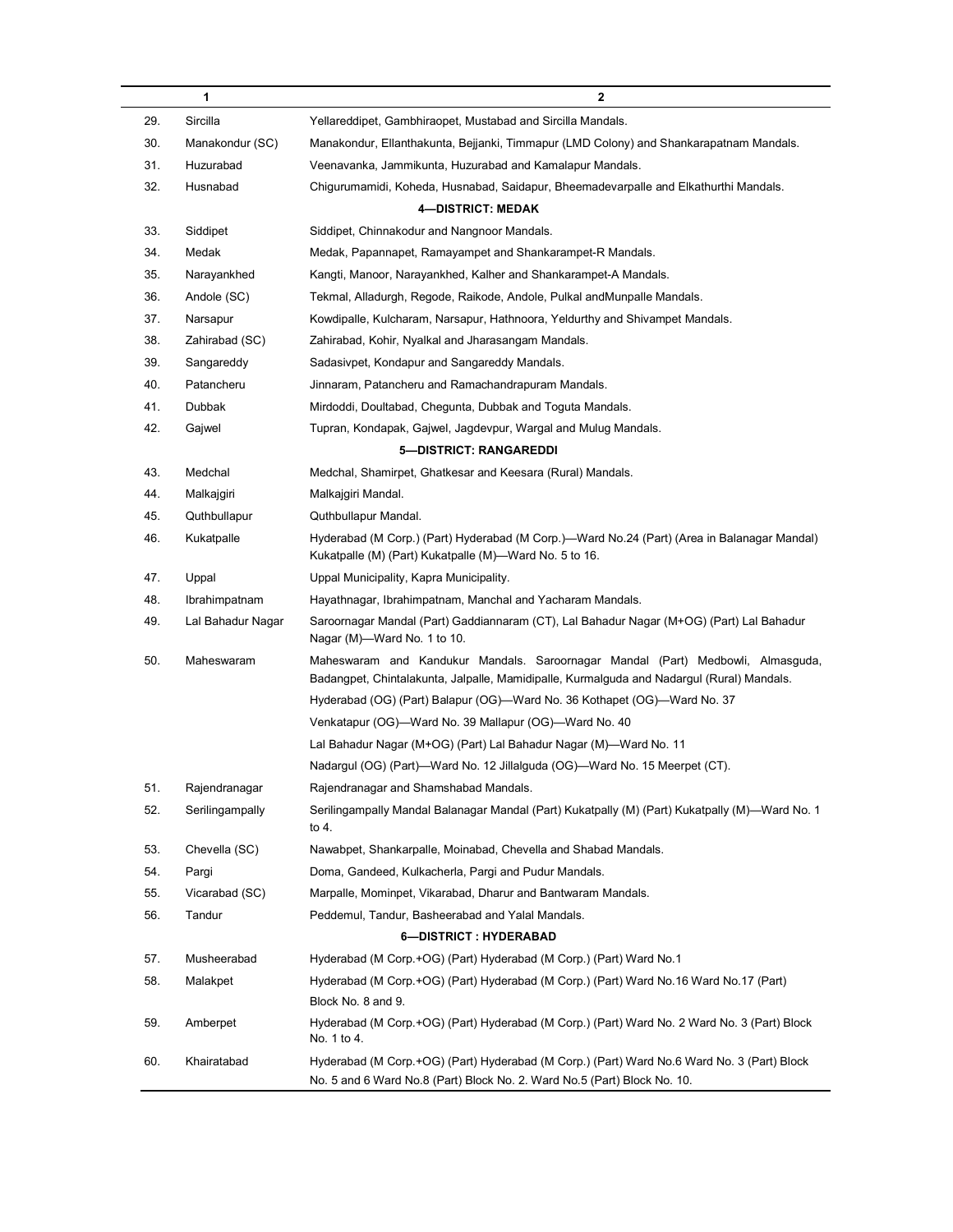| | 1 | 2 |
|---|---|---|
| 29. | Sircilla | Yellareddipet, Gambhiraopet, Mustabad and Sircilla Mandals. |
| 30. | Manakondur (SC) | Manakondur, Ellanthakunta, Bejjanki, Timmapur (LMD Colony) and Shankarapatnam Mandals. |
| 31. | Huzurabad | Veenavanka, Jammikunta, Huzurabad and Kamalapur Mandals. |
| 32. | Husnabad | Chigurumamidi, Koheda, Husnabad, Saidapur, Bheemadevarpalle and Elkathurthi Mandals. |
| | | **4—DISTRICT: MEDAK** |
| 33. | Siddipet | Siddipet, Chinnakodur and Nangnoor Mandals. |
| 34. | Medak | Medak, Papannapet, Ramayampet and Shankarampet-R Mandals. |
| 35. | Narayankhed | Kangti, Manoor, Narayankhed, Kalher and Shankarampet-A Mandals. |
| 36. | Andole (SC) | Tekmal, Alladurgh, Regode, Raikode, Andole, Pulkal andMunpalle Mandals. |
| 37. | Narsapur | Kowdipalle, Kulcharam, Narsapur, Hathnoora, Yeldurthy and Shivampet Mandals. |
| 38. | Zahirabad (SC) | Zahirabad, Kohir, Nyalkal and Jharasangam Mandals. |
| 39. | Sangareddy | Sadasivpet, Kondapur and Sangareddy Mandals. |
| 40. | Patancheru | Jinnaram, Patancheru and Ramachandrapuram Mandals. |
| 41. | Dubbak | Mirdoddi, Doultabad, Chegunta, Dubbak and Toguta Mandals. |
| 42. | Gajwel | Tupran, Kondapak, Gajwel, Jagdevpur, Wargal and Mulug Mandals. |
| | | **5—DISTRICT: RANGAREDDI** |
| 43. | Medchal | Medchal, Shamirpet, Ghatkesar and Keesara (Rural) Mandals. |
| 44. | Malkajgiri | Malkajgiri Mandal. |
| 45. | Quthbullapur | Quthbullapur Mandal. |
| 46. | Kukatpalle | Hyderabad (M Corp.) (Part) Hyderabad (M Corp.)—Ward No.24 (Part) (Area in Balanagar Mandal) Kukatpalle (M) (Part) Kukatpalle (M)—Ward No. 5 to 16. |
| 47. | Uppal | Uppal Municipality, Kapra Municipality. |
| 48. | Ibrahimpatnam | Hayathnagar, Ibrahimpatnam, Manchal and Yacharam Mandals. |
| 49. | Lal Bahadur Nagar | Saroornagar Mandal (Part) Gaddiannaram (CT), Lal Bahadur Nagar (M+OG) (Part) Lal Bahadur Nagar (M)—Ward No. 1 to 10. |
| 50. | Maheswaram | Maheswaram and Kandukur Mandals. Saroornagar Mandal (Part) Medbowli, Almasguda, Badangpet, Chintalakunta, Jalpalle, Mamidipalle, Kurmalguda and Nadargul (Rural) Mandals. Hyderabad (OG) (Part) Balapur (OG)—Ward No. 36 Kothapet (OG)—Ward No. 37 Venkatapur (OG)—Ward No. 39 Mallapur (OG)—Ward No. 40 Lal Bahadur Nagar (M+OG) (Part) Lal Bahadur Nagar (M)—Ward No. 11 Nadargul (OG) (Part)—Ward No. 12 Jillalguda (OG)—Ward No. 15 Meerpet (CT). |
| 51. | Rajendranagar | Rajendranagar and Shamshabad Mandals. |
| 52. | Serilingampally | Serilingampally Mandal Balanagar Mandal (Part) Kukatpally (M) (Part) Kukatpally (M)—Ward No. 1 to 4. |
| 53. | Chevella (SC) | Nawabpet, Shankarpalle, Moinabad, Chevella and Shabad Mandals. |
| 54. | Pargi | Doma, Gandeed, Kulkacherla, Pargi and Pudur Mandals. |
| 55. | Vicarabad (SC) | Marpalle, Mominpet, Vikarabad, Dharur and Bantwaram Mandals. |
| 56. | Tandur | Peddemul, Tandur, Basheerabad and Yalal Mandals. |
| | | **6—DISTRICT : HYDERABAD** |
| 57. | Musheerabad | Hyderabad (M Corp.+OG) (Part) Hyderabad (M Corp.) (Part) Ward No.1 |
| 58. | Malakpet | Hyderabad (M Corp.+OG) (Part) Hyderabad (M Corp.) (Part) Ward No.16 Ward No.17 (Part) Block No. 8 and 9. |
| 59. | Amberpet | Hyderabad (M Corp.+OG) (Part) Hyderabad (M Corp.) (Part) Ward No. 2 Ward No. 3 (Part) Block No. 1 to 4. |
| 60. | Khairatabad | Hyderabad (M Corp.+OG) (Part) Hyderabad (M Corp.) (Part) Ward No.6 Ward No. 3 (Part) Block No. 5 and 6 Ward No.8 (Part) Block No. 2. Ward No.5 (Part) Block No. 10. |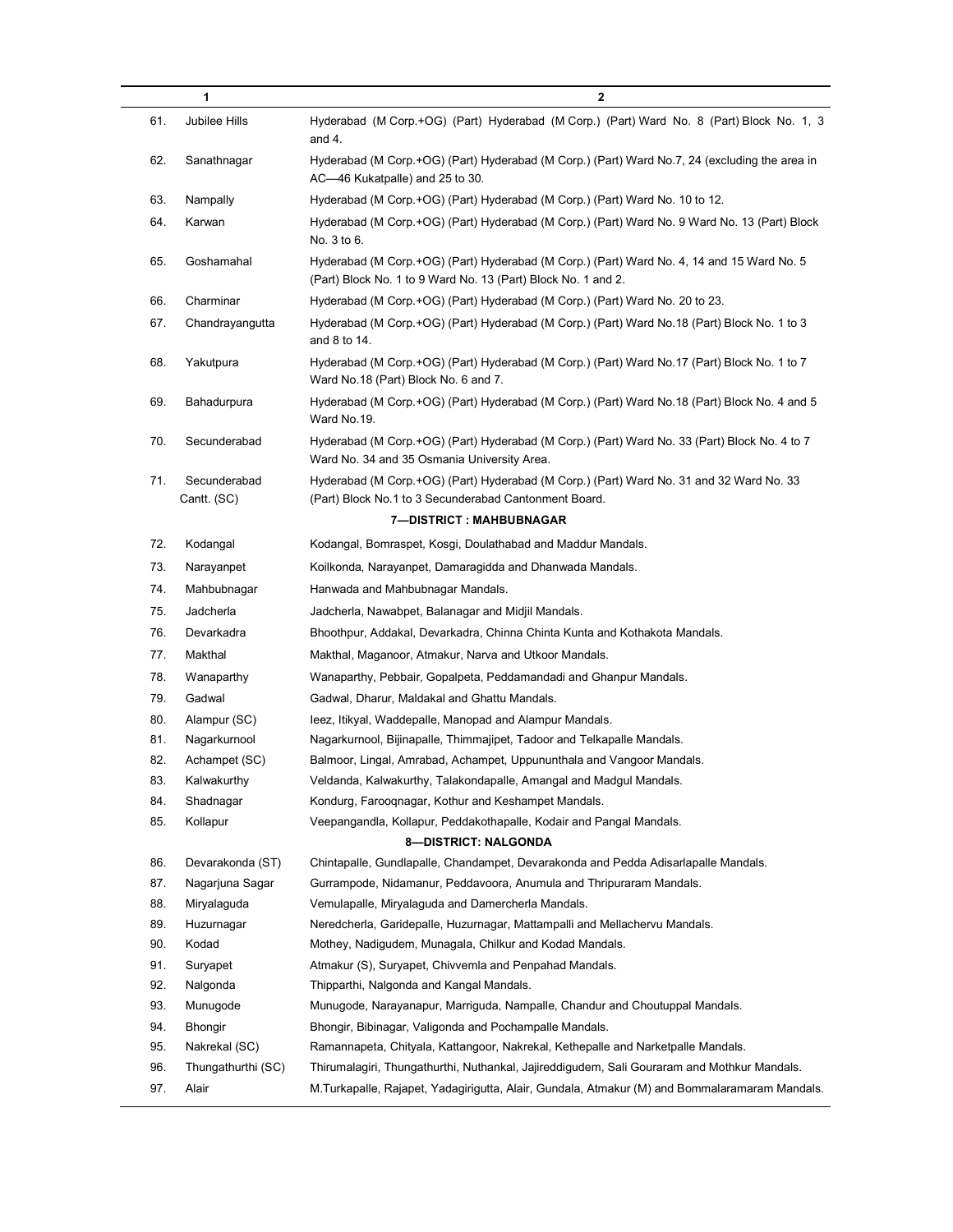| | 1 | 2 |
|---|---|---|
| 61. | Jubilee Hills | Hyderabad (M Corp.+OG) (Part) Hyderabad (M Corp.) (Part) Ward No. 8 (Part) Block No. 1, 3 and 4. |
| 62. | Sanathnagar | Hyderabad (M Corp.+OG) (Part) Hyderabad (M Corp.) (Part) Ward No.7, 24 (excluding the area in AC—46 Kukatpalle) and 25 to 30. |
| 63. | Nampally | Hyderabad (M Corp.+OG) (Part) Hyderabad (M Corp.) (Part) Ward No. 10 to 12. |
| 64. | Karwan | Hyderabad (M Corp.+OG) (Part) Hyderabad (M Corp.) (Part) Ward No. 9 Ward No. 13 (Part) Block No. 3 to 6. |
| 65. | Goshamahal | Hyderabad (M Corp.+OG) (Part) Hyderabad (M Corp.) (Part) Ward No. 4, 14 and 15 Ward No. 5 (Part) Block No. 1 to 9 Ward No. 13 (Part) Block No. 1 and 2. |
| 66. | Charminar | Hyderabad (M Corp.+OG) (Part) Hyderabad (M Corp.) (Part) Ward No. 20 to 23. |
| 67. | Chandrayangutta | Hyderabad (M Corp.+OG) (Part) Hyderabad (M Corp.) (Part) Ward No.18 (Part) Block No. 1 to 3 and 8 to 14. |
| 68. | Yakutpura | Hyderabad (M Corp.+OG) (Part) Hyderabad (M Corp.) (Part) Ward No.17 (Part) Block No. 1 to 7 Ward No.18 (Part) Block No. 6 and 7. |
| 69. | Bahadurpura | Hyderabad (M Corp.+OG) (Part) Hyderabad (M Corp.) (Part) Ward No.18 (Part) Block No. 4 and 5 Ward No.19. |
| 70. | Secunderabad | Hyderabad (M Corp.+OG) (Part) Hyderabad (M Corp.) (Part) Ward No. 33 (Part) Block No. 4 to 7 Ward No. 34 and 35 Osmania University Area. |
| 71. | Secunderabad Cantt. (SC) | Hyderabad (M Corp.+OG) (Part) Hyderabad (M Corp.) (Part) Ward No. 31 and 32 Ward No. 33 (Part) Block No.1 to 3 Secunderabad Cantonment Board. |
| | | **7—DISTRICT : MAHBUBNAGAR** |
| 72. | Kodangal | Kodangal, Bomraspet, Kosgi, Doulathabad and Maddur Mandals. |
| 73. | Narayanpet | Koilkonda, Narayanpet, Damaragidda and Dhanwada Mandals. |
| 74. | Mahbubnagar | Hanwada and Mahbubnagar Mandals. |
| 75. | Jadcherla | Jadcherla, Nawabpet, Balanagar and Midjil Mandals. |
| 76. | Devarkadra | Bhoothpur, Addakal, Devarkadra, Chinna Chinta Kunta and Kothakota Mandals. |
| 77. | Makthal | Makthal, Maganoor, Atmakur, Narva and Utkoor Mandals. |
| 78. | Wanaparthy | Wanaparthy, Pebbair, Gopalpeta, Peddamandadi and Ghanpur Mandals. |
| 79. | Gadwal | Gadwal, Dharur, Maldakal and Ghattu Mandals. |
| 80. | Alampur (SC) | Ieez, Itikyal, Waddepalle, Manopad and Alampur Mandals. |
| 81. | Nagarkurnool | Nagarkurnool, Bijinapalle, Thimmajipet, Tadoor and Telkapalle Mandals. |
| 82. | Achampet (SC) | Balmoor, Lingal, Amrabad, Achampet, Uppununthala and Vangoor Mandals. |
| 83. | Kalwakurthy | Veldanda, Kalwakurthy, Talakondapalle, Amangal and Madgul Mandals. |
| 84. | Shadnagar | Kondurg, Farooqnagar, Kothur and Keshampet Mandals. |
| 85. | Kollapur | Veepangandla, Kollapur, Peddakothapalle, Kodair and Pangal Mandals. |
| | | **8—DISTRICT: NALGONDA** |
| 86. | Devarakonda (ST) | Chintapalle, Gundlapalle, Chandampet, Devarakonda and Pedda Adisarlapalle Mandals. |
| 87. | Nagarjuna Sagar | Gurrampode, Nidamanur, Peddavoora, Anumula and Thripuraram Mandals. |
| 88. | Miryalaguda | Vemulapalle, Miryalaguda and Damercherla Mandals. |
| 89. | Huzurnagar | Neredcherla, Garidepalle, Huzurnagar, Mattampalli and Mellachervu Mandals. |
| 90. | Kodad | Mothey, Nadigudem, Munagala, Chilkur and Kodad Mandals. |
| 91. | Suryapet | Atmakur (S), Suryapet, Chivvemla and Penpahad Mandals. |
| 92. | Nalgonda | Thipparthi, Nalgonda and Kangal Mandals. |
| 93. | Munugode | Munugode, Narayanapur, Marriguda, Nampalle, Chandur and Choutuppal Mandals. |
| 94. | Bhongir | Bhongir, Bibinagar, Valigonda and Pochampalle Mandals. |
| 95. | Nakrekal (SC) | Ramannapeta, Chityala, Kattangoor, Nakrekal, Kethepalle and Narketpalle Mandals. |
| 96. | Thungathurthi (SC) | Thirumalagiri, Thungathurthi, Nuthankal, Jajireddigudem, Sali Gouraram and Mothkur Mandals. |
| 97. | Alair | M.Turkapalle, Rajapet, Yadagirigutta, Alair, Gundala, Atmakur (M) and Bommalaramaram Mandals. |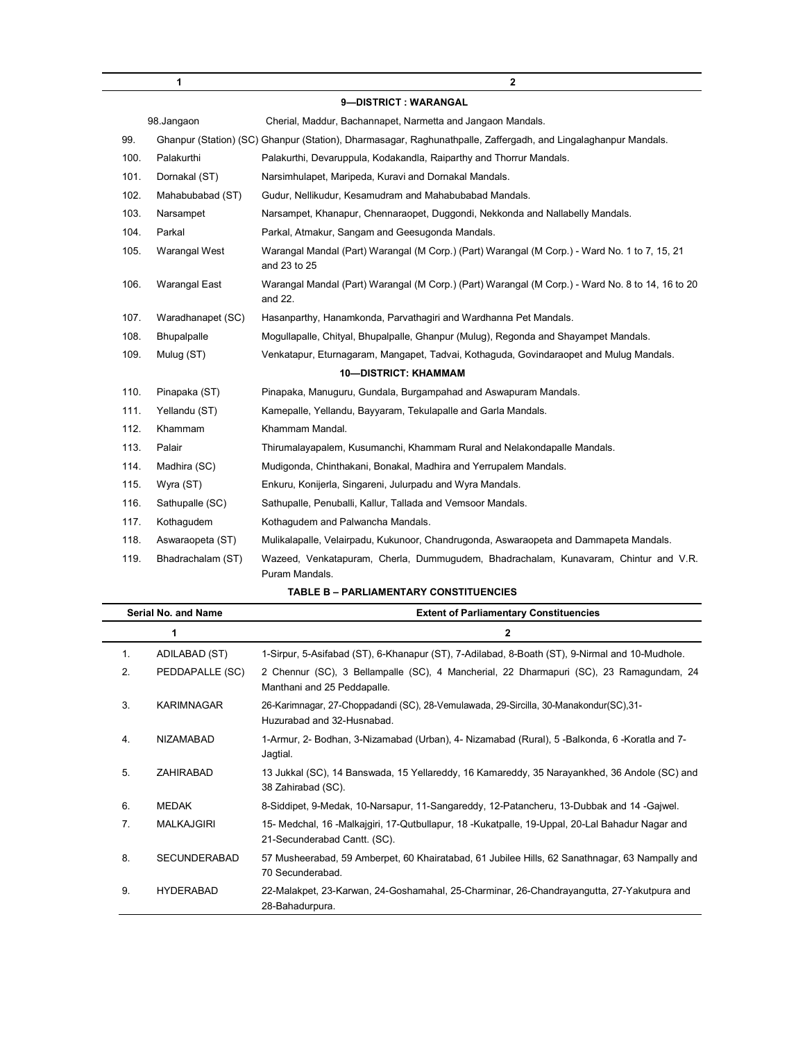| 1 | | 2 |
|---|---|---|
| | | **9—DISTRICT : WARANGAL** |
| 98. | Jangaon | Cherial, Maddur, Bachannapet, Narmetta and Jangaon Mandals. |
| 99. | Ghanpur (Station) (SC) | Ghanpur (Station), Dharmasagar, Raghunathpalle, Zaffergadh, and Lingalaghanpur Mandals. |
| 100. | Palakurthi | Palakurthi, Devaruppula, Kodakandla, Raiparthy and Thorrur Mandals. |
| 101. | Dornakal (ST) | Narsimhulapet, Maripeda, Kuravi and Dornakal Mandals. |
| 102. | Mahabubabad (ST) | Gudur, Nellikudur, Kesamudram and Mahabubabad Mandals. |
| 103. | Narsampet | Narsampet, Khanapur, Chennaraopet, Duggondi, Nekkonda and Nallabelly Mandals. |
| 104. | Parkal | Parkal, Atmakur, Sangam and Geesugonda Mandals. |
| 105. | Warangal West | Warangal Mandal (Part) Warangal (M Corp.) (Part) Warangal (M Corp.) - Ward No. 1 to 7, 15, 21 and 23 to 25 |
| 106. | Warangal East | Warangal Mandal (Part) Warangal (M Corp.) (Part) Warangal (M Corp.) - Ward No. 8 to 14, 16 to 20 and 22. |
| 107. | Waradhanapet (SC) | Hasanparthy, Hanamkonda, Parvathagiri and Wardhanna Pet Mandals. |
| 108. | Bhupalpalle | Mogullapalle, Chityal, Bhupalpalle, Ghanpur (Mulug), Regonda and Shayampet Mandals. |
| 109. | Mulug (ST) | Venkatapur, Eturnagaram, Mangapet, Tadvai, Kothaguda, Govindaraopet and Mulug Mandals. |
| | | **10—DISTRICT: KHAMMAM** |
| 110. | Pinapaka (ST) | Pinapaka, Manuguru, Gundala, Burgampahad and Aswapuram Mandals. |
| 111. | Yellandu (ST) | Kamepalle, Yellandu, Bayyaram, Tekulapalle and Garla Mandals. |
| 112. | Khammam | Khammam Mandal. |
| 113. | Palair | Thirumalayapalem, Kusumanchi, Khammam Rural and Nelakondapalle Mandals. |
| 114. | Madhira (SC) | Mudigonda, Chinthakani, Bonakal, Madhira and Yerrupalem Mandals. |
| 115. | Wyra (ST) | Enkuru, Konijerla, Singareni, Julurpadu and Wyra Mandals. |
| 116. | Sathupalle (SC) | Sathupalle, Penuballi, Kallur, Tallada and Vemsoor Mandals. |
| 117. | Kothagudem | Kothagudem and Palwancha Mandals. |
| 118. | Aswaraopeta (ST) | Mulikalapalle, Velairpadu, Kukunoor, Chandrugonda, Aswaraopeta and Dammapeta Mandals. |
| 119. | Bhadrachalam (ST) | Wazeed, Venkatapuram, Cherla, Dummugudem, Bhadrachalam, Kunavaram, Chintur and V.R. Puram Mandals. |

**TABLE B – PARLIAMENTARY CONSTITUENCIES**

| Serial No. and Name | | Extent of Parliamentary Constituencies |
|---|---|---|
| 1 | | 2 |
| 1. | ADILABAD (ST) | 1-Sirpur, 5-Asifabad (ST), 6-Khanapur (ST), 7-Adilabad, 8-Boath (ST), 9-Nirmal and 10-Mudhole. |
| 2. | PEDDAPALLE (SC) | 2 Chennur (SC), 3 Bellampalle (SC), 4 Mancherial, 22 Dharmapuri (SC), 23 Ramagundam, 24 Manthani and 25 Peddapalle. |
| 3. | KARIMNAGAR | 26-Karimnagar, 27-Choppadandi (SC), 28-Vemulawada, 29-Sircilla, 30-Manakondur(SC),31-Huzurabad and 32-Husnabad. |
| 4. | NIZAMABAD | 1-Armur, 2- Bodhan, 3-Nizamabad (Urban), 4- Nizamabad (Rural), 5 -Balkonda, 6 -Koratla and 7-Jagtial. |
| 5. | ZAHIRABAD | 13 Jukkal (SC), 14 Banswada, 15 Yellareddy, 16 Kamareddy, 35 Narayankhed, 36 Andole (SC) and 38 Zahirabad (SC). |
| 6. | MEDAK | 8-Siddipet, 9-Medak, 10-Narsapur, 11-Sangareddy, 12-Patancheru, 13-Dubbak and 14 -Gajwel. |
| 7. | MALKAJGIRI | 15- Medchal, 16 -Malkajgiri, 17-Qutbullapur, 18 -Kukatpalle, 19-Uppal, 20-Lal Bahadur Nagar and 21-Secunderabad Cantt. (SC). |
| 8. | SECUNDERABAD | 57 Musheerabad, 59 Amberpet, 60 Khairatabad, 61 Jubilee Hills, 62 Sanathnagar, 63 Nampally and 70 Secunderabad. |
| 9. | HYDERABAD | 22-Malakpet, 23-Karwan, 24-Goshamahal, 25-Charminar, 26-Chandrayangutta, 27-Yakutpura and 28-Bahadurpura. |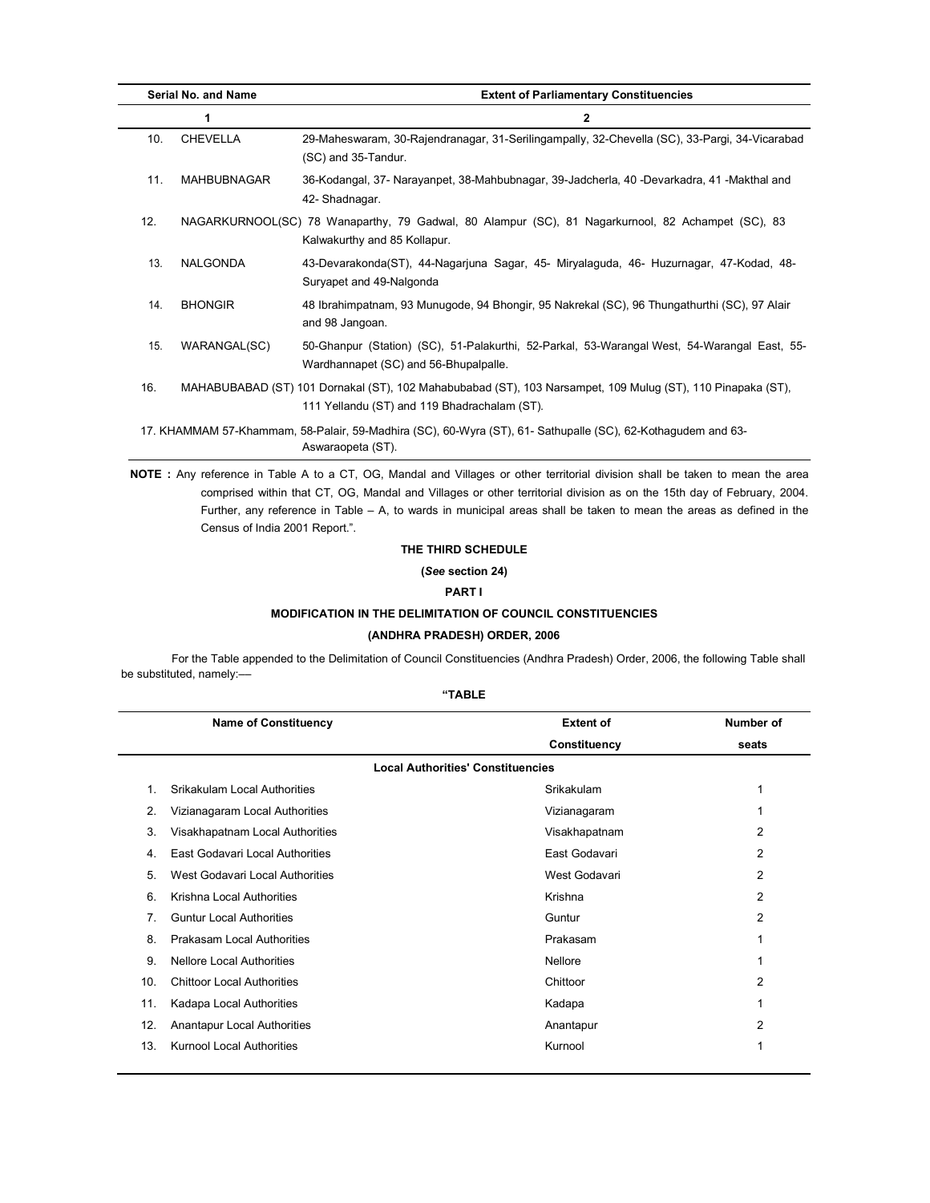| Serial No. and Name | | Extent of Parliamentary Constituencies |
|---|---|---|
| 1 | | 2 |
| 10. | CHEVELLA | 29-Maheswaram, 30-Rajendranagar, 31-Serilingampally, 32-Chevella (SC), 33-Pargi, 34-Vicarabad (SC) and 35-Tandur. |
| 11. | MAHBUBNAGAR | 36-Kodangal, 37- Narayanpet, 38-Mahbubnagar, 39-Jadcherla, 40 -Devarkadra, 41 -Makthal and 42- Shadnagar. |
| 12. | NAGARKURNOOL(SC) | 78 Wanaparthy, 79 Gadwal, 80 Alampur (SC), 81 Nagarkurnool, 82 Achampet (SC), 83 Kalwakurthy and 85 Kollapur. |
| 13. | NALGONDA | 43-Devarakonda(ST), 44-Nagarjuna Sagar, 45- Miryalaguda, 46- Huzurnagar, 47-Kodad, 48-Suryapet and 49-Nalgonda |
| 14. | BHONGIR | 48 Ibrahimpatnam, 93 Munugode, 94 Bhongir, 95 Nakrekal (SC), 96 Thungathurthi (SC), 97 Alair and 98 Jangoan. |
| 15. | WARANGAL(SC) | 50-Ghanpur (Station) (SC), 51-Palakurthi, 52-Parkal, 53-Warangal West, 54-Warangal East, 55-Wardhannapet (SC) and 56-Bhupalpalle. |
| 16. | MAHABUBABAD (ST) | 101 Dornakal (ST), 102 Mahabubabad (ST), 103 Narsampet, 109 Mulug (ST), 110 Pinapaka (ST), 111 Yellandu (ST) and 119 Bhadrachalam (ST). |
| 17. | KHAMMAM | 57-Khammam, 58-Palair, 59-Madhira (SC), 60-Wyra (ST), 61- Sathupalle (SC), 62-Kothagudem and 63-Aswaraopeta (ST). |

**NOTE :** Any reference in Table A to a CT, OG, Mandal and Villages or other territorial division shall be taken to mean the area comprised within that CT, OG, Mandal and Villages or other territorial division as on the 15th day of February, 2004. Further, any reference in Table – A, to wards in municipal areas shall be taken to mean the areas as defined in the Census of India 2001 Report.".

## THE THIRD SCHEDULE

**(*See* section 24)**

**PART I**

### MODIFICATION IN THE DELIMITATION OF COUNCIL CONSTITUENCIES (ANDHRA PRADESH) ORDER, 2006

For the Table appended to the Delimitation of Council Constituencies (Andhra Pradesh) Order, 2006, the following Table shall be substituted, namely:—

**"TABLE**

| | Name of Constituency | Extent of Constituency | Number of seats |
|---|---|---|---|
| | **Local Authorities' Constituencies** | | |
| 1. | Srikakulam Local Authorities | Srikakulam | 1 |
| 2. | Vizianagaram Local Authorities | Vizianagaram | 1 |
| 3. | Visakhapatnam Local Authorities | Visakhapatnam | 2 |
| 4. | East Godavari Local Authorities | East Godavari | 2 |
| 5. | West Godavari Local Authorities | West Godavari | 2 |
| 6. | Krishna Local Authorities | Krishna | 2 |
| 7. | Guntur Local Authorities | Guntur | 2 |
| 8. | Prakasam Local Authorities | Prakasam | 1 |
| 9. | Nellore Local Authorities | Nellore | 1 |
| 10. | Chittoor Local Authorities | Chittoor | 2 |
| 11. | Kadapa Local Authorities | Kadapa | 1 |
| 12. | Anantapur Local Authorities | Anantapur | 2 |
| 13. | Kurnool Local Authorities | Kurnool | 1 |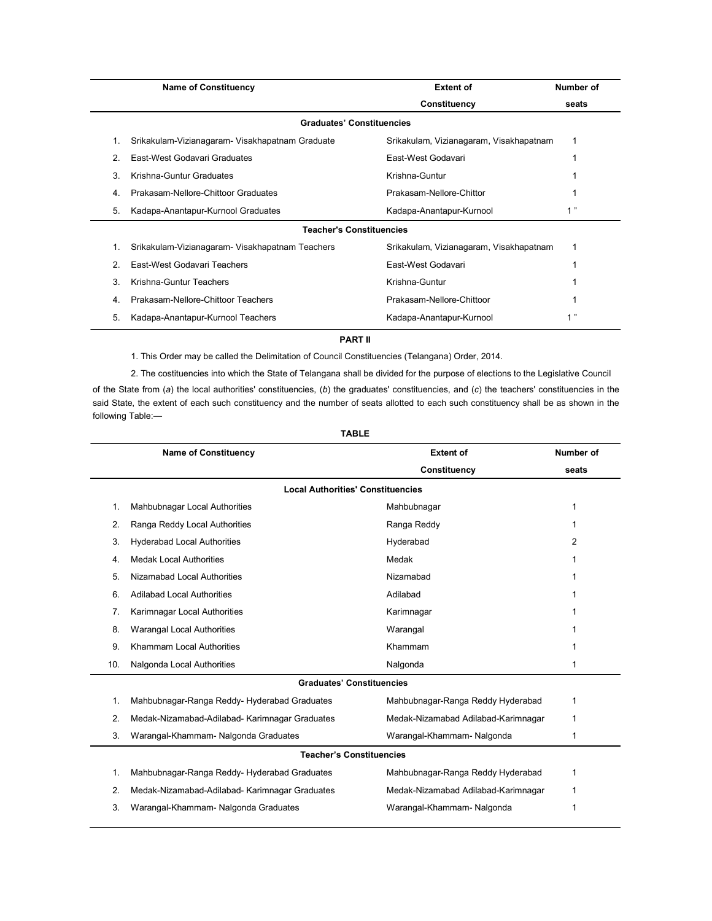| | Name of Constituency | Extent of Constituency | Number of seats |
|---|---|---|---|
| | **Graduates' Constituencies** | | |
| 1. | Srikakulam-Vizianagaram- Visakhapatnam Graduate | Srikakulam, Vizianagaram, Visakhapatnam | 1 |
| 2. | East-West Godavari Graduates | East-West Godavari | 1 |
| 3. | Krishna-Guntur Graduates | Krishna-Guntur | 1 |
| 4. | Prakasam-Nellore-Chittoor Graduates | Prakasam-Nellore-Chittor | 1 |
| 5. | Kadapa-Anantapur-Kurnool Graduates | Kadapa-Anantapur-Kurnool | 1 " |
| | **Teacher's Constituencies** | | |
| 1. | Srikakulam-Vizianagaram- Visakhapatnam Teachers | Srikakulam, Vizianagaram, Visakhapatnam | 1 |
| 2. | East-West Godavari Teachers | East-West Godavari | 1 |
| 3. | Krishna-Guntur Teachers | Krishna-Guntur | 1 |
| 4. | Prakasam-Nellore-Chittoor Teachers | Prakasam-Nellore-Chittoor | 1 |
| 5. | Kadapa-Anantapur-Kurnool Teachers | Kadapa-Anantapur-Kurnool | 1 " |

**PART II**

1. This Order may be called the Delimitation of Council Constituencies (Telangana) Order, 2014.

2. The costituencies into which the State of Telangana shall be divided for the purpose of elections to the Legislative Council of the State from (*a*) the local authorities' constituencies, (*b*) the graduates' constituencies, and (*c*) the teachers' constituencies in the said State, the extent of each such constituency and the number of seats allotted to each such constituency shall be as shown in the following Table:—

**TABLE**

| | Name of Constituency | Extent of Constituency | Number of seats |
|---|---|---|---|
| | **Local Authorities' Constituencies** | | |
| 1. | Mahbubnagar Local Authorities | Mahbubnagar | 1 |
| 2. | Ranga Reddy Local Authorities | Ranga Reddy | 1 |
| 3. | Hyderabad Local Authorities | Hyderabad | 2 |
| 4. | Medak Local Authorities | Medak | 1 |
| 5. | Nizamabad Local Authorities | Nizamabad | 1 |
| 6. | Adilabad Local Authorities | Adilabad | 1 |
| 7. | Karimnagar Local Authorities | Karimnagar | 1 |
| 8. | Warangal Local Authorities | Warangal | 1 |
| 9. | Khammam Local Authorities | Khammam | 1 |
| 10. | Nalgonda Local Authorities | Nalgonda | 1 |
| | **Graduates' Constituencies** | | |
| 1. | Mahbubnagar-Ranga Reddy- Hyderabad Graduates | Mahbubnagar-Ranga Reddy Hyderabad | 1 |
| 2. | Medak-Nizamabad-Adilabad- Karimnagar Graduates | Medak-Nizamabad Adilabad-Karimnagar | 1 |
| 3. | Warangal-Khammam- Nalgonda Graduates | Warangal-Khammam- Nalgonda | 1 |
| | **Teacher's Constituencies** | | |
| 1. | Mahbubnagar-Ranga Reddy- Hyderabad Graduates | Mahbubnagar-Ranga Reddy Hyderabad | 1 |
| 2. | Medak-Nizamabad-Adilabad- Karimnagar Graduates | Medak-Nizamabad Adilabad-Karimnagar | 1 |
| 3. | Warangal-Khammam- Nalgonda Graduates | Warangal-Khammam- Nalgonda | 1 |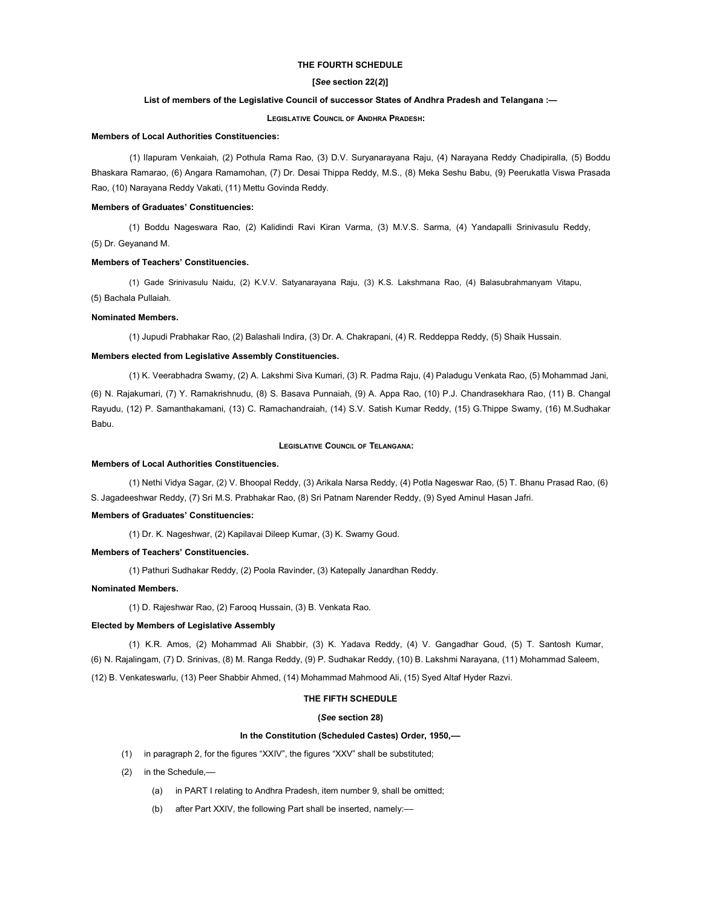## THE FOURTH SCHEDULE

**[*See* section 22(*2*)]**

**List of members of the Legislative Council of successor States of Andhra Pradesh and Telangana :—**

**LEGISLATIVE COUNCIL OF ANDHRA PRADESH:**

**Members of Local Authorities Constituencies:**

(1) Ilapuram Venkaiah, (2) Pothula Rama Rao, (3) D.V. Suryanarayana Raju, (4) Narayana Reddy Chadipiralla, (5) Boddu Bhaskara Ramarao, (6) Angara Ramamohan, (7) Dr. Desai Thippa Reddy, M.S., (8) Meka Seshu Babu, (9) Peerukatla Viswa Prasada Rao, (10) Narayana Reddy Vakati, (11) Mettu Govinda Reddy.

**Members of Graduates' Constituencies:**

(1) Boddu Nageswara Rao, (2) Kalidindi Ravi Kiran Varma, (3) M.V.S. Sarma, (4) Yandapalli Srinivasulu Reddy, (5) Dr. Geyanand M.

**Members of Teachers' Constituencies.**

(1) Gade Srinivasulu Naidu, (2) K.V.V. Satyanarayana Raju, (3) K.S. Lakshmana Rao, (4) Balasubrahmanyam Vitapu, (5) Bachala Pullaiah.

**Nominated Members.**

(1) Jupudi Prabhakar Rao, (2) Balashali Indira, (3) Dr. A. Chakrapani, (4) R. Reddeppa Reddy, (5) Shaik Hussain.

**Members elected from Legislative Assembly Constituencies.**

(1) K. Veerabhadra Swamy, (2) A. Lakshmi Siva Kumari, (3) R. Padma Raju, (4) Paladugu Venkata Rao, (5) Mohammad Jani, (6) N. Rajakumari, (7) Y. Ramakrishnudu, (8) S. Basava Punnaiah, (9) A. Appa Rao, (10) P.J. Chandrasekhara Rao, (11) B. Changal Rayudu, (12) P. Samanthakamani, (13) C. Ramachandraiah, (14) S.V. Satish Kumar Reddy, (15) G.Thippe Swamy, (16) M.Sudhakar Babu.

**LEGISLATIVE COUNCIL OF TELANGANA:**

**Members of Local Authorities Constituencies.**

(1) Nethi Vidya Sagar, (2) V. Bhoopal Reddy, (3) Arikala Narsa Reddy, (4) Potla Nageswar Rao, (5) T. Bhanu Prasad Rao, (6) S. Jagadeeshwar Reddy, (7) Sri M.S. Prabhakar Rao, (8) Sri Patnam Narender Reddy, (9) Syed Aminul Hasan Jafri.

**Members of Graduates' Constituencies:**

(1) Dr. K. Nageshwar, (2) Kapilavai Dileep Kumar, (3) K. Swamy Goud.

**Members of Teachers' Constituencies.**

(1) Pathuri Sudhakar Reddy, (2) Poola Ravinder, (3) Katepally Janardhan Reddy.

**Nominated Members.**

(1) D. Rajeshwar Rao, (2) Farooq Hussain, (3) B. Venkata Rao.

**Elected by Members of Legislative Assembly**

(1) K.R. Amos, (2) Mohammad Ali Shabbir, (3) K. Yadava Reddy, (4) V. Gangadhar Goud, (5) T. Santosh Kumar, (6) N. Rajalingam, (7) D. Srinivas, (8) M. Ranga Reddy, (9) P. Sudhakar Reddy, (10) B. Lakshmi Narayana, (11) Mohammad Saleem, (12) B. Venkateswarlu, (13) Peer Shabbir Ahmed, (14) Mohammad Mahmood Ali, (15) Syed Altaf Hyder Razvi.

## THE FIFTH SCHEDULE

**(*See* section 28)**

**In the Constitution (Scheduled Castes) Order, 1950,—**

(1) in paragraph 2, for the figures "XXIV", the figures "XXV" shall be substituted;

(2) in the Schedule,—

 (a) in PART I relating to Andhra Pradesh, item number 9, shall be omitted;

 (b) after Part XXIV, the following Part shall be inserted, namely:—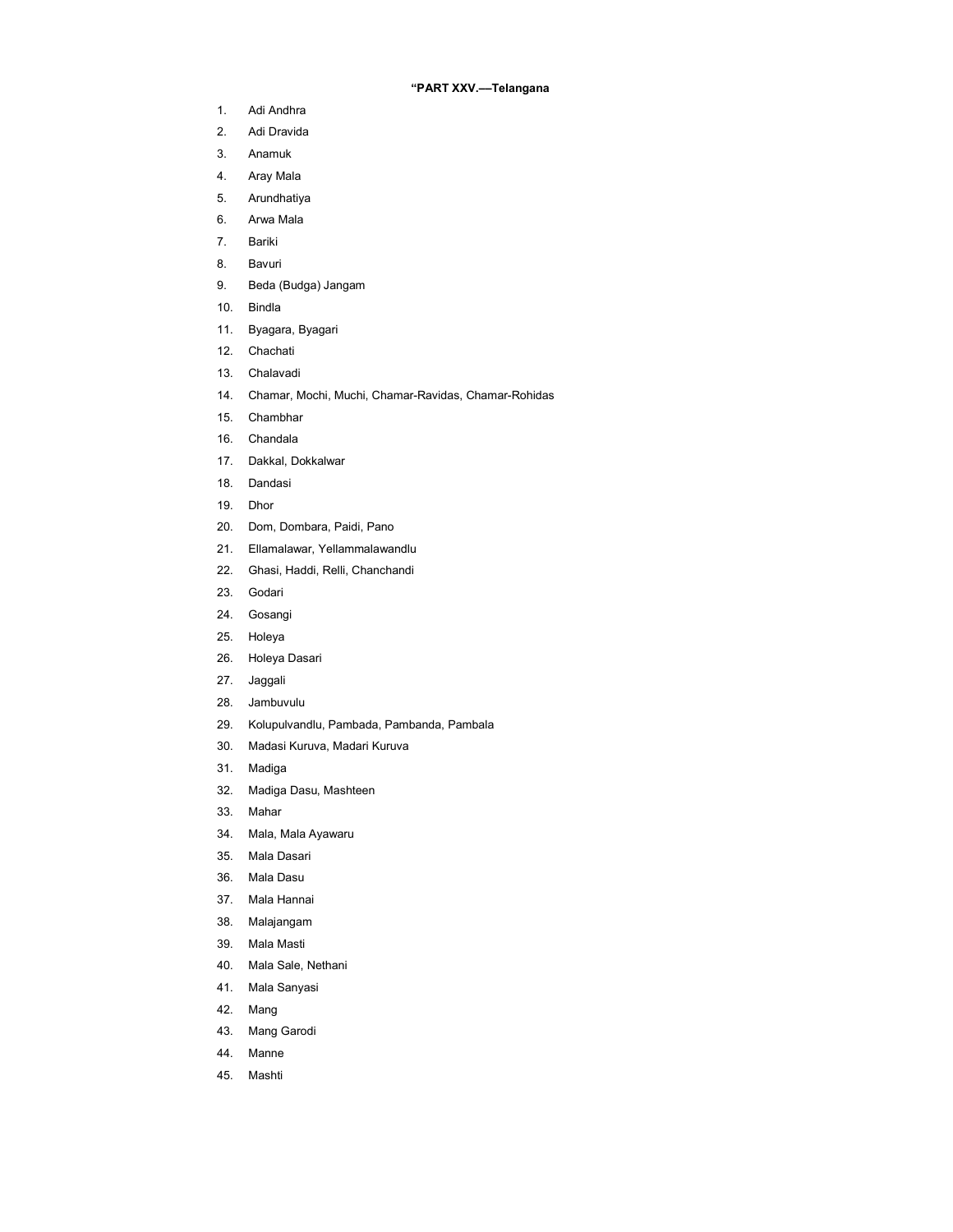**"PART XXV.—Telangana**

1. Adi Andhra
2. Adi Dravida
3. Anamuk
4. Aray Mala
5. Arundhatiya
6. Arwa Mala
7. Bariki
8. Bavuri
9. Beda (Budga) Jangam
10. Bindla
11. Byagara, Byagari
12. Chachati
13. Chalavadi
14. Chamar, Mochi, Muchi, Chamar-Ravidas, Chamar-Rohidas
15. Chambhar
16. Chandala
17. Dakkal, Dokkalwar
18. Dandasi
19. Dhor
20. Dom, Dombara, Paidi, Pano
21. Ellamalawar, Yellammalawandlu
22. Ghasi, Haddi, Relli, Chanchandi
23. Godari
24. Gosangi
25. Holeya
26. Holeya Dasari
27. Jaggali
28. Jambuvulu
29. Kolupulvandlu, Pambada, Pambanda, Pambala
30. Madasi Kuruva, Madari Kuruva
31. Madiga
32. Madiga Dasu, Mashteen
33. Mahar
34. Mala, Mala Ayawaru
35. Mala Dasari
36. Mala Dasu
37. Mala Hannai
38. Malajangam
39. Mala Masti
40. Mala Sale, Nethani
41. Mala Sanyasi
42. Mang
43. Mang Garodi
44. Manne
45. Mashti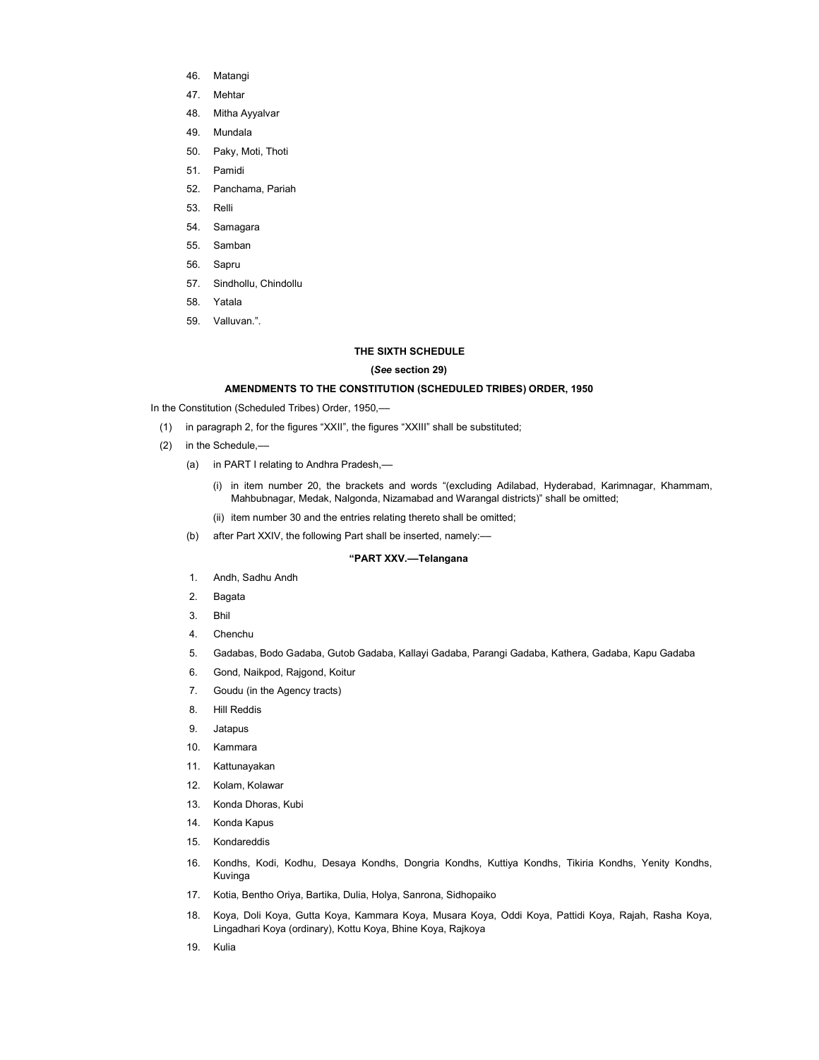46. Matangi
47. Mehtar
48. Mitha Ayyalvar
49. Mundala
50. Paky, Moti, Thoti
51. Pamidi
52. Panchama, Pariah
53. Relli
54. Samagara
55. Samban
56. Sapru
57. Sindhollu, Chindollu
58. Yatala
59. Valluvan.".

**THE SIXTH SCHEDULE**

**(*See* section 29)**

**AMENDMENTS TO THE CONSTITUTION (SCHEDULED TRIBES) ORDER, 1950**

In the Constitution (Scheduled Tribes) Order, 1950,—

(1) in paragraph 2, for the figures "XXII", the figures "XXIII" shall be substituted;

(2) in the Schedule,—

(a) in PART I relating to Andhra Pradesh,—

(i) in item number 20, the brackets and words "(excluding Adilabad, Hyderabad, Karimnagar, Khammam, Mahbubnagar, Medak, Nalgonda, Nizamabad and Warangal districts)" shall be omitted;

(ii) item number 30 and the entries relating thereto shall be omitted;

(b) after Part XXIV, the following Part shall be inserted, namely:—

**"PART XXV.—Telangana**

1. Andh, Sadhu Andh
2. Bagata
3. Bhil
4. Chenchu
5. Gadabas, Bodo Gadaba, Gutob Gadaba, Kallayi Gadaba, Parangi Gadaba, Kathera, Gadaba, Kapu Gadaba
6. Gond, Naikpod, Rajgond, Koitur
7. Goudu (in the Agency tracts)
8. Hill Reddis
9. Jatapus
10. Kammara
11. Kattunayakan
12. Kolam, Kolawar
13. Konda Dhoras, Kubi
14. Konda Kapus
15. Kondareddis
16. Kondhs, Kodi, Kodhu, Desaya Kondhs, Dongria Kondhs, Kuttiya Kondhs, Tikiria Kondhs, Yenity Kondhs, Kuvinga
17. Kotia, Bentho Oriya, Bartika, Dulia, Holya, Sanrona, Sidhopaiko
18. Koya, Doli Koya, Gutta Koya, Kammara Koya, Musara Koya, Oddi Koya, Pattidi Koya, Rajah, Rasha Koya, Lingadhari Koya (ordinary), Kottu Koya, Bhine Koya, Rajkoya
19. Kulia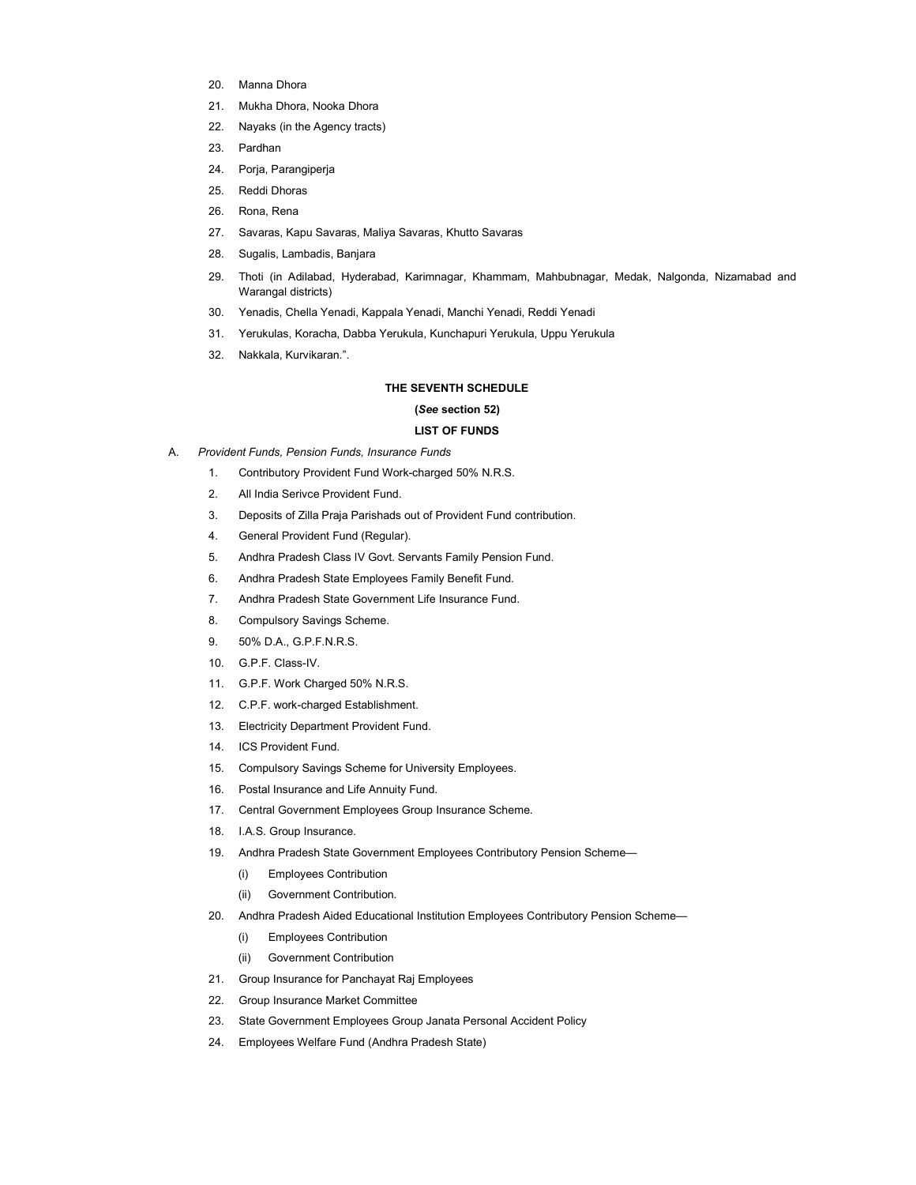20. Manna Dhora
21. Mukha Dhora, Nooka Dhora
22. Nayaks (in the Agency tracts)
23. Pardhan
24. Porja, Parangiperja
25. Reddi Dhoras
26. Rona, Rena
27. Savaras, Kapu Savaras, Maliya Savaras, Khutto Savaras
28. Sugalis, Lambadis, Banjara
29. Thoti (in Adilabad, Hyderabad, Karimnagar, Khammam, Mahbubnagar, Medak, Nalgonda, Nizamabad and Warangal districts)
30. Yenadis, Chella Yenadi, Kappala Yenadi, Manchi Yenadi, Reddi Yenadi
31. Yerukulas, Koracha, Dabba Yerukula, Kunchapuri Yerukula, Uppu Yerukula
32. Nakkala, Kurvikaran.".

**THE SEVENTH SCHEDULE**

**(*See* section 52)**

**LIST OF FUNDS**

A. *Provident Funds, Pension Funds, Insurance Funds*

1. Contributory Provident Fund Work-charged 50% N.R.S.
2. All India Serivce Provident Fund.
3. Deposits of Zilla Praja Parishads out of Provident Fund contribution.
4. General Provident Fund (Regular).
5. Andhra Pradesh Class IV Govt. Servants Family Pension Fund.
6. Andhra Pradesh State Employees Family Benefit Fund.
7. Andhra Pradesh State Government Life Insurance Fund.
8. Compulsory Savings Scheme.
9. 50% D.A., G.P.F.N.R.S.
10. G.P.F. Class-IV.
11. G.P.F. Work Charged 50% N.R.S.
12. C.P.F. work-charged Establishment.
13. Electricity Department Provident Fund.
14. ICS Provident Fund.
15. Compulsory Savings Scheme for University Employees.
16. Postal Insurance and Life Annuity Fund.
17. Central Government Employees Group Insurance Scheme.
18. I.A.S. Group Insurance.
19. Andhra Pradesh State Government Employees Contributory Pension Scheme—
    (i) Employees Contribution
    (ii) Government Contribution.
20. Andhra Pradesh Aided Educational Institution Employees Contributory Pension Scheme—
    (i) Employees Contribution
    (ii) Government Contribution
21. Group Insurance for Panchayat Raj Employees
22. Group Insurance Market Committee
23. State Government Employees Group Janata Personal Accident Policy
24. Employees Welfare Fund (Andhra Pradesh State)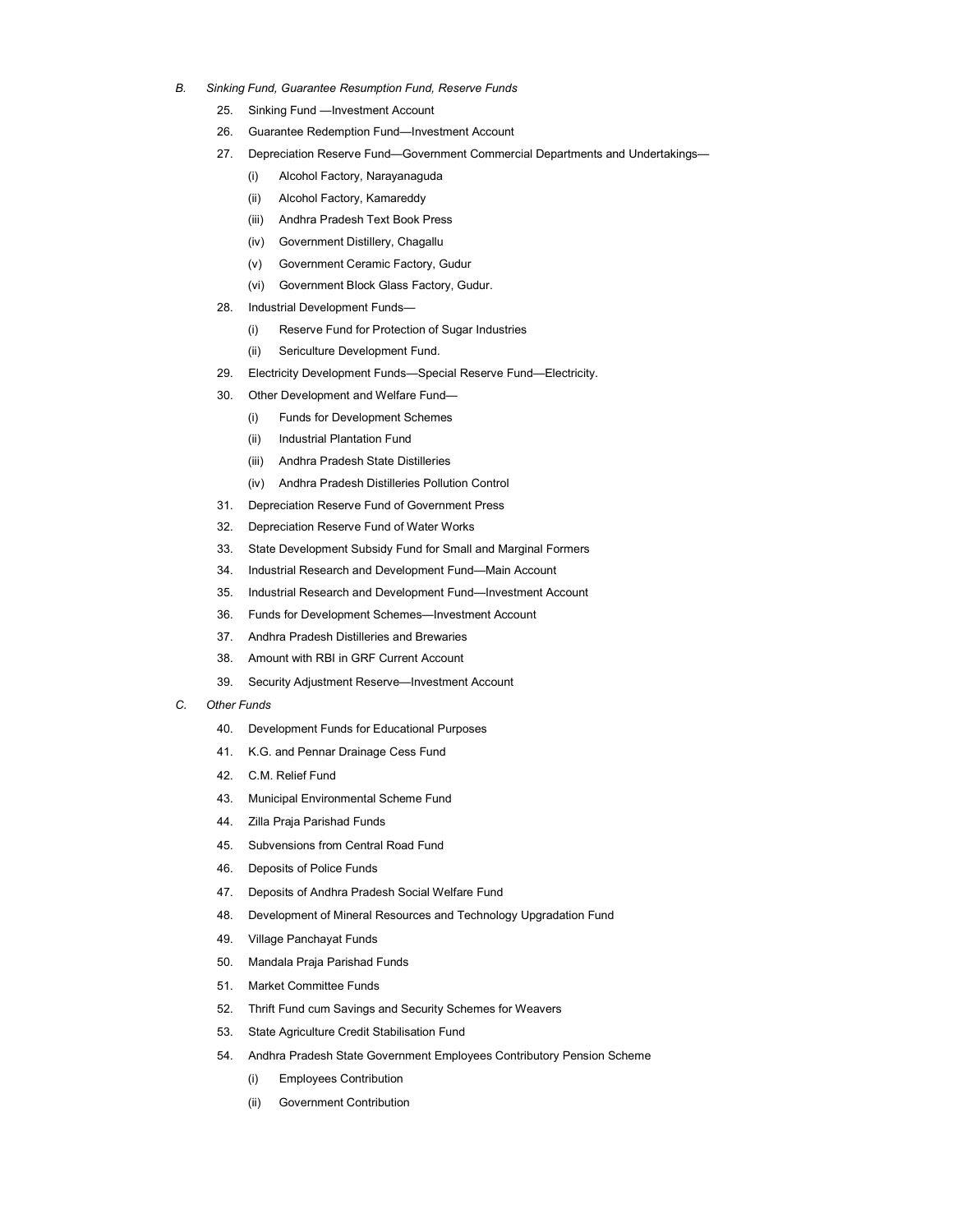*B. Sinking Fund, Guarantee Resumption Fund, Reserve Funds*

25. Sinking Fund —Investment Account
26. Guarantee Redemption Fund—Investment Account
27. Depreciation Reserve Fund—Government Commercial Departments and Undertakings—
    - (i) Alcohol Factory, Narayanaguda
    - (ii) Alcohol Factory, Kamareddy
    - (iii) Andhra Pradesh Text Book Press
    - (iv) Government Distillery, Chagallu
    - (v) Government Ceramic Factory, Gudur
    - (vi) Government Block Glass Factory, Gudur.
28. Industrial Development Funds—
    - (i) Reserve Fund for Protection of Sugar Industries
    - (ii) Sericulture Development Fund.
29. Electricity Development Funds—Special Reserve Fund—Electricity.
30. Other Development and Welfare Fund—
    - (i) Funds for Development Schemes
    - (ii) Industrial Plantation Fund
    - (iii) Andhra Pradesh State Distilleries
    - (iv) Andhra Pradesh Distilleries Pollution Control
31. Depreciation Reserve Fund of Government Press
32. Depreciation Reserve Fund of Water Works
33. State Development Subsidy Fund for Small and Marginal Formers
34. Industrial Research and Development Fund—Main Account
35. Industrial Research and Development Fund—Investment Account
36. Funds for Development Schemes—Investment Account
37. Andhra Pradesh Distilleries and Brewaries
38. Amount with RBI in GRF Current Account
39. Security Adjustment Reserve—Investment Account

*C. Other Funds*

40. Development Funds for Educational Purposes
41. K.G. and Pennar Drainage Cess Fund
42. C.M. Relief Fund
43. Municipal Environmental Scheme Fund
44. Zilla Praja Parishad Funds
45. Subvensions from Central Road Fund
46. Deposits of Police Funds
47. Deposits of Andhra Pradesh Social Welfare Fund
48. Development of Mineral Resources and Technology Upgradation Fund
49. Village Panchayat Funds
50. Mandala Praja Parishad Funds
51. Market Committee Funds
52. Thrift Fund cum Savings and Security Schemes for Weavers
53. State Agriculture Credit Stabilisation Fund
54. Andhra Pradesh State Government Employees Contributory Pension Scheme
    - (i) Employees Contribution
    - (ii) Government Contribution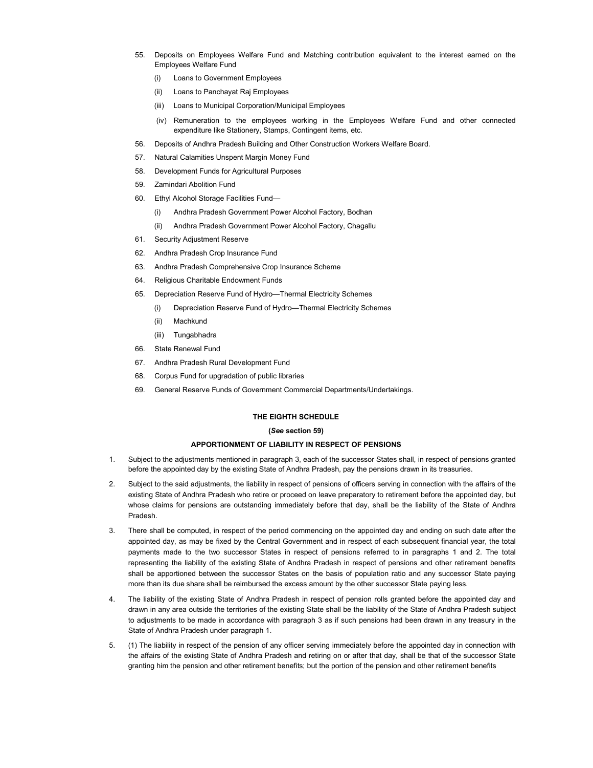55. Deposits on Employees Welfare Fund and Matching contribution equivalent to the interest earned on the Employees Welfare Fund

    (i) Loans to Government Employees

    (ii) Loans to Panchayat Raj Employees

    (iii) Loans to Municipal Corporation/Municipal Employees

    (iv) Remuneration to the employees working in the Employees Welfare Fund and other connected expenditure like Stationery, Stamps, Contingent items, etc.

56. Deposits of Andhra Pradesh Building and Other Construction Workers Welfare Board.

57. Natural Calamities Unspent Margin Money Fund

58. Development Funds for Agricultural Purposes

59. Zamindari Abolition Fund

60. Ethyl Alcohol Storage Facilities Fund—

    (i) Andhra Pradesh Government Power Alcohol Factory, Bodhan

    (ii) Andhra Pradesh Government Power Alcohol Factory, Chagallu

61. Security Adjustment Reserve

62. Andhra Pradesh Crop Insurance Fund

63. Andhra Pradesh Comprehensive Crop Insurance Scheme

64. Religious Charitable Endowment Funds

65. Depreciation Reserve Fund of Hydro—Thermal Electricity Schemes

    (i) Depreciation Reserve Fund of Hydro—Thermal Electricity Schemes

    (ii) Machkund

    (iii) Tungabhadra

66. State Renewal Fund

67. Andhra Pradesh Rural Development Fund

68. Corpus Fund for upgradation of public libraries

69. General Reserve Funds of Government Commercial Departments/Undertakings.

## THE EIGHTH SCHEDULE

**(*See* section 59)**

**APPORTIONMENT OF LIABILITY IN RESPECT OF PENSIONS**

1. Subject to the adjustments mentioned in paragraph 3, each of the successor States shall, in respect of pensions granted before the appointed day by the existing State of Andhra Pradesh, pay the pensions drawn in its treasuries.

2. Subject to the said adjustments, the liability in respect of pensions of officers serving in connection with the affairs of the existing State of Andhra Pradesh who retire or proceed on leave preparatory to retirement before the appointed day, but whose claims for pensions are outstanding immediately before that day, shall be the liability of the State of Andhra Pradesh.

3. There shall be computed, in respect of the period commencing on the appointed day and ending on such date after the appointed day, as may be fixed by the Central Government and in respect of each subsequent financial year, the total payments made to the two successor States in respect of pensions referred to in paragraphs 1 and 2. The total representing the liability of the existing State of Andhra Pradesh in respect of pensions and other retirement benefits shall be apportioned between the successor States on the basis of population ratio and any successor State paying more than its due share shall be reimbursed the excess amount by the other successor State paying less.

4. The liability of the existing State of Andhra Pradesh in respect of pension rolls granted before the appointed day and drawn in any area outside the territories of the existing State shall be the liability of the State of Andhra Pradesh subject to adjustments to be made in accordance with paragraph 3 as if such pensions had been drawn in any treasury in the State of Andhra Pradesh under paragraph 1.

5. (1) The liability in respect of the pension of any officer serving immediately before the appointed day in connection with the affairs of the existing State of Andhra Pradesh and retiring on or after that day, shall be that of the successor State granting him the pension and other retirement benefits; but the portion of the pension and other retirement benefits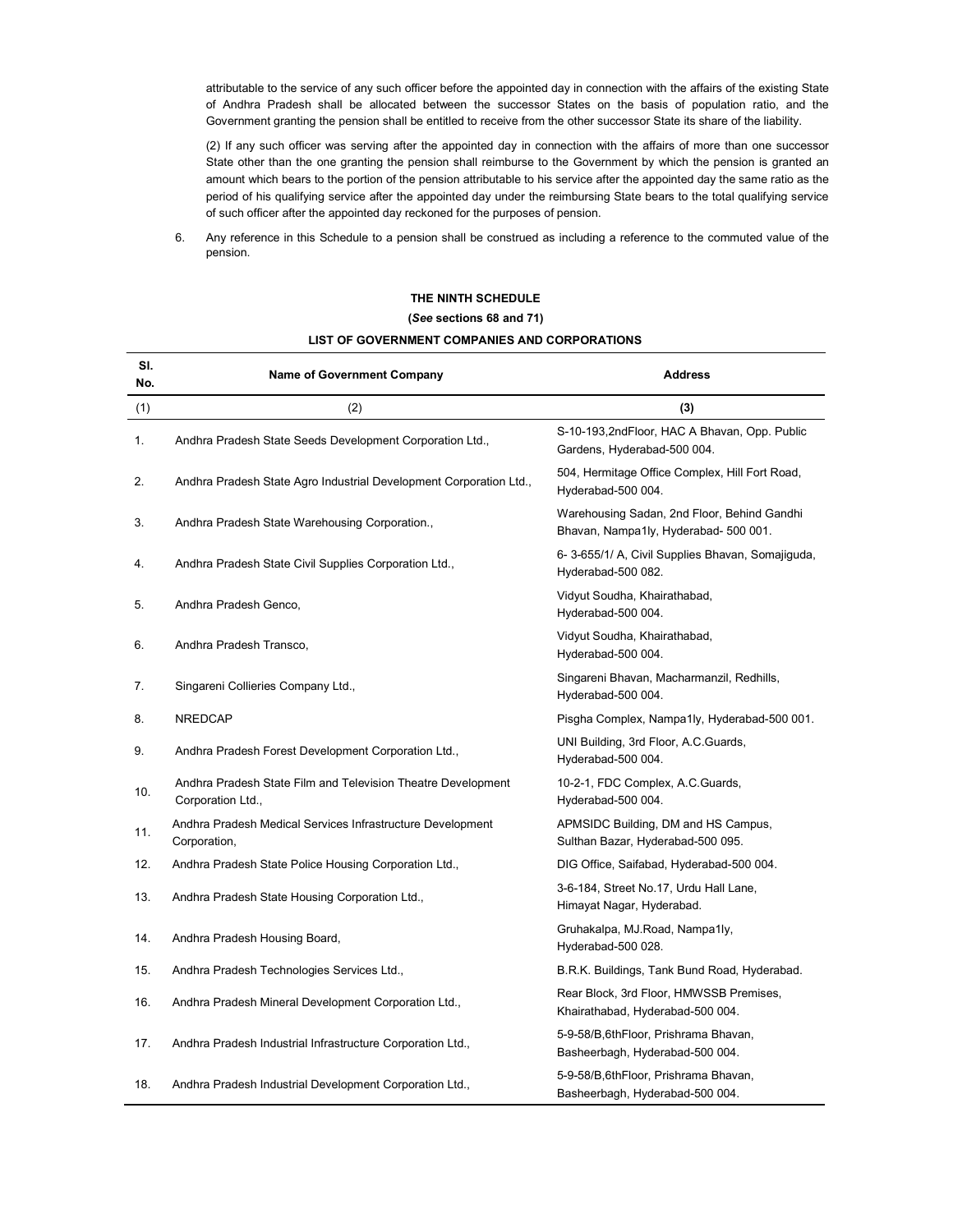attributable to the service of any such officer before the appointed day in connection with the affairs of the existing State of Andhra Pradesh shall be allocated between the successor States on the basis of population ratio, and the Government granting the pension shall be entitled to receive from the other successor State its share of the liability.

(2) If any such officer was serving after the appointed day in connection with the affairs of more than one successor State other than the one granting the pension shall reimburse to the Government by which the pension is granted an amount which bears to the portion of the pension attributable to his service after the appointed day the same ratio as the period of his qualifying service after the appointed day under the reimbursing State bears to the total qualifying service of such officer after the appointed day reckoned for the purposes of pension.

6. Any reference in this Schedule to a pension shall be construed as including a reference to the commuted value of the pension.

## THE NINTH SCHEDULE

**(*See* sections 68 and 71)**

**LIST OF GOVERNMENT COMPANIES AND CORPORATIONS**

| Sl. No. | Name of Government Company | Address |
|---|---|---|
| (1) | (2) | (3) |
| 1. | Andhra Pradesh State Seeds Development Corporation Ltd., | S-10-193,2ndFloor, HAC A Bhavan, Opp. Public Gardens, Hyderabad-500 004. |
| 2. | Andhra Pradesh State Agro Industrial Development Corporation Ltd., | 504, Hermitage Office Complex, Hill Fort Road, Hyderabad-500 004. |
| 3. | Andhra Pradesh State Warehousing Corporation., | Warehousing Sadan, 2nd Floor, Behind Gandhi Bhavan, Nampa1ly, Hyderabad- 500 001. |
| 4. | Andhra Pradesh State Civil Supplies Corporation Ltd., | 6- 3-655/1/ A, Civil Supplies Bhavan, Somajiguda, Hyderabad-500 082. |
| 5. | Andhra Pradesh Genco, | Vidyut Soudha, Khairathabad, Hyderabad-500 004. |
| 6. | Andhra Pradesh Transco, | Vidyut Soudha, Khairathabad, Hyderabad-500 004. |
| 7. | Singareni Collieries Company Ltd., | Singareni Bhavan, Macharmanzil, Redhills, Hyderabad-500 004. |
| 8. | NREDCAP | Pisgha Complex, Nampa1ly, Hyderabad-500 001. |
| 9. | Andhra Pradesh Forest Development Corporation Ltd., | UNI Building, 3rd Floor, A.C.Guards, Hyderabad-500 004. |
| 10. | Andhra Pradesh State Film and Television Theatre Development Corporation Ltd., | 10-2-1, FDC Complex, A.C.Guards, Hyderabad-500 004. |
| 11. | Andhra Pradesh Medical Services Infrastructure Development Corporation, | APMSIDC Building, DM and HS Campus, Sulthan Bazar, Hyderabad-500 095. |
| 12. | Andhra Pradesh State Police Housing Corporation Ltd., | DIG Office, Saifabad, Hyderabad-500 004. |
| 13. | Andhra Pradesh State Housing Corporation Ltd., | 3-6-184, Street No.17, Urdu Hall Lane, Himayat Nagar, Hyderabad. |
| 14. | Andhra Pradesh Housing Board, | Gruhakalpa, MJ.Road, Nampa1ly, Hyderabad-500 028. |
| 15. | Andhra Pradesh Technologies Services Ltd., | B.R.K. Buildings, Tank Bund Road, Hyderabad. |
| 16. | Andhra Pradesh Mineral Development Corporation Ltd., | Rear Block, 3rd Floor, HMWSSB Premises, Khairathabad, Hyderabad-500 004. |
| 17. | Andhra Pradesh Industrial Infrastructure Corporation Ltd., | 5-9-58/B,6thFloor, Prishrama Bhavan, Basheerbagh, Hyderabad-500 004. |
| 18. | Andhra Pradesh Industrial Development Corporation Ltd., | 5-9-58/B,6thFloor, Prishrama Bhavan, Basheerbagh, Hyderabad-500 004. |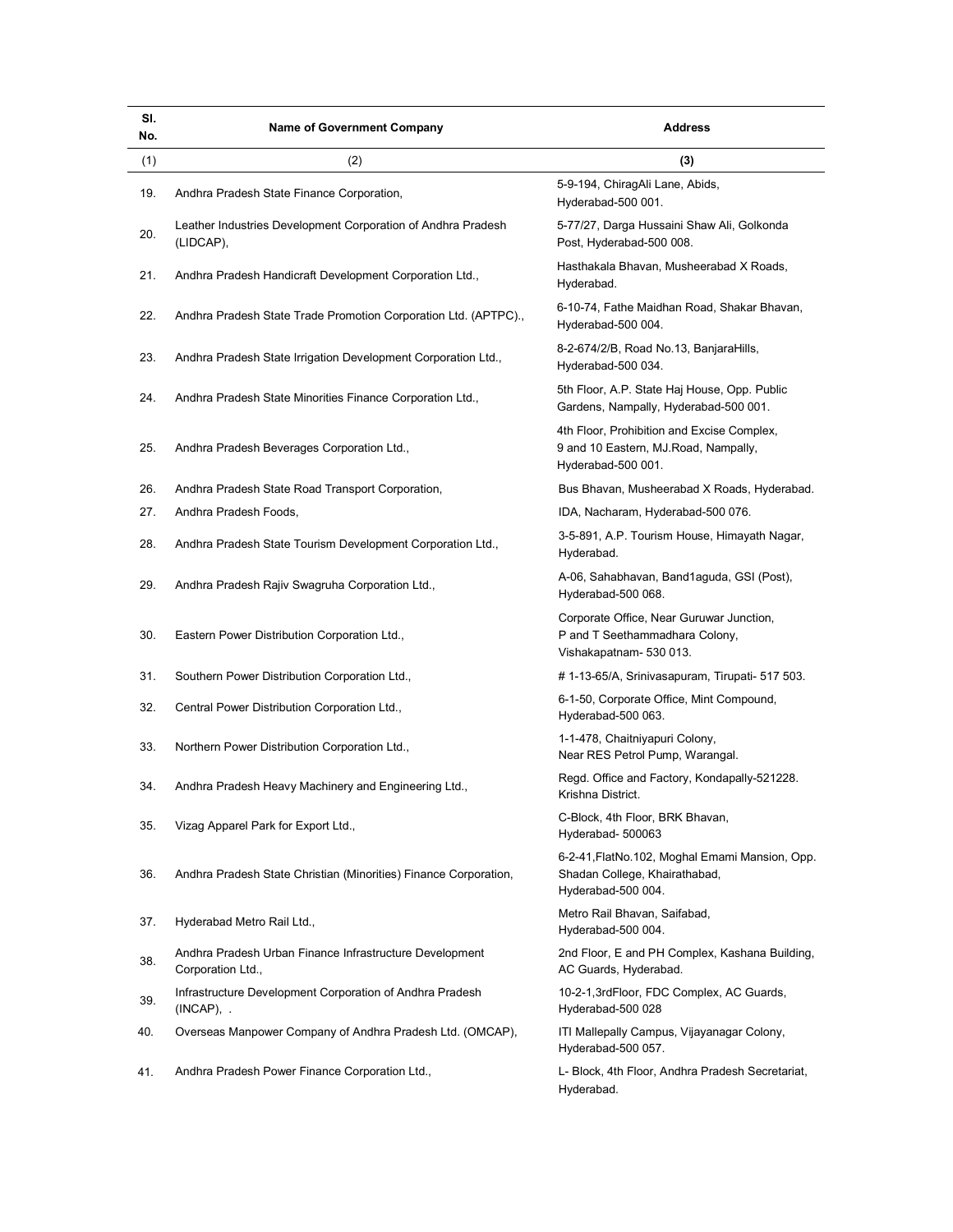| Sl. No. | Name of Government Company | Address |
|---|---|---|
| (1) | (2) | **(3)** |
| 19. | Andhra Pradesh State Finance Corporation, | 5-9-194, ChiragAli Lane, Abids, Hyderabad-500 001. |
| 20. | Leather Industries Development Corporation of Andhra Pradesh (LIDCAP), | 5-77/27, Darga Hussaini Shaw Ali, Golkonda Post, Hyderabad-500 008. |
| 21. | Andhra Pradesh Handicraft Development Corporation Ltd., | Hasthakala Bhavan, Musheerabad X Roads, Hyderabad. |
| 22. | Andhra Pradesh State Trade Promotion Corporation Ltd. (APTPC)., | 6-10-74, Fathe Maidhan Road, Shakar Bhavan, Hyderabad-500 004. |
| 23. | Andhra Pradesh State Irrigation Development Corporation Ltd., | 8-2-674/2/B, Road No.13, BanjaraHills, Hyderabad-500 034. |
| 24. | Andhra Pradesh State Minorities Finance Corporation Ltd., | 5th Floor, A.P. State Haj House, Opp. Public Gardens, Nampally, Hyderabad-500 001. |
| 25. | Andhra Pradesh Beverages Corporation Ltd., | 4th Floor, Prohibition and Excise Complex, 9 and 10 Eastern, MJ.Road, Nampally, Hyderabad-500 001. |
| 26. | Andhra Pradesh State Road Transport Corporation, | Bus Bhavan, Musheerabad X Roads, Hyderabad. |
| 27. | Andhra Pradesh Foods, | IDA, Nacharam, Hyderabad-500 076. |
| 28. | Andhra Pradesh State Tourism Development Corporation Ltd., | 3-5-891, A.P. Tourism House, Himayath Nagar, Hyderabad. |
| 29. | Andhra Pradesh Rajiv Swagruha Corporation Ltd., | A-06, Sahabhavan, Band1aguda, GSI (Post), Hyderabad-500 068. |
| 30. | Eastern Power Distribution Corporation Ltd., | Corporate Office, Near Guruwar Junction, P and T Seethammadhara Colony, Vishakapatnam- 530 013. |
| 31. | Southern Power Distribution Corporation Ltd., | # 1-13-65/A, Srinivasapuram, Tirupati- 517 503. |
| 32. | Central Power Distribution Corporation Ltd., | 6-1-50, Corporate Office, Mint Compound, Hyderabad-500 063. |
| 33. | Northern Power Distribution Corporation Ltd., | 1-1-478, Chaitniyapuri Colony, Near RES Petrol Pump, Warangal. |
| 34. | Andhra Pradesh Heavy Machinery and Engineering Ltd., | Regd. Office and Factory, Kondapally-521228. Krishna District. |
| 35. | Vizag Apparel Park for Export Ltd., | C-Block, 4th Floor, BRK Bhavan, Hyderabad- 500063 |
| 36. | Andhra Pradesh State Christian (Minorities) Finance Corporation, | 6-2-41,FlatNo.102, Moghal Emami Mansion, Opp. Shadan College, Khairathabad, Hyderabad-500 004. |
| 37. | Hyderabad Metro Rail Ltd., | Metro Rail Bhavan, Saifabad, Hyderabad-500 004. |
| 38. | Andhra Pradesh Urban Finance Infrastructure Development Corporation Ltd., | 2nd Floor, E and PH Complex, Kashana Building, AC Guards, Hyderabad. |
| 39. | Infrastructure Development Corporation of Andhra Pradesh (INCAP), . | 10-2-1,3rdFloor, FDC Complex, AC Guards, Hyderabad-500 028 |
| 40. | Overseas Manpower Company of Andhra Pradesh Ltd. (OMCAP), | ITI Mallepally Campus, Vijayanagar Colony, Hyderabad-500 057. |
| 41. | Andhra Pradesh Power Finance Corporation Ltd., | L- Block, 4th Floor, Andhra Pradesh Secretariat, Hyderabad. |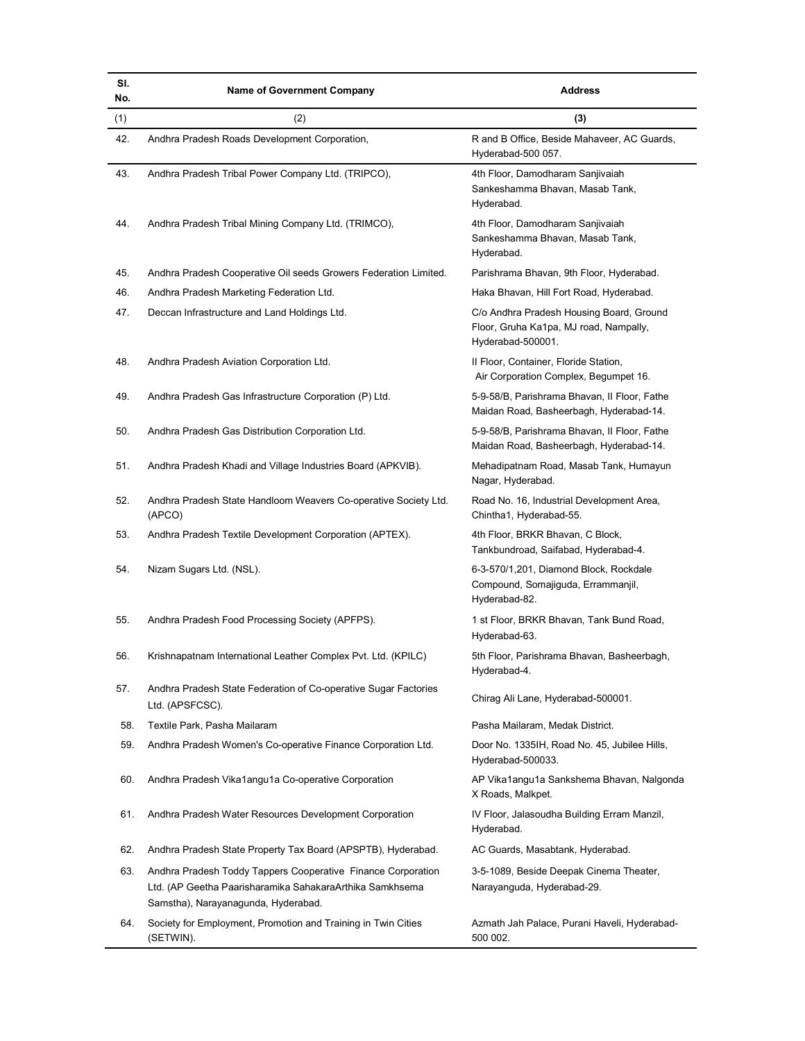| Sl. No. | Name of Government Company | Address |
|---|---|---|
| (1) | (2) | (3) |
| 42. | Andhra Pradesh Roads Development Corporation, | R and B Office, Beside Mahaveer, AC Guards, Hyderabad-500 057. |
| 43. | Andhra Pradesh Tribal Power Company Ltd. (TRIPCO), | 4th Floor, Damodharam Sanjivaiah Sankeshamma Bhavan, Masab Tank, Hyderabad. |
| 44. | Andhra Pradesh Tribal Mining Company Ltd. (TRIMCO), | 4th Floor, Damodharam Sanjivaiah Sankeshamma Bhavan, Masab Tank, Hyderabad. |
| 45. | Andhra Pradesh Cooperative Oil seeds Growers Federation Limited. | Parishrama Bhavan, 9th Floor, Hyderabad. |
| 46. | Andhra Pradesh Marketing Federation Ltd. | Haka Bhavan, Hill Fort Road, Hyderabad. |
| 47. | Deccan Infrastructure and Land Holdings Ltd. | C/o Andhra Pradesh Housing Board, Ground Floor, Gruha Ka1pa, MJ road, Nampally, Hyderabad-500001. |
| 48. | Andhra Pradesh Aviation Corporation Ltd. | II Floor, Container, Floride Station, Air Corporation Complex, Begumpet 16. |
| 49. | Andhra Pradesh Gas Infrastructure Corporation (P) Ltd. | 5-9-58/B, Parishrama Bhavan, II Floor, Fathe Maidan Road, Basheerbagh, Hyderabad-14. |
| 50. | Andhra Pradesh Gas Distribution Corporation Ltd. | 5-9-58/B, Parishrama Bhavan, II Floor, Fathe Maidan Road, Basheerbagh, Hyderabad-14. |
| 51. | Andhra Pradesh Khadi and Village Industries Board (APKVIB). | Mehadipatnam Road, Masab Tank, Humayun Nagar, Hyderabad. |
| 52. | Andhra Pradesh State Handloom Weavers Co-operative Society Ltd. (APCO) | Road No. 16, Industrial Development Area, Chintha1, Hyderabad-55. |
| 53. | Andhra Pradesh Textile Development Corporation (APTEX). | 4th Floor, BRKR Bhavan, C Block, Tankbundroad, Saifabad, Hyderabad-4. |
| 54. | Nizam Sugars Ltd. (NSL). | 6-3-570/1,201, Diamond Block, Rockdale Compound, Somajiguda, Errammanjil, Hyderabad-82. |
| 55. | Andhra Pradesh Food Processing Society (APFPS). | 1 st Floor, BRKR Bhavan, Tank Bund Road, Hyderabad-63. |
| 56. | Krishnapatnam International Leather Complex Pvt. Ltd. (KPILC) | 5th Floor, Parishrama Bhavan, Basheerbagh, Hyderabad-4. |
| 57. | Andhra Pradesh State Federation of Co-operative Sugar Factories Ltd. (APSFCSC). | Chirag Ali Lane, Hyderabad-500001. |
| 58. | Textile Park, Pasha Mailaram | Pasha Mailaram, Medak District. |
| 59. | Andhra Pradesh Women's Co-operative Finance Corporation Ltd. | Door No. 1335IH, Road No. 45, Jubilee Hills, Hyderabad-500033. |
| 60. | Andhra Pradesh Vika1angu1a Co-operative Corporation | AP Vika1angu1a Sankshema Bhavan, Nalgonda X Roads, Malkpet. |
| 61. | Andhra Pradesh Water Resources Development Corporation | IV Floor, Jalasoudha Building Erram Manzil, Hyderabad. |
| 62. | Andhra Pradesh State Property Tax Board (APSPTB), Hyderabad. | AC Guards, Masabtank, Hyderabad. |
| 63. | Andhra Pradesh Toddy Tappers Cooperative Finance Corporation Ltd. (AP Geetha Paarisharamika SahakaraArthika Samkhsema Samstha), Narayanagunda, Hyderabad. | 3-5-1089, Beside Deepak Cinema Theater, Narayanguda, Hyderabad-29. |
| 64. | Society for Employment, Promotion and Training in Twin Cities (SETWIN). | Azmath Jah Palace, Purani Haveli, Hyderabad-500 002. |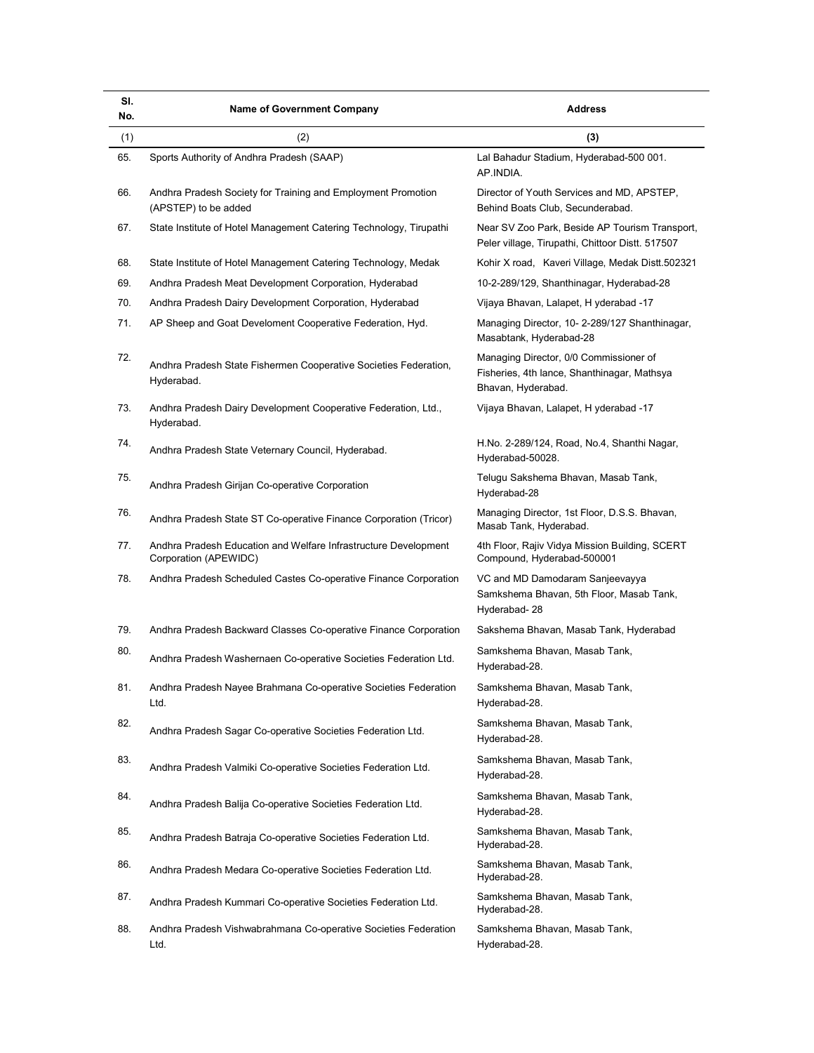| Sl. No. | Name of Government Company | Address |
|---|---|---|
| (1) | (2) | **(3)** |
| 65. | Sports Authority of Andhra Pradesh (SAAP) | Lal Bahadur Stadium, Hyderabad-500 001. AP.INDIA. |
| 66. | Andhra Pradesh Society for Training and Employment Promotion (APSTEP) to be added | Director of Youth Services and MD, APSTEP, Behind Boats Club, Secunderabad. |
| 67. | State Institute of Hotel Management Catering Technology, Tirupathi | Near SV Zoo Park, Beside AP Tourism Transport, Peler village, Tirupathi, Chittoor Distt. 517507 |
| 68. | State Institute of Hotel Management Catering Technology, Medak | Kohir X road, Kaveri Village, Medak Distt.502321 |
| 69. | Andhra Pradesh Meat Development Corporation, Hyderabad | 10-2-289/129, Shanthinagar, Hyderabad-28 |
| 70. | Andhra Pradesh Dairy Development Corporation, Hyderabad | Vijaya Bhavan, Lalapet, H yderabad -17 |
| 71. | AP Sheep and Goat Develoment Cooperative Federation, Hyd. | Managing Director, 10- 2-289/127 Shanthinagar, Masabtank, Hyderabad-28 |
| 72. | Andhra Pradesh State Fishermen Cooperative Societies Federation, Hyderabad. | Managing Director, 0/0 Commissioner of Fisheries, 4th lance, Shanthinagar, Mathsya Bhavan, Hyderabad. |
| 73. | Andhra Pradesh Dairy Development Cooperative Federation, Ltd., Hyderabad. | Vijaya Bhavan, Lalapet, H yderabad -17 |
| 74. | Andhra Pradesh State Veternary Council, Hyderabad. | H.No. 2-289/124, Road, No.4, Shanthi Nagar, Hyderabad-50028. |
| 75. | Andhra Pradesh Girijan Co-operative Corporation | Telugu Sakshema Bhavan, Masab Tank, Hyderabad-28 |
| 76. | Andhra Pradesh State ST Co-operative Finance Corporation (Tricor) | Managing Director, 1st Floor, D.S.S. Bhavan, Masab Tank, Hyderabad. |
| 77. | Andhra Pradesh Education and Welfare Infrastructure Development Corporation (APEWIDC) | 4th Floor, Rajiv Vidya Mission Building, SCERT Compound, Hyderabad-500001 |
| 78. | Andhra Pradesh Scheduled Castes Co-operative Finance Corporation | VC and MD Damodaram Sanjeevayya Samkshema Bhavan, 5th Floor, Masab Tank, Hyderabad- 28 |
| 79. | Andhra Pradesh Backward Classes Co-operative Finance Corporation | Sakshema Bhavan, Masab Tank, Hyderabad |
| 80. | Andhra Pradesh Washernaen Co-operative Societies Federation Ltd. | Samkshema Bhavan, Masab Tank, Hyderabad-28. |
| 81. | Andhra Pradesh Nayee Brahmana Co-operative Societies Federation Ltd. | Samkshema Bhavan, Masab Tank, Hyderabad-28. |
| 82. | Andhra Pradesh Sagar Co-operative Societies Federation Ltd. | Samkshema Bhavan, Masab Tank, Hyderabad-28. |
| 83. | Andhra Pradesh Valmiki Co-operative Societies Federation Ltd. | Samkshema Bhavan, Masab Tank, Hyderabad-28. |
| 84. | Andhra Pradesh Balija Co-operative Societies Federation Ltd. | Samkshema Bhavan, Masab Tank, Hyderabad-28. |
| 85. | Andhra Pradesh Batraja Co-operative Societies Federation Ltd. | Samkshema Bhavan, Masab Tank, Hyderabad-28. |
| 86. | Andhra Pradesh Medara Co-operative Societies Federation Ltd. | Samkshema Bhavan, Masab Tank, Hyderabad-28. |
| 87. | Andhra Pradesh Kummari Co-operative Societies Federation Ltd. | Samkshema Bhavan, Masab Tank, Hyderabad-28. |
| 88. | Andhra Pradesh Vishwabrahmana Co-operative Societies Federation Ltd. | Samkshema Bhavan, Masab Tank, Hyderabad-28. |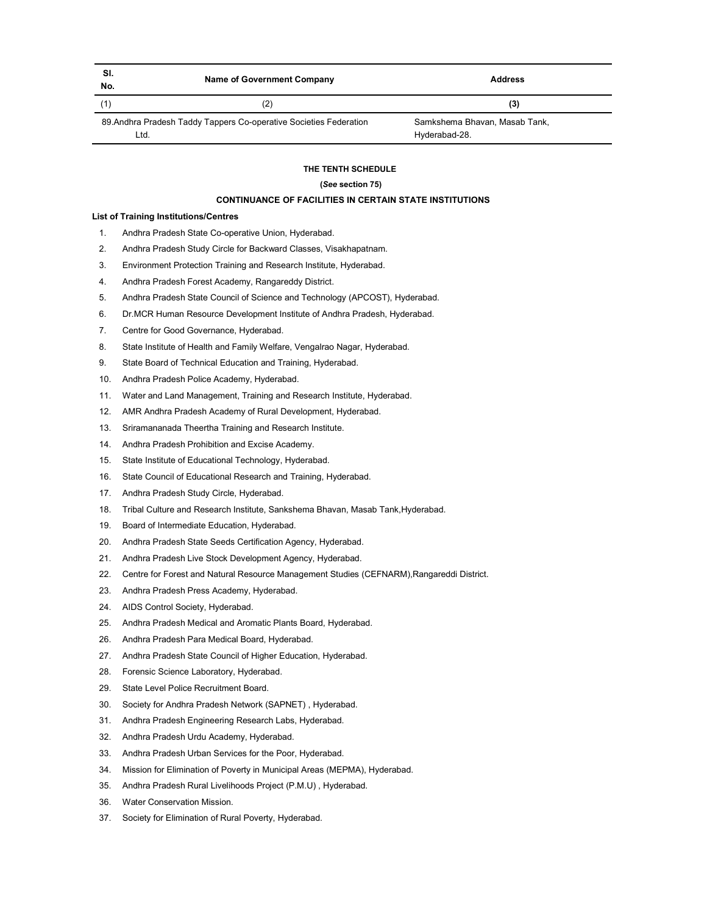| Sl. No. | Name of Government Company | Address |
| --- | --- | --- |
| (1) | (2) | (3) |
| 89. | Andhra Pradesh Taddy Tappers Co-operative Societies Federation Ltd. | Samkshema Bhavan, Masab Tank, Hyderabad-28. |

## THE TENTH SCHEDULE

**(*See* section 75)**

**CONTINUANCE OF FACILITIES IN CERTAIN STATE INSTITUTIONS**

**List of Training Institutions/Centres**

1. Andhra Pradesh State Co-operative Union, Hyderabad.
2. Andhra Pradesh Study Circle for Backward Classes, Visakhapatnam.
3. Environment Protection Training and Research Institute, Hyderabad.
4. Andhra Pradesh Forest Academy, Rangareddy District.
5. Andhra Pradesh State Council of Science and Technology (APCOST), Hyderabad.
6. Dr.MCR Human Resource Development Institute of Andhra Pradesh, Hyderabad.
7. Centre for Good Governance, Hyderabad.
8. State Institute of Health and Family Welfare, Vengalrao Nagar, Hyderabad.
9. State Board of Technical Education and Training, Hyderabad.
10. Andhra Pradesh Police Academy, Hyderabad.
11. Water and Land Management, Training and Research Institute, Hyderabad.
12. AMR Andhra Pradesh Academy of Rural Development, Hyderabad.
13. Sriramananada Theertha Training and Research Institute.
14. Andhra Pradesh Prohibition and Excise Academy.
15. State Institute of Educational Technology, Hyderabad.
16. State Council of Educational Research and Training, Hyderabad.
17. Andhra Pradesh Study Circle, Hyderabad.
18. Tribal Culture and Research Institute, Sankshema Bhavan, Masab Tank,Hyderabad.
19. Board of Intermediate Education, Hyderabad.
20. Andhra Pradesh State Seeds Certification Agency, Hyderabad.
21. Andhra Pradesh Live Stock Development Agency, Hyderabad.
22. Centre for Forest and Natural Resource Management Studies (CEFNARM),Rangareddi District.
23. Andhra Pradesh Press Academy, Hyderabad.
24. AIDS Control Society, Hyderabad.
25. Andhra Pradesh Medical and Aromatic Plants Board, Hyderabad.
26. Andhra Pradesh Para Medical Board, Hyderabad.
27. Andhra Pradesh State Council of Higher Education, Hyderabad.
28. Forensic Science Laboratory, Hyderabad.
29. State Level Police Recruitment Board.
30. Society for Andhra Pradesh Network (SAPNET) , Hyderabad.
31. Andhra Pradesh Engineering Research Labs, Hyderabad.
32. Andhra Pradesh Urdu Academy, Hyderabad.
33. Andhra Pradesh Urban Services for the Poor, Hyderabad.
34. Mission for Elimination of Poverty in Municipal Areas (MEPMA), Hyderabad.
35. Andhra Pradesh Rural Livelihoods Project (P.M.U) , Hyderabad.
36. Water Conservation Mission.
37. Society for Elimination of Rural Poverty, Hyderabad.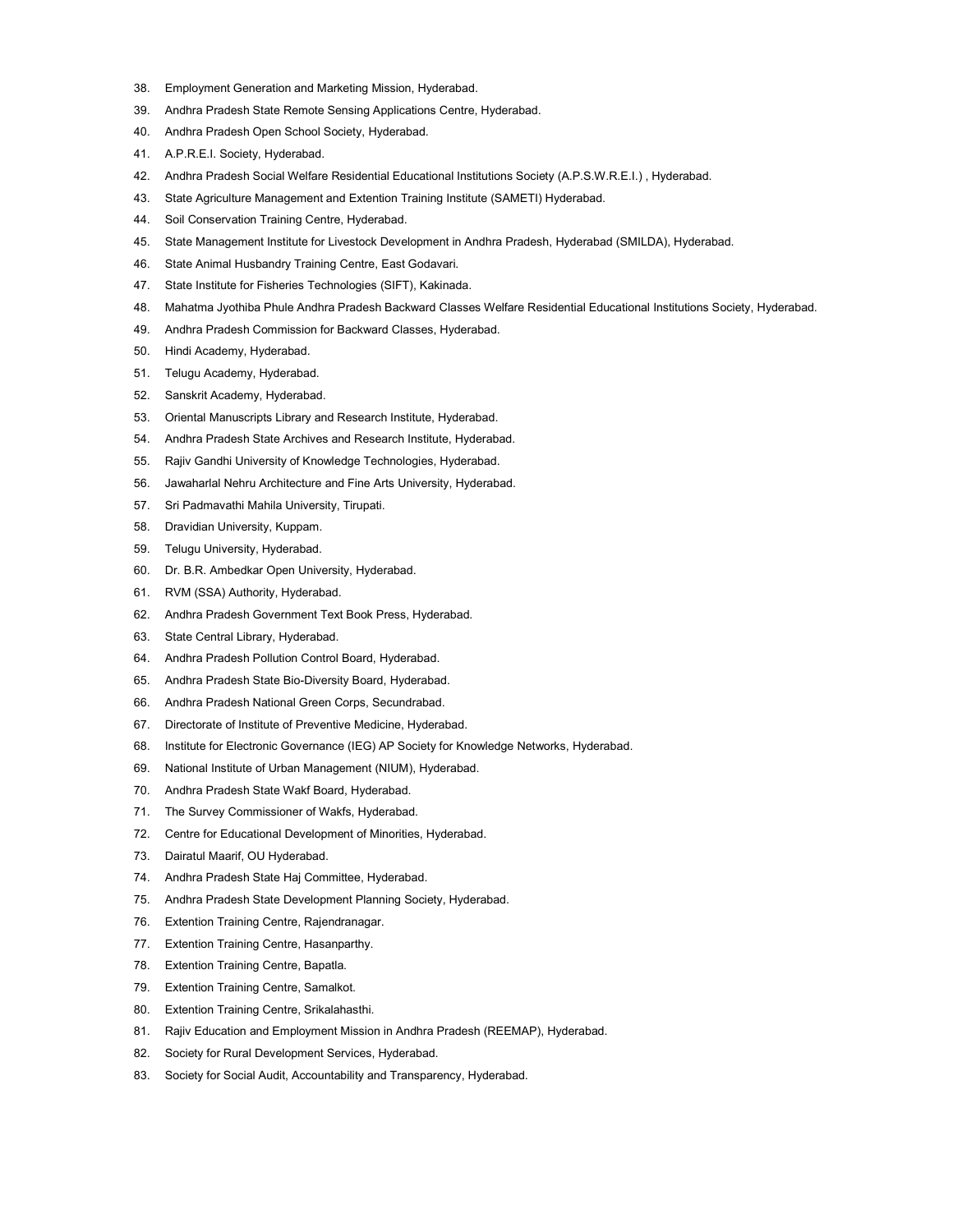38. Employment Generation and Marketing Mission, Hyderabad.
39. Andhra Pradesh State Remote Sensing Applications Centre, Hyderabad.
40. Andhra Pradesh Open School Society, Hyderabad.
41. A.P.R.E.I. Society, Hyderabad.
42. Andhra Pradesh Social Welfare Residential Educational Institutions Society (A.P.S.W.R.E.I.) , Hyderabad.
43. State Agriculture Management and Extention Training Institute (SAMETI) Hyderabad.
44. Soil Conservation Training Centre, Hyderabad.
45. State Management Institute for Livestock Development in Andhra Pradesh, Hyderabad (SMILDA), Hyderabad.
46. State Animal Husbandry Training Centre, East Godavari.
47. State Institute for Fisheries Technologies (SIFT), Kakinada.
48. Mahatma Jyothiba Phule Andhra Pradesh Backward Classes Welfare Residential Educational Institutions Society, Hyderabad.
49. Andhra Pradesh Commission for Backward Classes, Hyderabad.
50. Hindi Academy, Hyderabad.
51. Telugu Academy, Hyderabad.
52. Sanskrit Academy, Hyderabad.
53. Oriental Manuscripts Library and Research Institute, Hyderabad.
54. Andhra Pradesh State Archives and Research Institute, Hyderabad.
55. Rajiv Gandhi University of Knowledge Technologies, Hyderabad.
56. Jawaharlal Nehru Architecture and Fine Arts University, Hyderabad.
57. Sri Padmavathi Mahila University, Tirupati.
58. Dravidian University, Kuppam.
59. Telugu University, Hyderabad.
60. Dr. B.R. Ambedkar Open University, Hyderabad.
61. RVM (SSA) Authority, Hyderabad.
62. Andhra Pradesh Government Text Book Press, Hyderabad.
63. State Central Library, Hyderabad.
64. Andhra Pradesh Pollution Control Board, Hyderabad.
65. Andhra Pradesh State Bio-Diversity Board, Hyderabad.
66. Andhra Pradesh National Green Corps, Secundrabad.
67. Directorate of Institute of Preventive Medicine, Hyderabad.
68. Institute for Electronic Governance (IEG) AP Society for Knowledge Networks, Hyderabad.
69. National Institute of Urban Management (NIUM), Hyderabad.
70. Andhra Pradesh State Wakf Board, Hyderabad.
71. The Survey Commissioner of Wakfs, Hyderabad.
72. Centre for Educational Development of Minorities, Hyderabad.
73. Dairatul Maarif, OU Hyderabad.
74. Andhra Pradesh State Haj Committee, Hyderabad.
75. Andhra Pradesh State Development Planning Society, Hyderabad.
76. Extention Training Centre, Rajendranagar.
77. Extention Training Centre, Hasanparthy.
78. Extention Training Centre, Bapatla.
79. Extention Training Centre, Samalkot.
80. Extention Training Centre, Srikalahasthi.
81. Rajiv Education and Employment Mission in Andhra Pradesh (REEMAP), Hyderabad.
82. Society for Rural Development Services, Hyderabad.
83. Society for Social Audit, Accountability and Transparency, Hyderabad.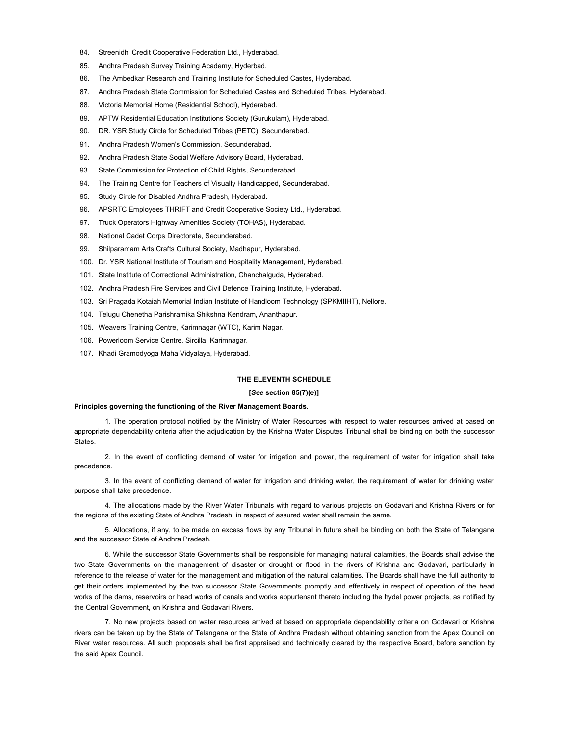84. Streenidhi Credit Cooperative Federation Ltd., Hyderabad.
85. Andhra Pradesh Survey Training Academy, Hyderbad.
86. The Ambedkar Research and Training Institute for Scheduled Castes, Hyderabad.
87. Andhra Pradesh State Commission for Scheduled Castes and Scheduled Tribes, Hyderabad.
88. Victoria Memorial Home (Residential School), Hyderabad.
89. APTW Residential Education Institutions Society (Gurukulam), Hyderabad.
90. DR. YSR Study Circle for Scheduled Tribes (PETC), Secunderabad.
91. Andhra Pradesh Women's Commission, Secunderabad.
92. Andhra Pradesh State Social Welfare Advisory Board, Hyderabad.
93. State Commission for Protection of Child Rights, Secunderabad.
94. The Training Centre for Teachers of Visually Handicapped, Secunderabad.
95. Study Circle for Disabled Andhra Pradesh, Hyderabad.
96. APSRTC Employees THRIFT and Credit Cooperative Society Ltd., Hyderabad.
97. Truck Operators Highway Amenities Society (TOHAS), Hyderabad.
98. National Cadet Corps Directorate, Secunderabad.
99. Shilparamam Arts Crafts Cultural Society, Madhapur, Hyderabad.
100. Dr. YSR National Institute of Tourism and Hospitality Management, Hyderabad.
101. State Institute of Correctional Administration, Chanchalguda, Hyderabad.
102. Andhra Pradesh Fire Services and Civil Defence Training Institute, Hyderabad.
103. Sri Pragada Kotaiah Memorial Indian Institute of Handloom Technology (SPKMIIHT), Nellore.
104. Telugu Chenetha Parishramika Shikshna Kendram, Ananthapur.
105. Weavers Training Centre, Karimnagar (WTC), Karim Nagar.
106. Powerloom Service Centre, Sircilla, Karimnagar.
107. Khadi Gramodyoga Maha Vidyalaya, Hyderabad.

## THE ELEVENTH SCHEDULE

**[*See* section 85(7)(e)]**

**Principles governing the functioning of the River Management Boards.**

1. The operation protocol notified by the Ministry of Water Resources with respect to water resources arrived at based on appropriate dependability criteria after the adjudication by the Krishna Water Disputes Tribunal shall be binding on both the successor States.

2. In the event of conflicting demand of water for irrigation and power, the requirement of water for irrigation shall take precedence.

3. In the event of conflicting demand of water for irrigation and drinking water, the requirement of water for drinking water purpose shall take precedence.

4. The allocations made by the River Water Tribunals with regard to various projects on Godavari and Krishna Rivers or for the regions of the existing State of Andhra Pradesh, in respect of assured water shall remain the same.

5. Allocations, if any, to be made on excess flows by any Tribunal in future shall be binding on both the State of Telangana and the successor State of Andhra Pradesh.

6. While the successor State Governments shall be responsible for managing natural calamities, the Boards shall advise the two State Governments on the management of disaster or drought or flood in the rivers of Krishna and Godavari, particularly in reference to the release of water for the management and mitigation of the natural calamities. The Boards shall have the full authority to get their orders implemented by the two successor State Governments promptly and effectively in respect of operation of the head works of the dams, reservoirs or head works of canals and works appurtenant thereto including the hydel power projects, as notified by the Central Government, on Krishna and Godavari Rivers.

7. No new projects based on water resources arrived at based on appropriate dependability criteria on Godavari or Krishna rivers can be taken up by the State of Telangana or the State of Andhra Pradesh without obtaining sanction from the Apex Council on River water resources. All such proposals shall be first appraised and technically cleared by the respective Board, before sanction by the said Apex Council.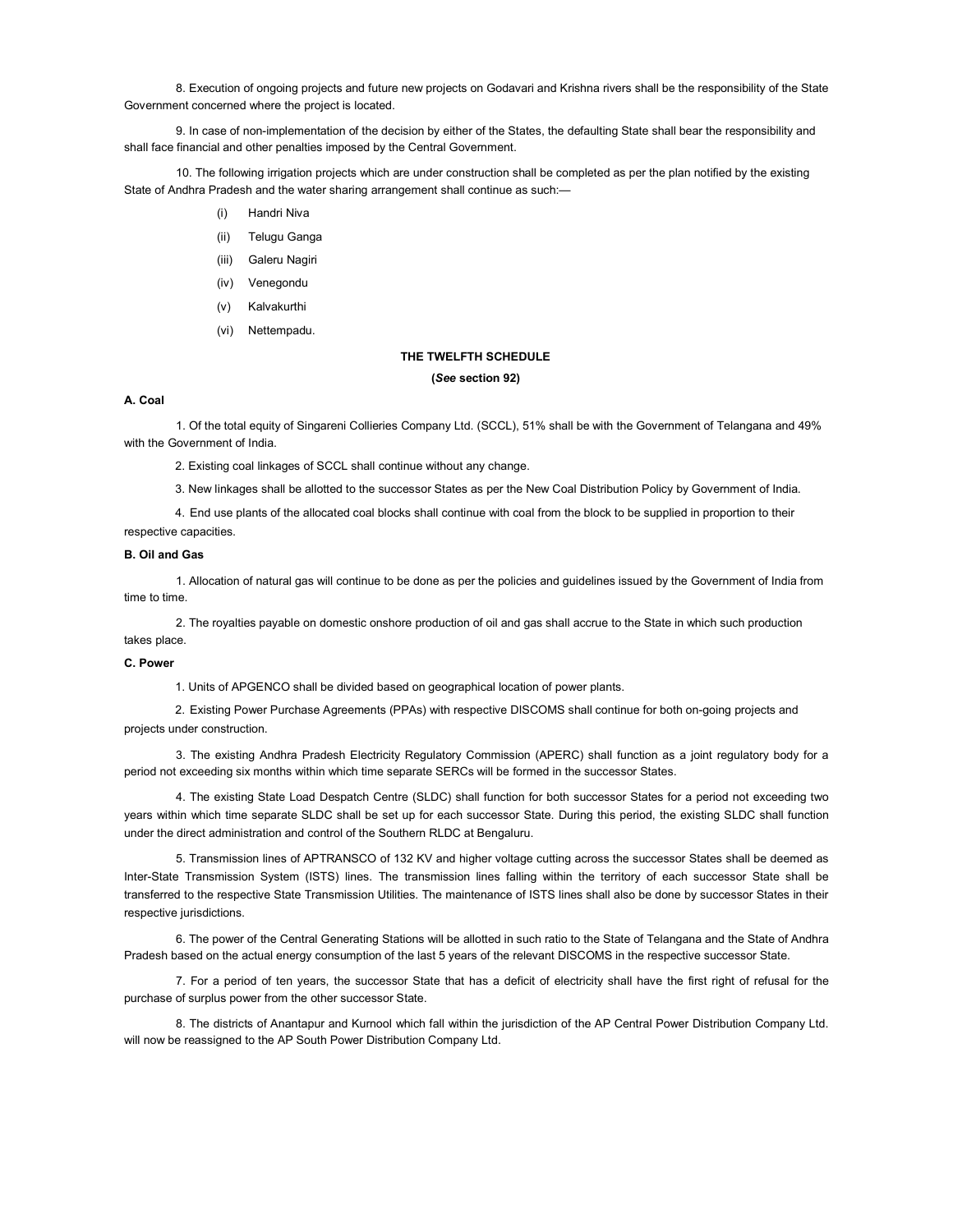8. Execution of ongoing projects and future new projects on Godavari and Krishna rivers shall be the responsibility of the State Government concerned where the project is located.

9. In case of non-implementation of the decision by either of the States, the defaulting State shall bear the responsibility and shall face financial and other penalties imposed by the Central Government.

10. The following irrigation projects which are under construction shall be completed as per the plan notified by the existing State of Andhra Pradesh and the water sharing arrangement shall continue as such:—

(i) Handri Niva

(ii) Telugu Ganga

(iii) Galeru Nagiri

(iv) Venegondu

(v) Kalvakurthi

(vi) Nettempadu.

## THE TWELFTH SCHEDULE

**(*See* section 92)**

**A. Coal**

1. Of the total equity of Singareni Collieries Company Ltd. (SCCL), 51% shall be with the Government of Telangana and 49% with the Government of India.

2. Existing coal linkages of SCCL shall continue without any change.

3. New linkages shall be allotted to the successor States as per the New Coal Distribution Policy by Government of India.

4. End use plants of the allocated coal blocks shall continue with coal from the block to be supplied in proportion to their respective capacities.

**B. Oil and Gas**

1. Allocation of natural gas will continue to be done as per the policies and guidelines issued by the Government of India from time to time.

2. The royalties payable on domestic onshore production of oil and gas shall accrue to the State in which such production takes place.

**C. Power**

1. Units of APGENCO shall be divided based on geographical location of power plants.

2. Existing Power Purchase Agreements (PPAs) with respective DISCOMS shall continue for both on-going projects and projects under construction.

3. The existing Andhra Pradesh Electricity Regulatory Commission (APERC) shall function as a joint regulatory body for a period not exceeding six months within which time separate SERCs will be formed in the successor States.

4. The existing State Load Despatch Centre (SLDC) shall function for both successor States for a period not exceeding two years within which time separate SLDC shall be set up for each successor State. During this period, the existing SLDC shall function under the direct administration and control of the Southern RLDC at Bengaluru.

5. Transmission lines of APTRANSCO of 132 KV and higher voltage cutting across the successor States shall be deemed as Inter-State Transmission System (ISTS) lines. The transmission lines falling within the territory of each successor State shall be transferred to the respective State Transmission Utilities. The maintenance of ISTS lines shall also be done by successor States in their respective jurisdictions.

6. The power of the Central Generating Stations will be allotted in such ratio to the State of Telangana and the State of Andhra Pradesh based on the actual energy consumption of the last 5 years of the relevant DISCOMS in the respective successor State.

7. For a period of ten years, the successor State that has a deficit of electricity shall have the first right of refusal for the purchase of surplus power from the other successor State.

8. The districts of Anantapur and Kurnool which fall within the jurisdiction of the AP Central Power Distribution Company Ltd. will now be reassigned to the AP South Power Distribution Company Ltd.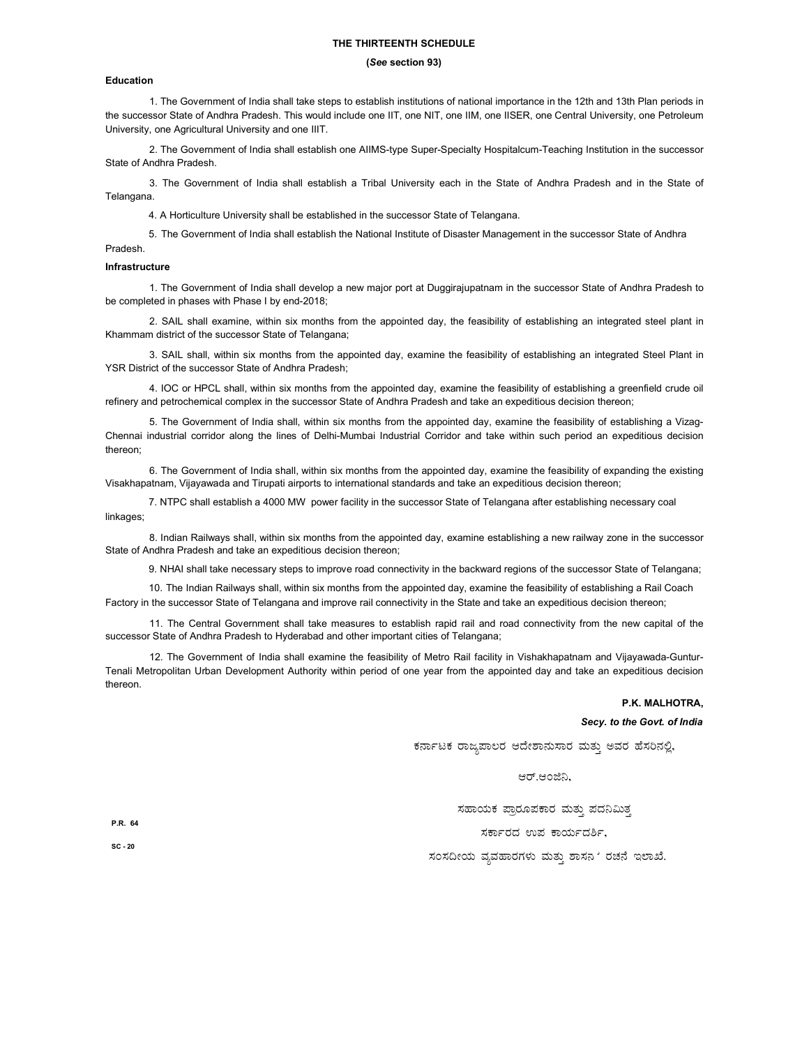## THE THIRTEENTH SCHEDULE

**(*See* section 93)**

**Education**

1. The Government of India shall take steps to establish institutions of national importance in the 12th and 13th Plan periods in the successor State of Andhra Pradesh. This would include one IIT, one NIT, one IIM, one IISER, one Central University, one Petroleum University, one Agricultural University and one IIIT.

2. The Government of India shall establish one AIIMS-type Super-Specialty Hospitalcum-Teaching Institution in the successor State of Andhra Pradesh.

3. The Government of India shall establish a Tribal University each in the State of Andhra Pradesh and in the State of Telangana.

4. A Horticulture University shall be established in the successor State of Telangana.

5. The Government of India shall establish the National Institute of Disaster Management in the successor State of Andhra Pradesh.

**Infrastructure**

1. The Government of India shall develop a new major port at Duggirajupatnam in the successor State of Andhra Pradesh to be completed in phases with Phase I by end-2018;

2. SAIL shall examine, within six months from the appointed day, the feasibility of establishing an integrated steel plant in Khammam district of the successor State of Telangana;

3. SAIL shall, within six months from the appointed day, examine the feasibility of establishing an integrated Steel Plant in YSR District of the successor State of Andhra Pradesh;

4. IOC or HPCL shall, within six months from the appointed day, examine the feasibility of establishing a greenfield crude oil refinery and petrochemical complex in the successor State of Andhra Pradesh and take an expeditious decision thereon;

5. The Government of India shall, within six months from the appointed day, examine the feasibility of establishing a Vizag-Chennai industrial corridor along the lines of Delhi-Mumbai Industrial Corridor and take within such period an expeditious decision thereon;

6. The Government of India shall, within six months from the appointed day, examine the feasibility of expanding the existing Visakhapatnam, Vijayawada and Tirupati airports to international standards and take an expeditious decision thereon;

7. NTPC shall establish a 4000 MW power facility in the successor State of Telangana after establishing necessary coal linkages;

8. Indian Railways shall, within six months from the appointed day, examine establishing a new railway zone in the successor State of Andhra Pradesh and take an expeditious decision thereon;

9. NHAI shall take necessary steps to improve road connectivity in the backward regions of the successor State of Telangana;

10. The Indian Railways shall, within six months from the appointed day, examine the feasibility of establishing a Rail Coach Factory in the successor State of Telangana and improve rail connectivity in the State and take an expeditious decision thereon;

11. The Central Government shall take measures to establish rapid rail and road connectivity from the new capital of the successor State of Andhra Pradesh to Hyderabad and other important cities of Telangana;

12. The Government of India shall examine the feasibility of Metro Rail facility in Vishakhapatnam and Vijayawada-Guntur-Tenali Metropolitan Urban Development Authority within period of one year from the appointed day and take an expeditious decision thereon.

**P.K. MALHOTRA,**

***Secy. to the Govt. of India***

ಕರ್ನಾಟಕ ರಾಜ್ಯಪಾಲರ ಆದೇಶಾನುಸಾರ ಮತ್ತು ಅವರ ಹೆಸರಿನಲ್ಲಿ,

ಆರ್.ಆಂಜಿನಿ,

ಸಹಾಯಕ ಪ್ರಾರೂಪಕಾರ ಮತ್ತು ಪದನಿಮಿತ್ತ

ಸರ್ಕಾರದ ಉಪ ಕಾರ್ಯದರ್ಶಿ,

ಸಂಸದೀಯ ವ್ಯವಹಾರಗಳು ಮತ್ತು ಶಾಸನ ರಚನೆ ಇಲಾಖೆ.

P.R. 64

SC - 20